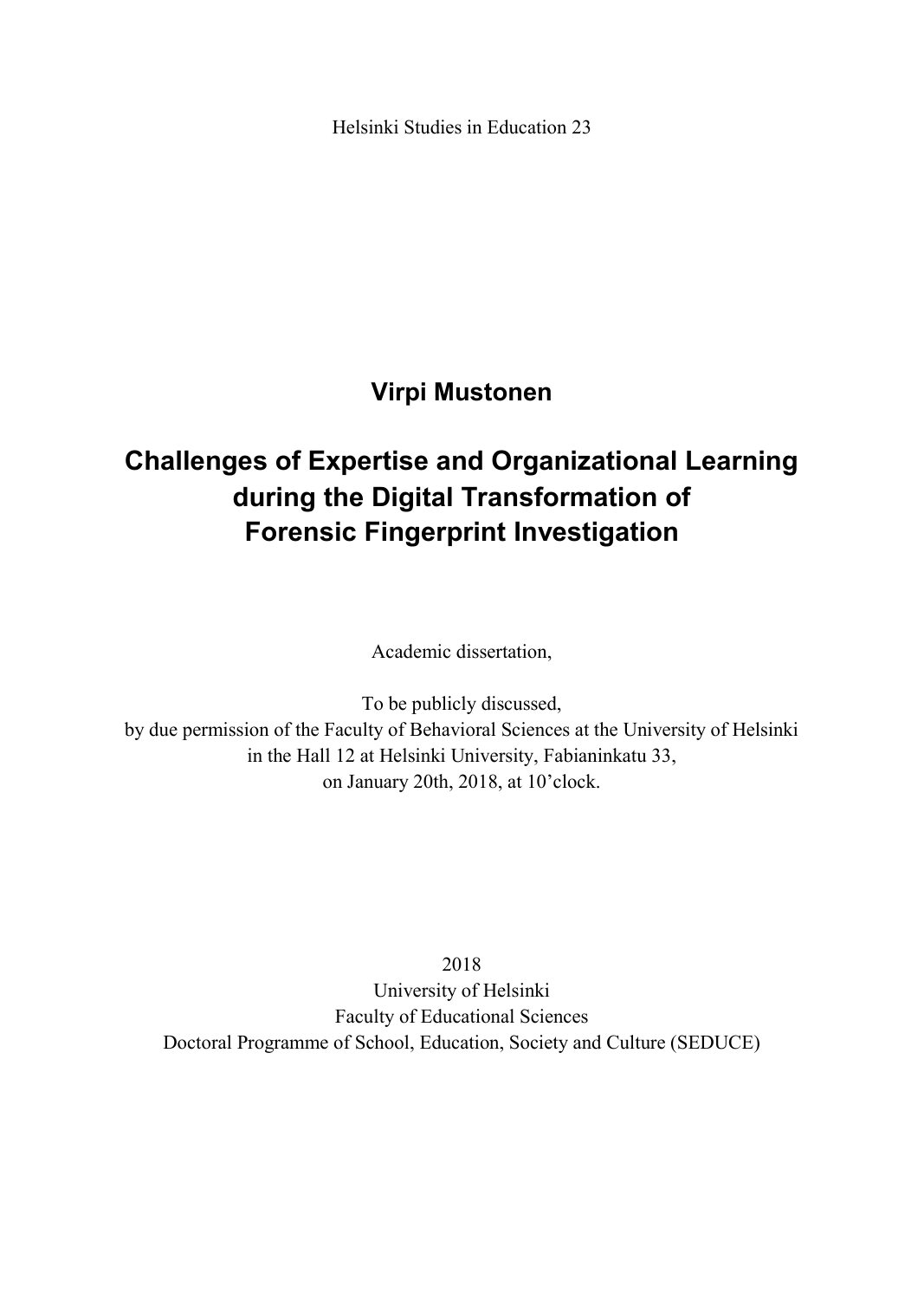Helsinki Studies in Education 23

**Virpi Mustonen**

# Challenges of Expertise and Organizational Learning during the Digital Transformation of Forensic Fingerprint Investigation

Academic dissertation,

To be publicly discussed,
by due permission of the Faculty of Behavioral Sciences at the University of Helsinki
in the Hall 12 at Helsinki University, Fabianinkatu 33,
on January 20th, 2018, at 10'clock.

2018
University of Helsinki
Faculty of Educational Sciences
Doctoral Programme of School, Education, Society and Culture (SEDUCE)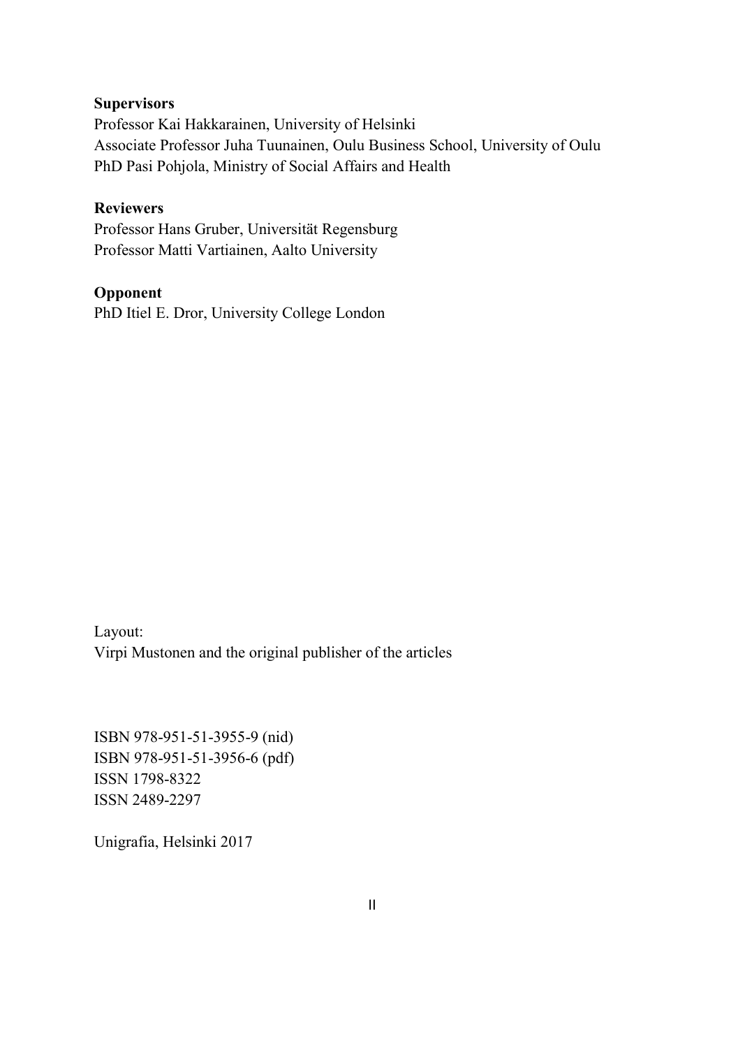**Supervisors**
Professor Kai Hakkarainen, University of Helsinki
Associate Professor Juha Tuunainen, Oulu Business School, University of Oulu
PhD Pasi Pohjola, Ministry of Social Affairs and Health

**Reviewers**
Professor Hans Gruber, Universität Regensburg
Professor Matti Vartiainen, Aalto University

**Opponent**
PhD Itiel E. Dror, University College London

Layout:
Virpi Mustonen and the original publisher of the articles

ISBN 978-951-51-3955-9 (nid)
ISBN 978-951-51-3956-6 (pdf)
ISSN 1798-8322
ISSN 2489-2297

Unigrafia, Helsinki 2017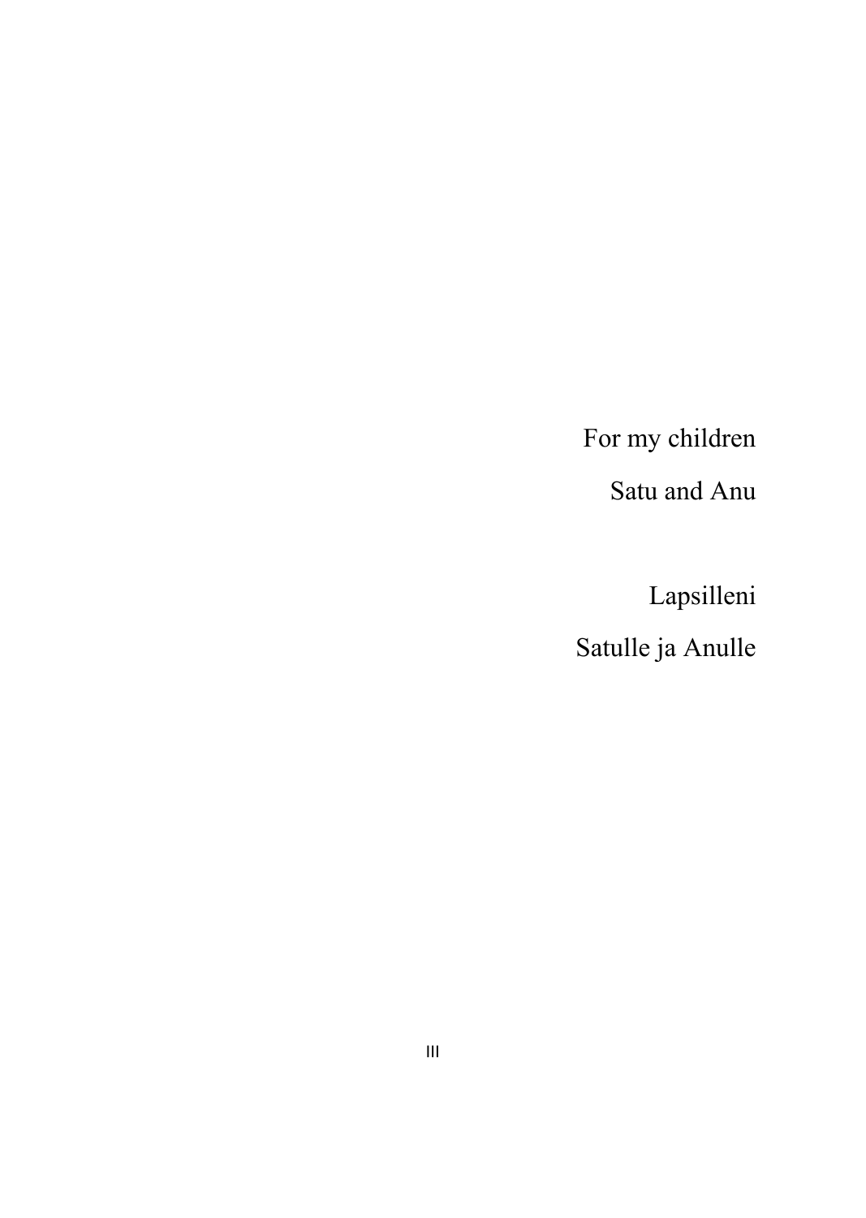For my children

Satu and Anu

Lapsilleni

Satulle ja Anulle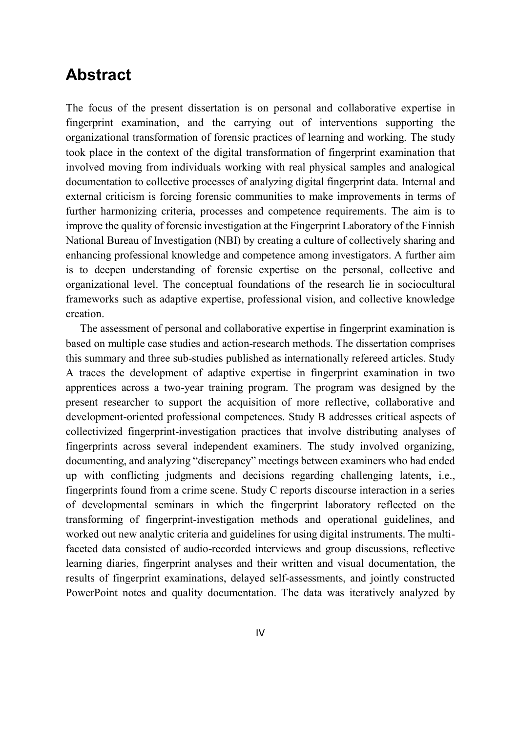# Abstract

The focus of the present dissertation is on personal and collaborative expertise in fingerprint examination, and the carrying out of interventions supporting the organizational transformation of forensic practices of learning and working. The study took place in the context of the digital transformation of fingerprint examination that involved moving from individuals working with real physical samples and analogical documentation to collective processes of analyzing digital fingerprint data. Internal and external criticism is forcing forensic communities to make improvements in terms of further harmonizing criteria, processes and competence requirements. The aim is to improve the quality of forensic investigation at the Fingerprint Laboratory of the Finnish National Bureau of Investigation (NBI) by creating a culture of collectively sharing and enhancing professional knowledge and competence among investigators. A further aim is to deepen understanding of forensic expertise on the personal, collective and organizational level. The conceptual foundations of the research lie in sociocultural frameworks such as adaptive expertise, professional vision, and collective knowledge creation.

The assessment of personal and collaborative expertise in fingerprint examination is based on multiple case studies and action-research methods. The dissertation comprises this summary and three sub-studies published as internationally refereed articles. Study A traces the development of adaptive expertise in fingerprint examination in two apprentices across a two-year training program. The program was designed by the present researcher to support the acquisition of more reflective, collaborative and development-oriented professional competences. Study B addresses critical aspects of collectivized fingerprint-investigation practices that involve distributing analyses of fingerprints across several independent examiners. The study involved organizing, documenting, and analyzing "discrepancy" meetings between examiners who had ended up with conflicting judgments and decisions regarding challenging latents, i.e., fingerprints found from a crime scene. Study C reports discourse interaction in a series of developmental seminars in which the fingerprint laboratory reflected on the transforming of fingerprint-investigation methods and operational guidelines, and worked out new analytic criteria and guidelines for using digital instruments. The multi-faceted data consisted of audio-recorded interviews and group discussions, reflective learning diaries, fingerprint analyses and their written and visual documentation, the results of fingerprint examinations, delayed self-assessments, and jointly constructed PowerPoint notes and quality documentation. The data was iteratively analyzed by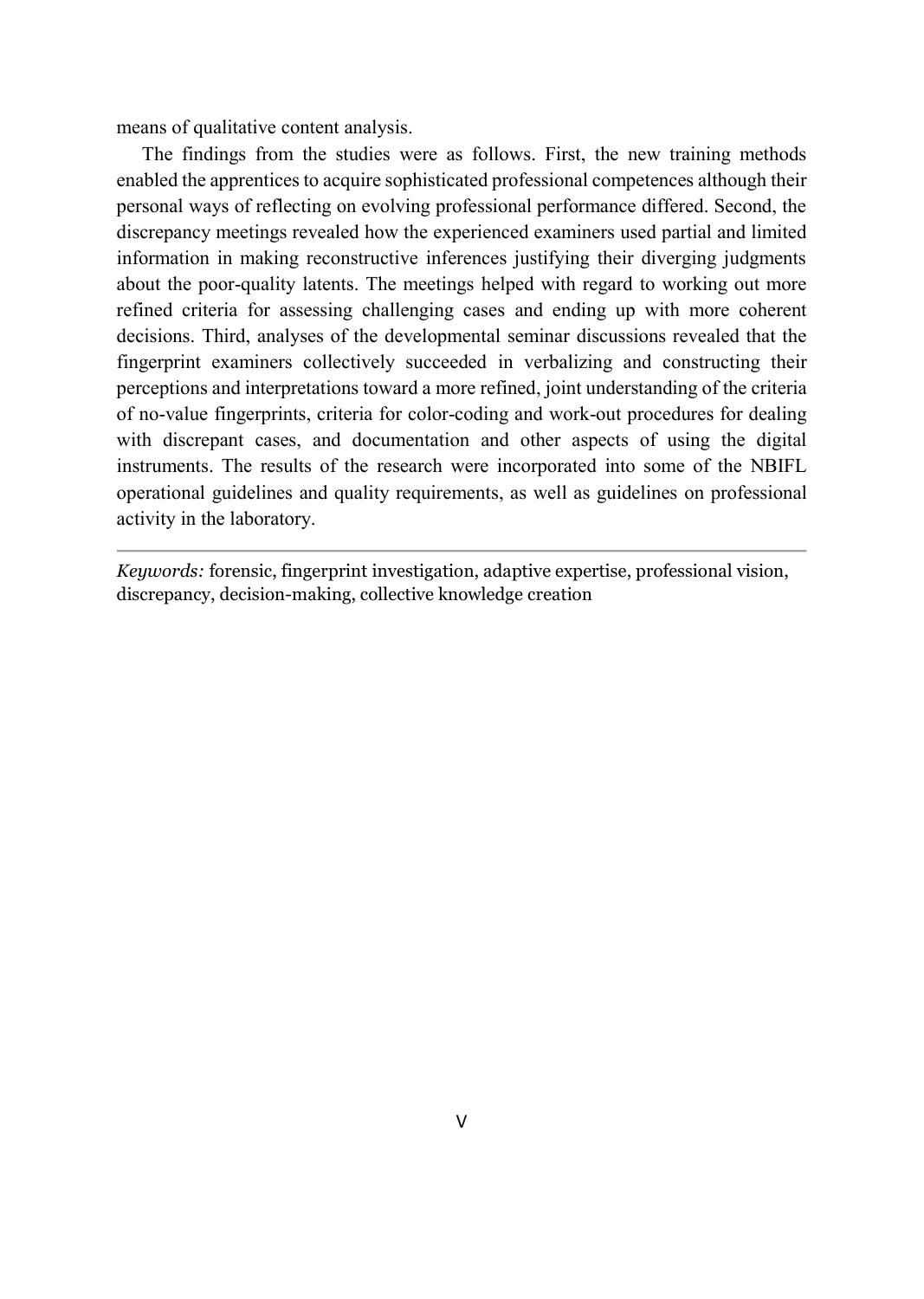means of qualitative content analysis.

The findings from the studies were as follows. First, the new training methods enabled the apprentices to acquire sophisticated professional competences although their personal ways of reflecting on evolving professional performance differed. Second, the discrepancy meetings revealed how the experienced examiners used partial and limited information in making reconstructive inferences justifying their diverging judgments about the poor-quality latents. The meetings helped with regard to working out more refined criteria for assessing challenging cases and ending up with more coherent decisions. Third, analyses of the developmental seminar discussions revealed that the fingerprint examiners collectively succeeded in verbalizing and constructing their perceptions and interpretations toward a more refined, joint understanding of the criteria of no-value fingerprints, criteria for color-coding and work-out procedures for dealing with discrepant cases, and documentation and other aspects of using the digital instruments. The results of the research were incorporated into some of the NBIFL operational guidelines and quality requirements, as well as guidelines on professional activity in the laboratory.

---

*Keywords:* forensic, fingerprint investigation, adaptive expertise, professional vision, discrepancy, decision-making, collective knowledge creation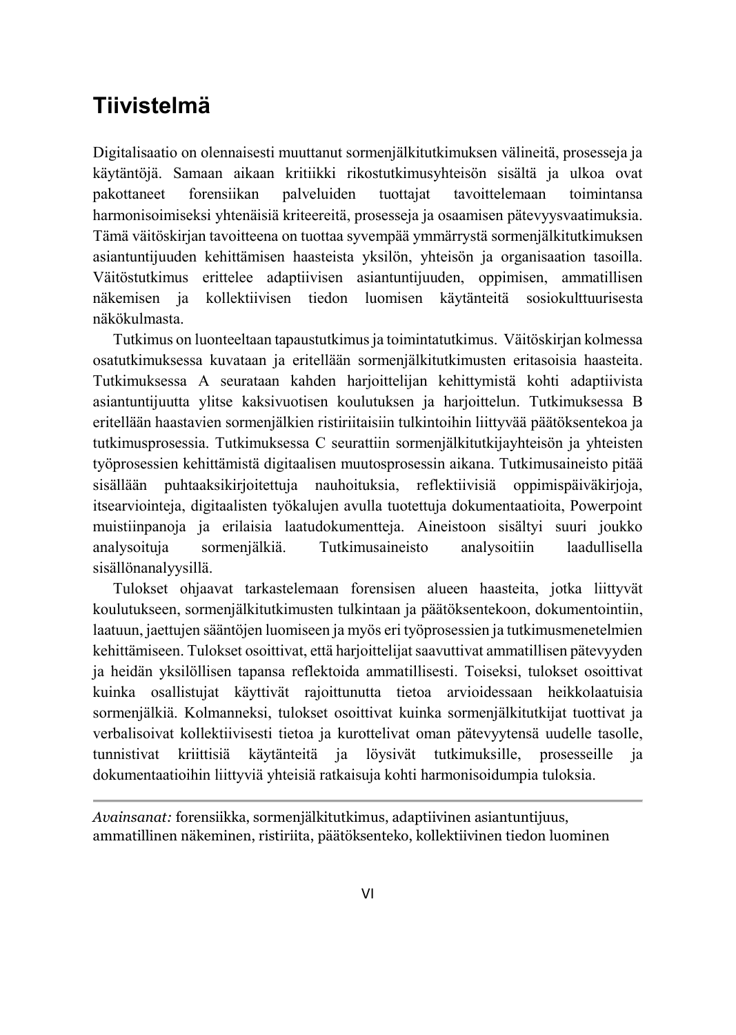# Tiivistelmä

Digitalisaatio on olennaisesti muuttanut sormenjälkitutkimuksen välineitä, prosesseja ja käytäntöjä. Samaan aikaan kritiikki rikostutkimusyhteisön sisältä ja ulkoa ovat pakottaneet forensiikan palveluiden tuottajat tavoittelemaan toimintansa harmonisoimiseksi yhtenäisiä kriteereitä, prosesseja ja osaamisen pätevyysvaatimuksia. Tämä väitöskirjan tavoitteena on tuottaa syvempää ymmärrystä sormenjälkitutkimuksen asiantuntijuuden kehittämisen haasteista yksilön, yhteisön ja organisaation tasoilla. Väitöstutkimus erittelee adaptiivisen asiantuntijuuden, oppimisen, ammatillisen näkemisen ja kollektiivisen tiedon luomisen käytänteitä sosiokulttuurisesta näkökulmasta.

Tutkimus on luonteeltaan tapaustutkimus ja toimintatutkimus. Väitöskirjan kolmessa osatutkimuksessa kuvataan ja eritellään sormenjälkitutkimusten eritasoisia haasteita. Tutkimuksessa A seurataan kahden harjoittelijan kehittymistä kohti adaptiivista asiantuntijuutta ylitse kaksivuotisen koulutuksen ja harjoittelun. Tutkimuksessa B eritellään haastavien sormenjälkien ristiriitaisiin tulkintoihin liittyvää päätöksentekoa ja tutkimusprosessia. Tutkimuksessa C seurattiin sormenjälkitutkijayhteisön ja yhteisten työprosessien kehittämistä digitaalisen muutosprosessin aikana. Tutkimusaineisto pitää sisällään puhtaaksikirjoitettuja nauhoituksia, reflektiivisiä oppimispäiväkirjoja, itsearviointeja, digitaalisten työkalujen avulla tuotettuja dokumentaatioita, Powerpoint muistiinpanoja ja erilaisia laatudokumentteja. Aineistoon sisältyi suuri joukko analysoituja sormenjälkiä. Tutkimusaineisto analysoitiin laadullisella sisällönanalyysillä.

Tulokset ohjaavat tarkastelemaan forensisen alueen haasteita, jotka liittyvät koulutukseen, sormenjälkitutkimusten tulkintaan ja päätöksentekoon, dokumentointiin, laatuun, jaettujen sääntöjen luomiseen ja myös eri työprosessien ja tutkimusmenetelmien kehittämiseen. Tulokset osoittivat, että harjoittelijat saavuttivat ammatillisen pätevyyden ja heidän yksilöllisen tapansa reflektoida ammatillisesti. Toiseksi, tulokset osoittivat kuinka osallistujat käyttivät rajoittunutta tietoa arvioidessaan heikkolaatuisia sormenjälkiä. Kolmanneksi, tulokset osoittivat kuinka sormenjälkitutkijat tuottivat ja verbalisoivat kollektiivisesti tietoa ja kurottelivat oman pätevyytensä uudelle tasolle, tunnistivat kriittisiä käytänteitä ja löysivät tutkimuksille, prosesseille ja dokumentaatioihin liittyviä yhteisiä ratkaisuja kohti harmonisoidumpia tuloksia.

---

*Avainsanat:* forensiikka, sormenjälkitutkimus, adaptiivinen asiantuntijuus, ammatillinen näkeminen, ristiriita, päätöksenteko, kollektiivinen tiedon luominen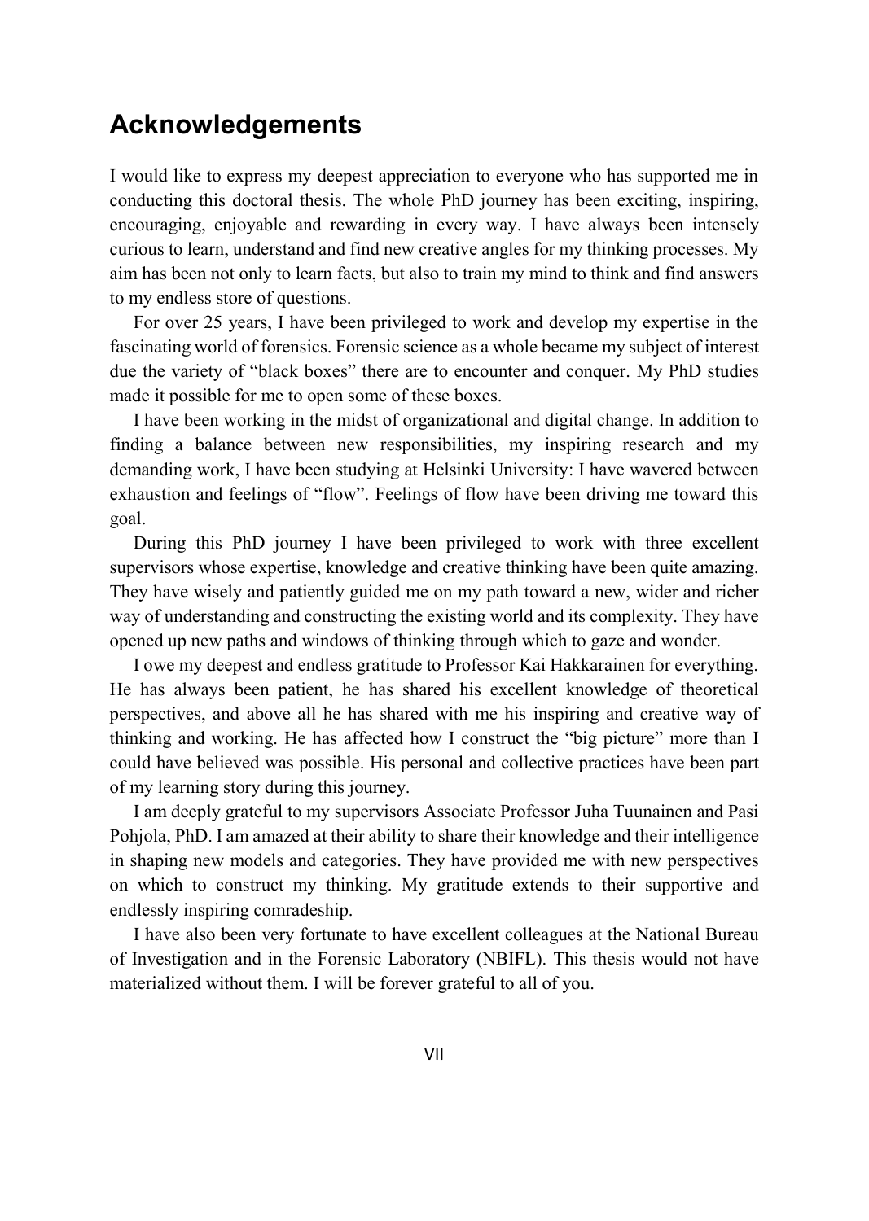## Acknowledgements

I would like to express my deepest appreciation to everyone who has supported me in conducting this doctoral thesis. The whole PhD journey has been exciting, inspiring, encouraging, enjoyable and rewarding in every way. I have always been intensely curious to learn, understand and find new creative angles for my thinking processes. My aim has been not only to learn facts, but also to train my mind to think and find answers to my endless store of questions.

For over 25 years, I have been privileged to work and develop my expertise in the fascinating world of forensics. Forensic science as a whole became my subject of interest due the variety of "black boxes" there are to encounter and conquer. My PhD studies made it possible for me to open some of these boxes.

I have been working in the midst of organizational and digital change. In addition to finding a balance between new responsibilities, my inspiring research and my demanding work, I have been studying at Helsinki University: I have wavered between exhaustion and feelings of "flow". Feelings of flow have been driving me toward this goal.

During this PhD journey I have been privileged to work with three excellent supervisors whose expertise, knowledge and creative thinking have been quite amazing. They have wisely and patiently guided me on my path toward a new, wider and richer way of understanding and constructing the existing world and its complexity. They have opened up new paths and windows of thinking through which to gaze and wonder.

I owe my deepest and endless gratitude to Professor Kai Hakkarainen for everything. He has always been patient, he has shared his excellent knowledge of theoretical perspectives, and above all he has shared with me his inspiring and creative way of thinking and working. He has affected how I construct the "big picture" more than I could have believed was possible. His personal and collective practices have been part of my learning story during this journey.

I am deeply grateful to my supervisors Associate Professor Juha Tuunainen and Pasi Pohjola, PhD. I am amazed at their ability to share their knowledge and their intelligence in shaping new models and categories. They have provided me with new perspectives on which to construct my thinking. My gratitude extends to their supportive and endlessly inspiring comradeship.

I have also been very fortunate to have excellent colleagues at the National Bureau of Investigation and in the Forensic Laboratory (NBIFL). This thesis would not have materialized without them. I will be forever grateful to all of you.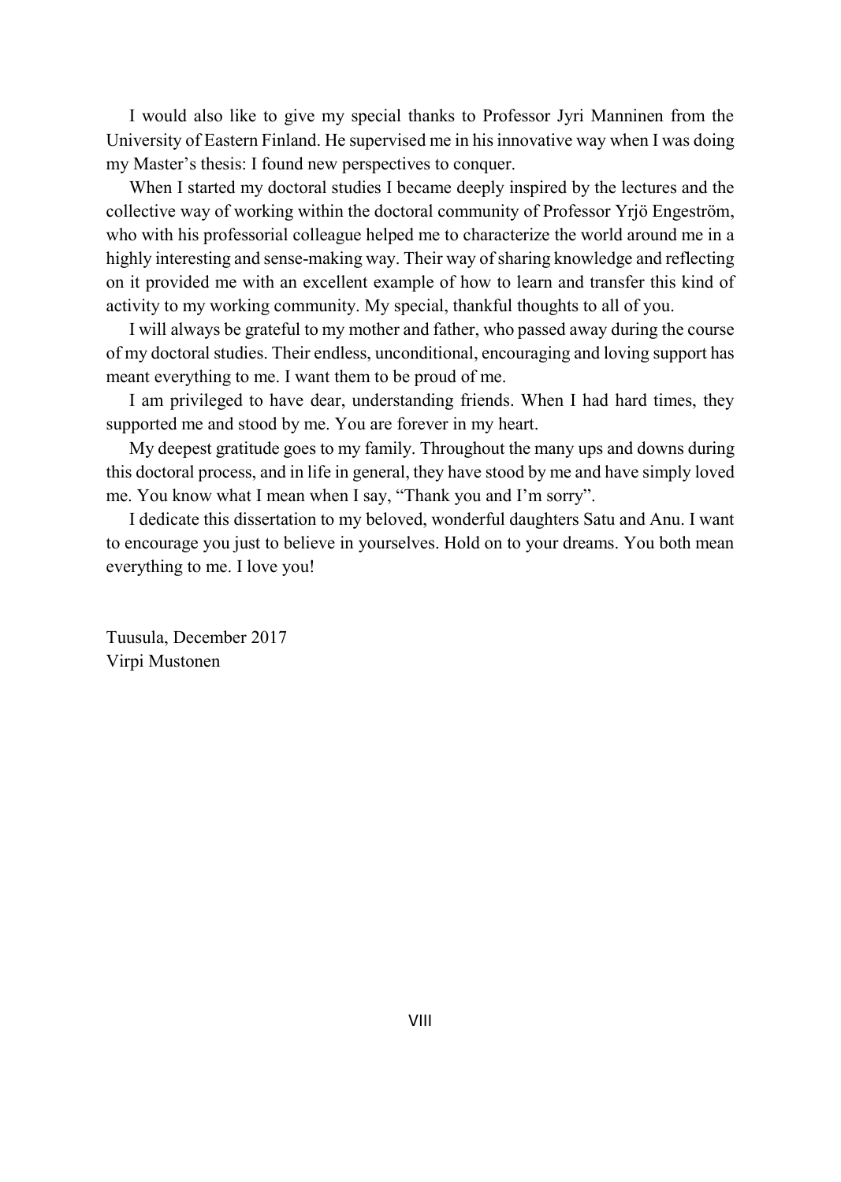I would also like to give my special thanks to Professor Jyri Manninen from the University of Eastern Finland. He supervised me in his innovative way when I was doing my Master's thesis: I found new perspectives to conquer.

When I started my doctoral studies I became deeply inspired by the lectures and the collective way of working within the doctoral community of Professor Yrjö Engeström, who with his professorial colleague helped me to characterize the world around me in a highly interesting and sense-making way. Their way of sharing knowledge and reflecting on it provided me with an excellent example of how to learn and transfer this kind of activity to my working community. My special, thankful thoughts to all of you.

I will always be grateful to my mother and father, who passed away during the course of my doctoral studies. Their endless, unconditional, encouraging and loving support has meant everything to me. I want them to be proud of me.

I am privileged to have dear, understanding friends. When I had hard times, they supported me and stood by me. You are forever in my heart.

My deepest gratitude goes to my family. Throughout the many ups and downs during this doctoral process, and in life in general, they have stood by me and have simply loved me. You know what I mean when I say, "Thank you and I'm sorry".

I dedicate this dissertation to my beloved, wonderful daughters Satu and Anu. I want to encourage you just to believe in yourselves. Hold on to your dreams. You both mean everything to me. I love you!

Tuusula, December 2017
Virpi Mustonen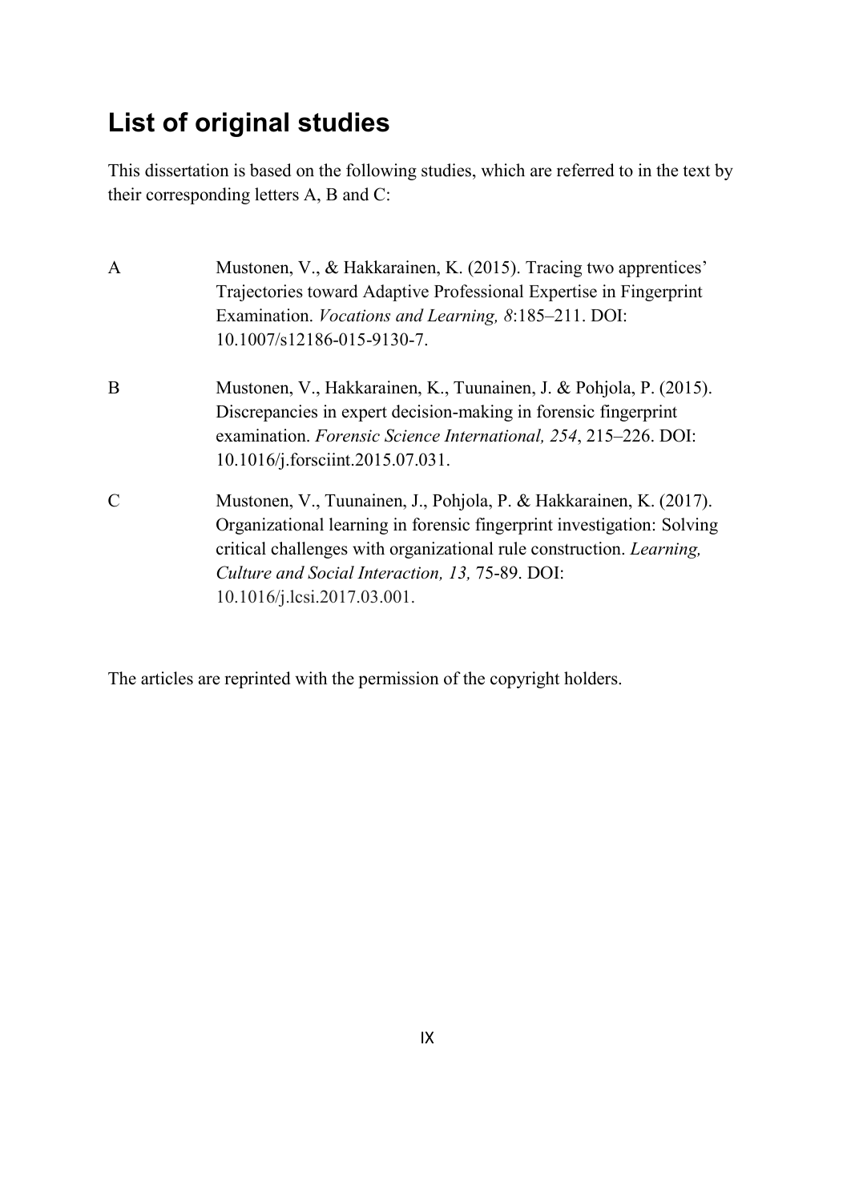# List of original studies

This dissertation is based on the following studies, which are referred to in the text by their corresponding letters A, B and C:

A Mustonen, V., & Hakkarainen, K. (2015). Tracing two apprentices' Trajectories toward Adaptive Professional Expertise in Fingerprint Examination. *Vocations and Learning, 8*:185–211. DOI: 10.1007/s12186-015-9130-7.

B Mustonen, V., Hakkarainen, K., Tuunainen, J. & Pohjola, P. (2015). Discrepancies in expert decision-making in forensic fingerprint examination. *Forensic Science International, 254*, 215–226. DOI: 10.1016/j.forsciint.2015.07.031.

C Mustonen, V., Tuunainen, J., Pohjola, P. & Hakkarainen, K. (2017). Organizational learning in forensic fingerprint investigation: Solving critical challenges with organizational rule construction. *Learning, Culture and Social Interaction, 13,* 75-89. DOI: 10.1016/j.lcsi.2017.03.001.

The articles are reprinted with the permission of the copyright holders.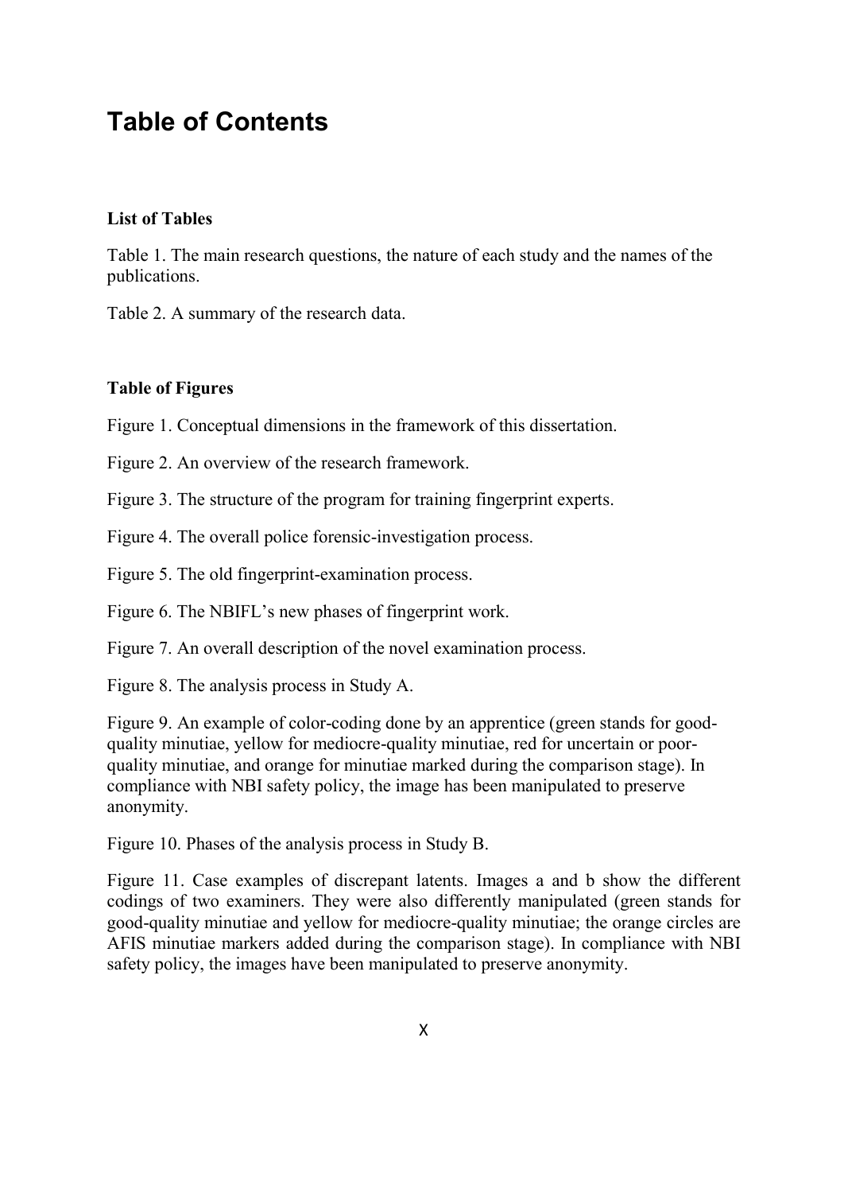# Table of Contents

**List of Tables**

Table 1. The main research questions, the nature of each study and the names of the publications.

Table 2. A summary of the research data.

**Table of Figures**

Figure 1. Conceptual dimensions in the framework of this dissertation.

Figure 2. An overview of the research framework.

Figure 3. The structure of the program for training fingerprint experts.

Figure 4. The overall police forensic-investigation process.

Figure 5. The old fingerprint-examination process.

Figure 6. The NBIFL's new phases of fingerprint work.

Figure 7. An overall description of the novel examination process.

Figure 8. The analysis process in Study A.

Figure 9. An example of color-coding done by an apprentice (green stands for good-quality minutiae, yellow for mediocre-quality minutiae, red for uncertain or poor-quality minutiae, and orange for minutiae marked during the comparison stage). In compliance with NBI safety policy, the image has been manipulated to preserve anonymity.

Figure 10. Phases of the analysis process in Study B.

Figure 11. Case examples of discrepant latents. Images a and b show the different codings of two examiners. They were also differently manipulated (green stands for good-quality minutiae and yellow for mediocre-quality minutiae; the orange circles are AFIS minutiae markers added during the comparison stage). In compliance with NBI safety policy, the images have been manipulated to preserve anonymity.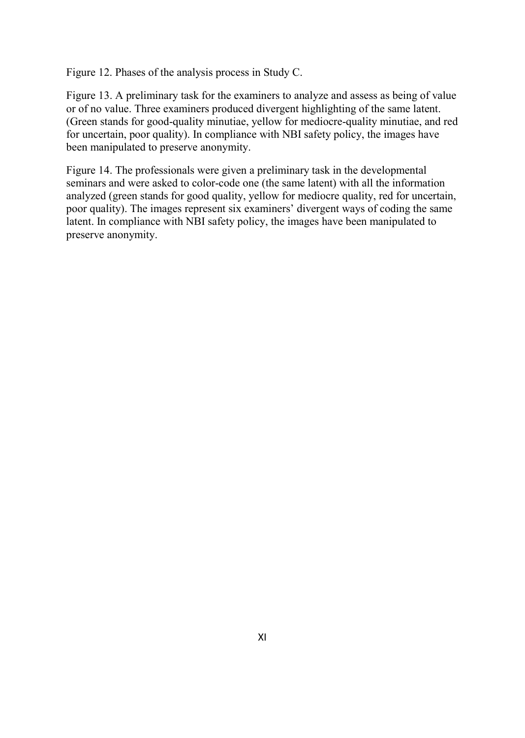Figure 12. Phases of the analysis process in Study C.

Figure 13. A preliminary task for the examiners to analyze and assess as being of value or of no value. Three examiners produced divergent highlighting of the same latent. (Green stands for good-quality minutiae, yellow for mediocre-quality minutiae, and red for uncertain, poor quality). In compliance with NBI safety policy, the images have been manipulated to preserve anonymity.

Figure 14. The professionals were given a preliminary task in the developmental seminars and were asked to color-code one (the same latent) with all the information analyzed (green stands for good quality, yellow for mediocre quality, red for uncertain, poor quality). The images represent six examiners' divergent ways of coding the same latent. In compliance with NBI safety policy, the images have been manipulated to preserve anonymity.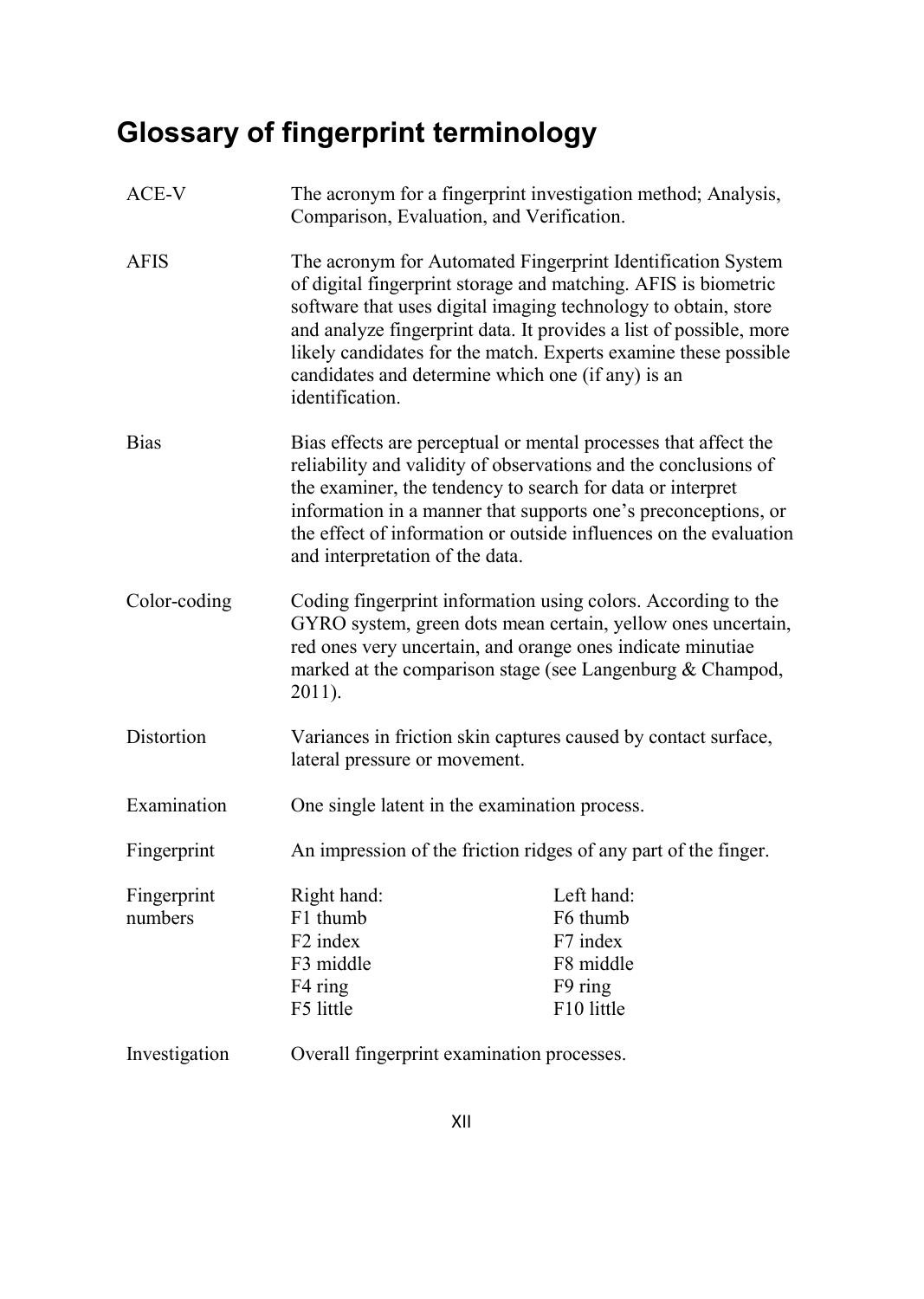# Glossary of fingerprint terminology

| | | |
|---|---|---|
| ACE-V | The acronym for a fingerprint investigation method; Analysis, Comparison, Evaluation, and Verification. | |
| AFIS | The acronym for Automated Fingerprint Identification System of digital fingerprint storage and matching. AFIS is biometric software that uses digital imaging technology to obtain, store and analyze fingerprint data. It provides a list of possible, more likely candidates for the match. Experts examine these possible candidates and determine which one (if any) is an identification. | |
| Bias | Bias effects are perceptual or mental processes that affect the reliability and validity of observations and the conclusions of the examiner, the tendency to search for data or interpret information in a manner that supports one's preconceptions, or the effect of information or outside influences on the evaluation and interpretation of the data. | |
| Color-coding | Coding fingerprint information using colors. According to the GYRO system, green dots mean certain, yellow ones uncertain, red ones very uncertain, and orange ones indicate minutiae marked at the comparison stage (see Langenburg & Champod, 2011). | |
| Distortion | Variances in friction skin captures caused by contact surface, lateral pressure or movement. | |
| Examination | One single latent in the examination process. | |
| Fingerprint | An impression of the friction ridges of any part of the finger. | |
| Fingerprint numbers | Right hand:<br>F1 thumb<br>F2 index<br>F3 middle<br>F4 ring<br>F5 little | Left hand:<br>F6 thumb<br>F7 index<br>F8 middle<br>F9 ring<br>F10 little |
| Investigation | Overall fingerprint examination processes. | |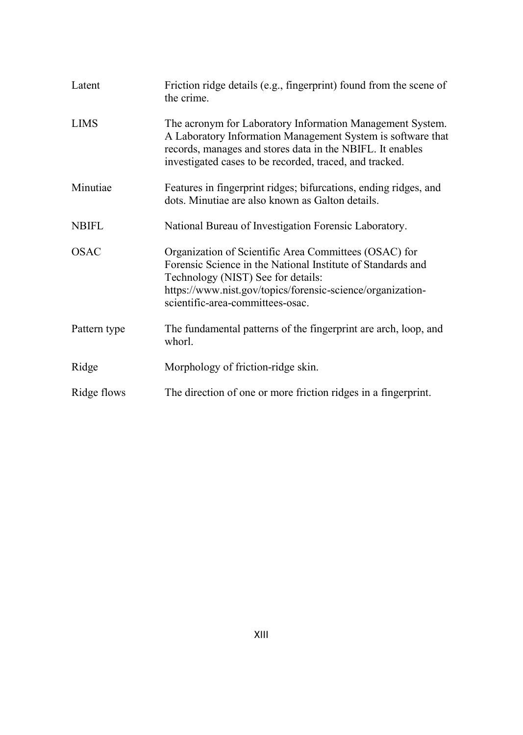| | |
|---|---|
| Latent | Friction ridge details (e.g., fingerprint) found from the scene of the crime. |
| LIMS | The acronym for Laboratory Information Management System. A Laboratory Information Management System is software that records, manages and stores data in the NBIFL. It enables investigated cases to be recorded, traced, and tracked. |
| Minutiae | Features in fingerprint ridges; bifurcations, ending ridges, and dots. Minutiae are also known as Galton details. |
| NBIFL | National Bureau of Investigation Forensic Laboratory. |
| OSAC | Organization of Scientific Area Committees (OSAC) for Forensic Science in the National Institute of Standards and Technology (NIST) See for details: https://www.nist.gov/topics/forensic-science/organization-scientific-area-committees-osac. |
| Pattern type | The fundamental patterns of the fingerprint are arch, loop, and whorl. |
| Ridge | Morphology of friction-ridge skin. |
| Ridge flows | The direction of one or more friction ridges in a fingerprint. |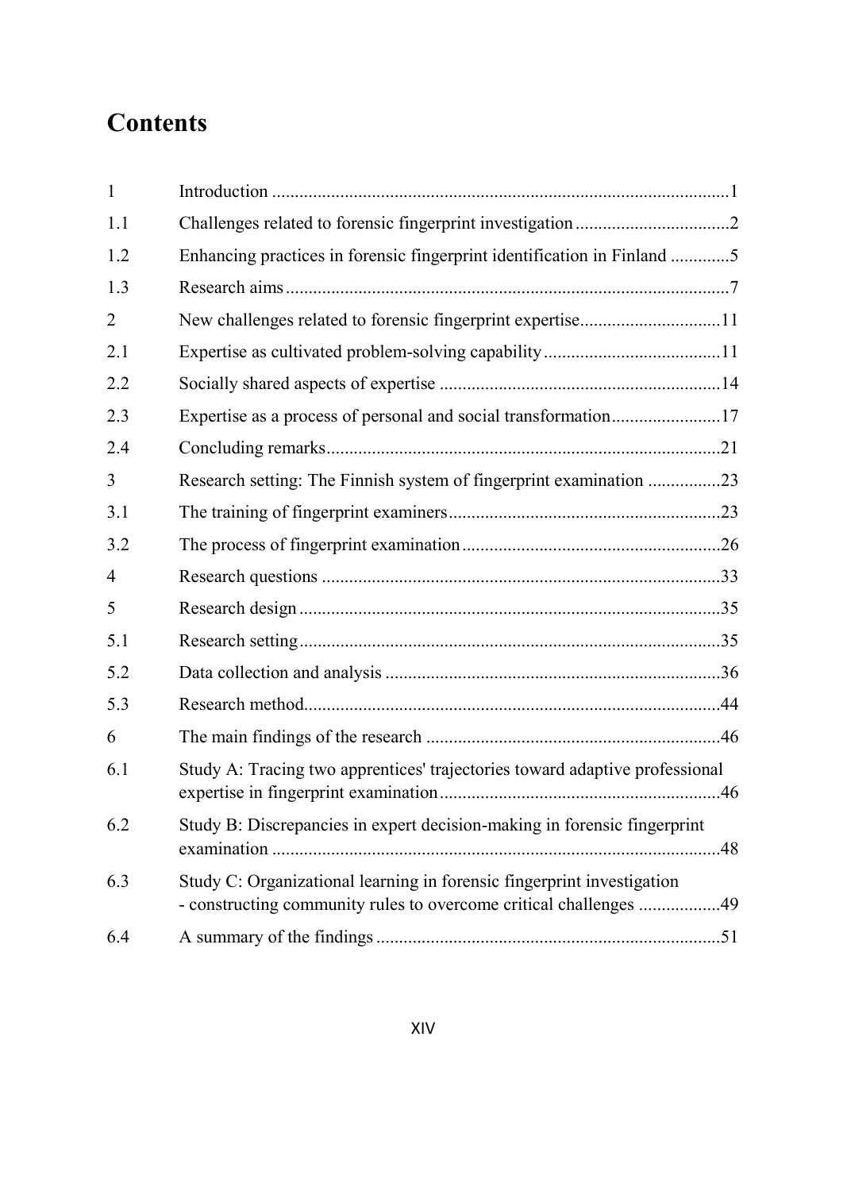# Contents

| | | |
|---|---|---|
| 1 | Introduction | 1 |
| 1.1 | Challenges related to forensic fingerprint investigation | 2 |
| 1.2 | Enhancing practices in forensic fingerprint identification in Finland | 5 |
| 1.3 | Research aims | 7 |
| 2 | New challenges related to forensic fingerprint expertise | 11 |
| 2.1 | Expertise as cultivated problem-solving capability | 11 |
| 2.2 | Socially shared aspects of expertise | 14 |
| 2.3 | Expertise as a process of personal and social transformation | 17 |
| 2.4 | Concluding remarks | 21 |
| 3 | Research setting: The Finnish system of fingerprint examination | 23 |
| 3.1 | The training of fingerprint examiners | 23 |
| 3.2 | The process of fingerprint examination | 26 |
| 4 | Research questions | 33 |
| 5 | Research design | 35 |
| 5.1 | Research setting | 35 |
| 5.2 | Data collection and analysis | 36 |
| 5.3 | Research method | 44 |
| 6 | The main findings of the research | 46 |
| 6.1 | Study A: Tracing two apprentices' trajectories toward adaptive professional expertise in fingerprint examination | 46 |
| 6.2 | Study B: Discrepancies in expert decision-making in forensic fingerprint examination | 48 |
| 6.3 | Study C: Organizational learning in forensic fingerprint investigation - constructing community rules to overcome critical challenges | 49 |
| 6.4 | A summary of the findings | 51 |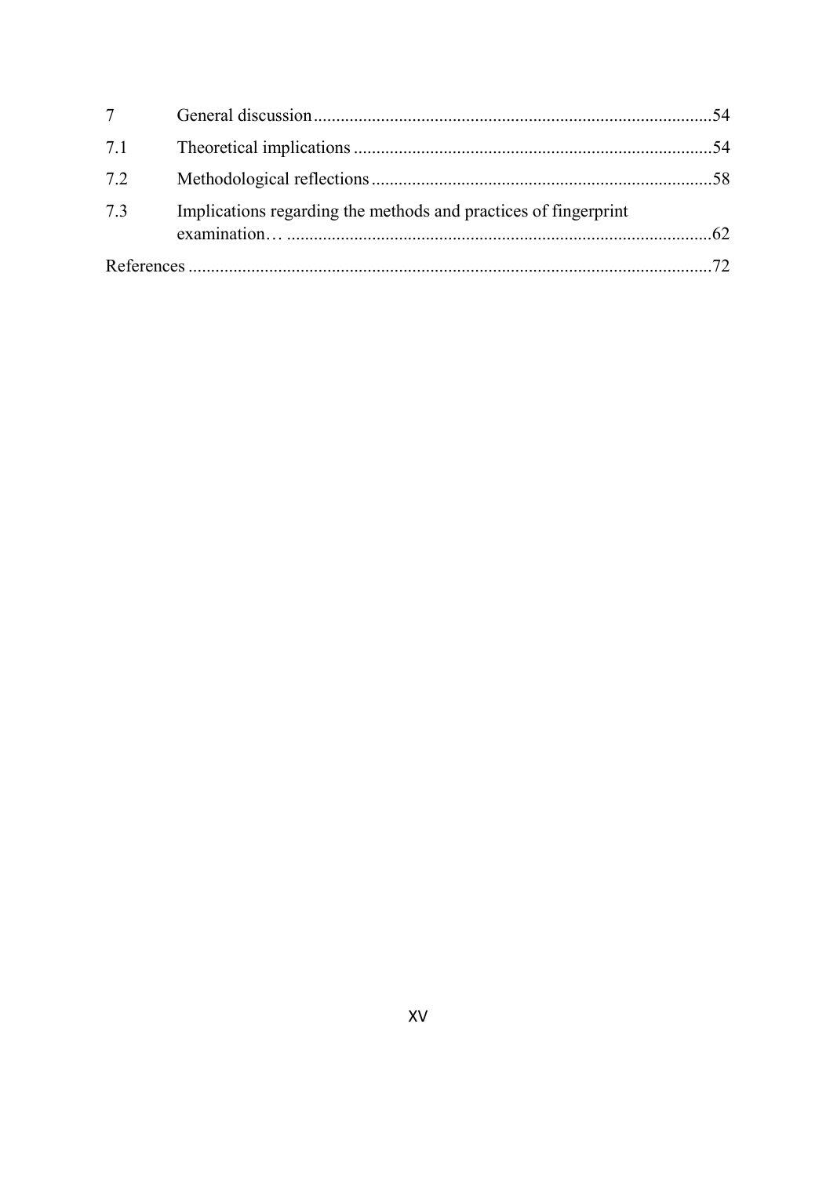| | | |
|---|---|---|
| 7 | General discussion | 54 |
| 7.1 | Theoretical implications | 54 |
| 7.2 | Methodological reflections | 58 |
| 7.3 | Implications regarding the methods and practices of fingerprint examination… | 62 |
| References | | 72 |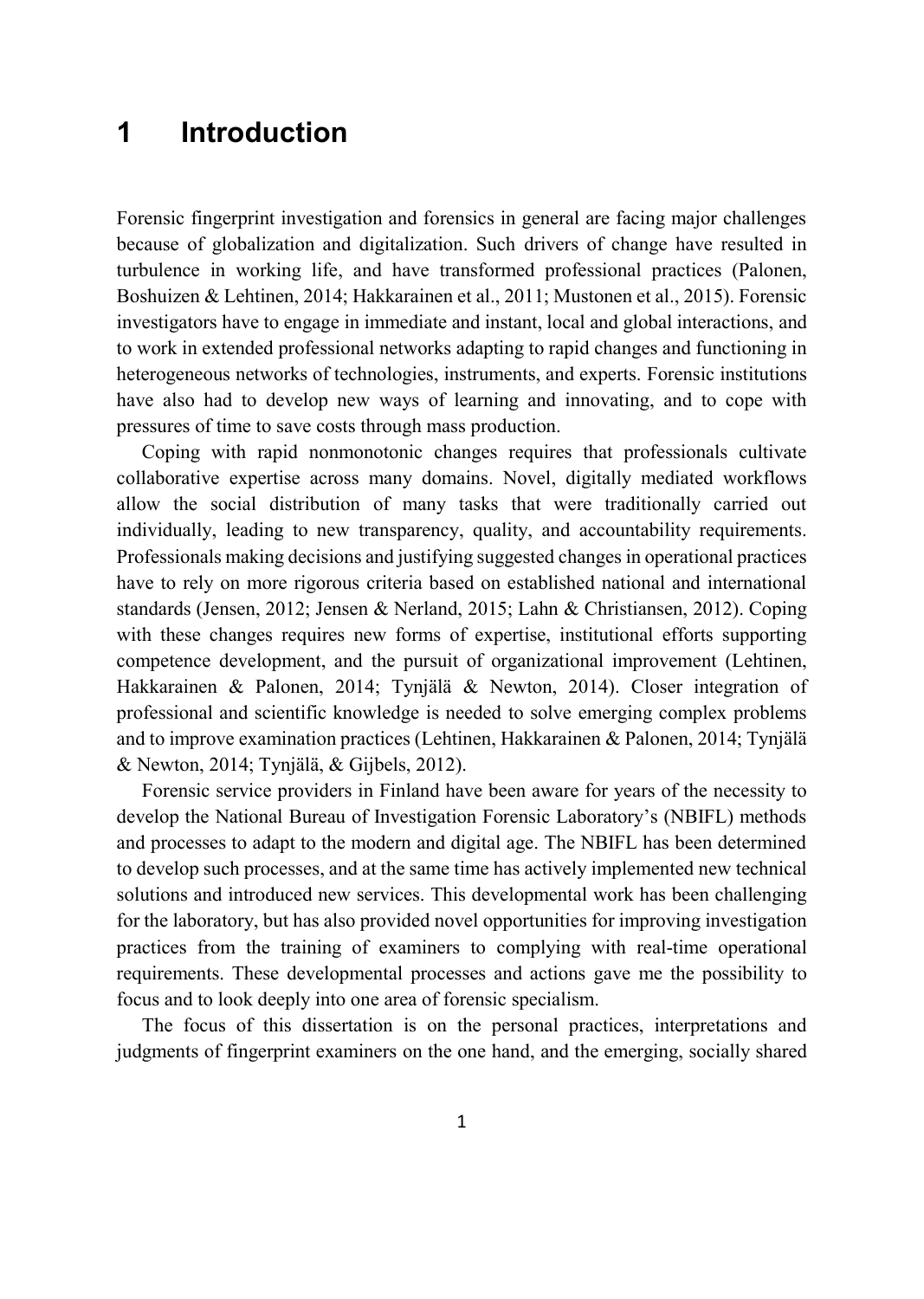# 1 Introduction

Forensic fingerprint investigation and forensics in general are facing major challenges because of globalization and digitalization. Such drivers of change have resulted in turbulence in working life, and have transformed professional practices (Palonen, Boshuizen & Lehtinen, 2014; Hakkarainen et al., 2011; Mustonen et al., 2015). Forensic investigators have to engage in immediate and instant, local and global interactions, and to work in extended professional networks adapting to rapid changes and functioning in heterogeneous networks of technologies, instruments, and experts. Forensic institutions have also had to develop new ways of learning and innovating, and to cope with pressures of time to save costs through mass production.

Coping with rapid nonmonotonic changes requires that professionals cultivate collaborative expertise across many domains. Novel, digitally mediated workflows allow the social distribution of many tasks that were traditionally carried out individually, leading to new transparency, quality, and accountability requirements. Professionals making decisions and justifying suggested changes in operational practices have to rely on more rigorous criteria based on established national and international standards (Jensen, 2012; Jensen & Nerland, 2015; Lahn & Christiansen, 2012). Coping with these changes requires new forms of expertise, institutional efforts supporting competence development, and the pursuit of organizational improvement (Lehtinen, Hakkarainen & Palonen, 2014; Tynjälä & Newton, 2014). Closer integration of professional and scientific knowledge is needed to solve emerging complex problems and to improve examination practices (Lehtinen, Hakkarainen & Palonen, 2014; Tynjälä & Newton, 2014; Tynjälä, & Gijbels, 2012).

Forensic service providers in Finland have been aware for years of the necessity to develop the National Bureau of Investigation Forensic Laboratory's (NBIFL) methods and processes to adapt to the modern and digital age. The NBIFL has been determined to develop such processes, and at the same time has actively implemented new technical solutions and introduced new services. This developmental work has been challenging for the laboratory, but has also provided novel opportunities for improving investigation practices from the training of examiners to complying with real-time operational requirements. These developmental processes and actions gave me the possibility to focus and to look deeply into one area of forensic specialism.

The focus of this dissertation is on the personal practices, interpretations and judgments of fingerprint examiners on the one hand, and the emerging, socially shared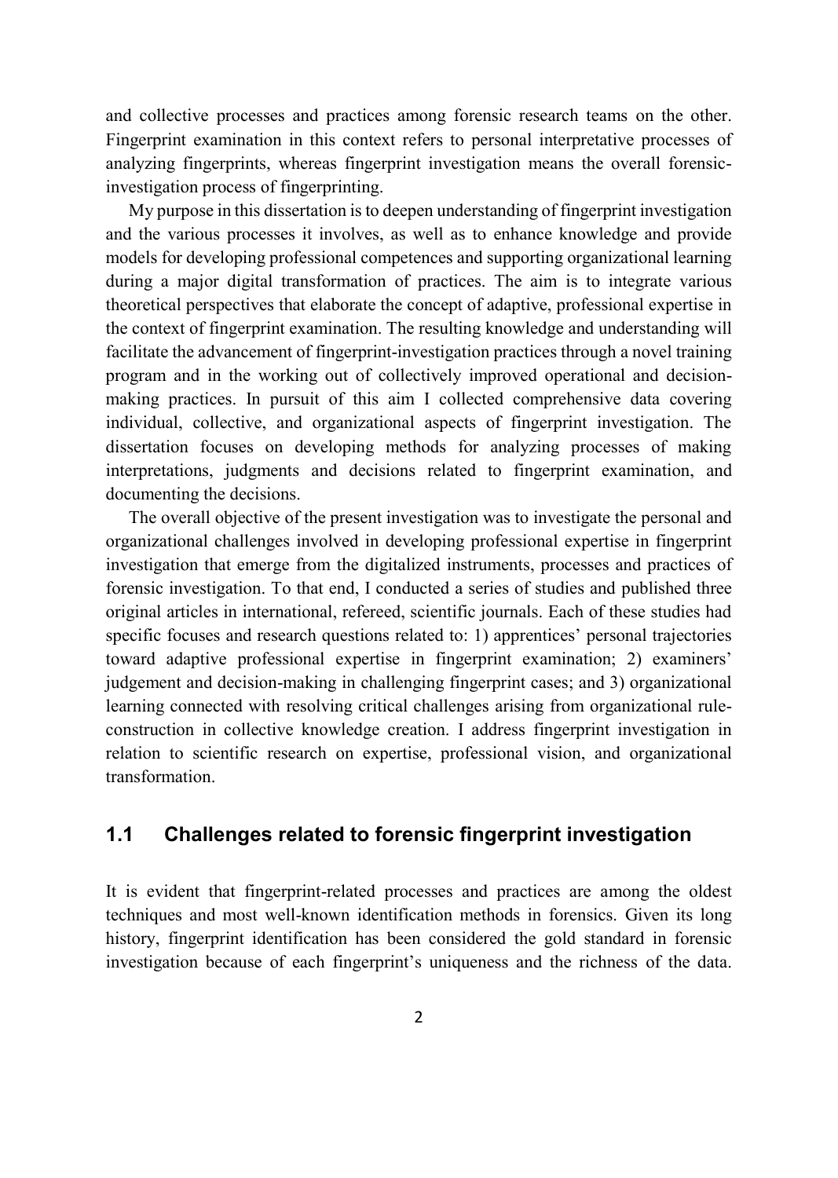and collective processes and practices among forensic research teams on the other. Fingerprint examination in this context refers to personal interpretative processes of analyzing fingerprints, whereas fingerprint investigation means the overall forensic-investigation process of fingerprinting.

My purpose in this dissertation is to deepen understanding of fingerprint investigation and the various processes it involves, as well as to enhance knowledge and provide models for developing professional competences and supporting organizational learning during a major digital transformation of practices. The aim is to integrate various theoretical perspectives that elaborate the concept of adaptive, professional expertise in the context of fingerprint examination. The resulting knowledge and understanding will facilitate the advancement of fingerprint-investigation practices through a novel training program and in the working out of collectively improved operational and decision-making practices. In pursuit of this aim I collected comprehensive data covering individual, collective, and organizational aspects of fingerprint investigation. The dissertation focuses on developing methods for analyzing processes of making interpretations, judgments and decisions related to fingerprint examination, and documenting the decisions.

The overall objective of the present investigation was to investigate the personal and organizational challenges involved in developing professional expertise in fingerprint investigation that emerge from the digitalized instruments, processes and practices of forensic investigation. To that end, I conducted a series of studies and published three original articles in international, refereed, scientific journals. Each of these studies had specific focuses and research questions related to: 1) apprentices' personal trajectories toward adaptive professional expertise in fingerprint examination; 2) examiners' judgement and decision-making in challenging fingerprint cases; and 3) organizational learning connected with resolving critical challenges arising from organizational rule-construction in collective knowledge creation. I address fingerprint investigation in relation to scientific research on expertise, professional vision, and organizational transformation.

## 1.1 Challenges related to forensic fingerprint investigation

It is evident that fingerprint-related processes and practices are among the oldest techniques and most well-known identification methods in forensics. Given its long history, fingerprint identification has been considered the gold standard in forensic investigation because of each fingerprint's uniqueness and the richness of the data.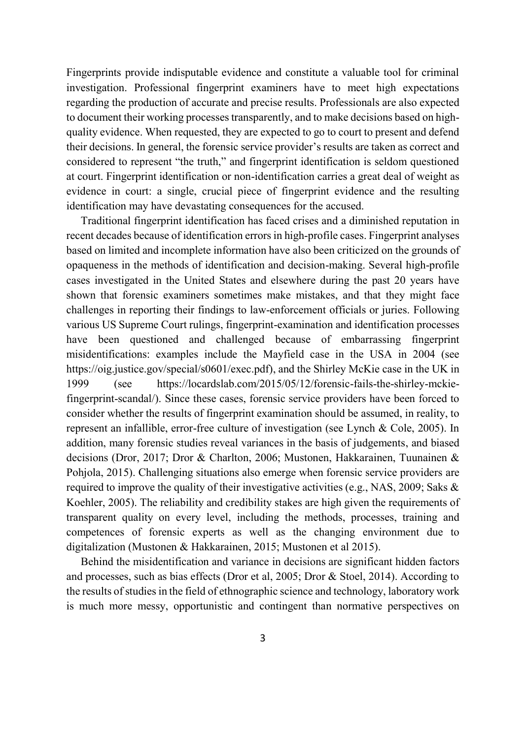Fingerprints provide indisputable evidence and constitute a valuable tool for criminal investigation. Professional fingerprint examiners have to meet high expectations regarding the production of accurate and precise results. Professionals are also expected to document their working processes transparently, and to make decisions based on high-quality evidence. When requested, they are expected to go to court to present and defend their decisions. In general, the forensic service provider's results are taken as correct and considered to represent "the truth," and fingerprint identification is seldom questioned at court. Fingerprint identification or non-identification carries a great deal of weight as evidence in court: a single, crucial piece of fingerprint evidence and the resulting identification may have devastating consequences for the accused.

Traditional fingerprint identification has faced crises and a diminished reputation in recent decades because of identification errors in high-profile cases. Fingerprint analyses based on limited and incomplete information have also been criticized on the grounds of opaqueness in the methods of identification and decision-making. Several high-profile cases investigated in the United States and elsewhere during the past 20 years have shown that forensic examiners sometimes make mistakes, and that they might face challenges in reporting their findings to law-enforcement officials or juries. Following various US Supreme Court rulings, fingerprint-examination and identification processes have been questioned and challenged because of embarrassing fingerprint misidentifications: examples include the Mayfield case in the USA in 2004 (see https://oig.justice.gov/special/s0601/exec.pdf), and the Shirley McKie case in the UK in 1999 (see https://locardslab.com/2015/05/12/forensic-fails-the-shirley-mckie-fingerprint-scandal/). Since these cases, forensic service providers have been forced to consider whether the results of fingerprint examination should be assumed, in reality, to represent an infallible, error-free culture of investigation (see Lynch & Cole, 2005). In addition, many forensic studies reveal variances in the basis of judgements, and biased decisions (Dror, 2017; Dror & Charlton, 2006; Mustonen, Hakkarainen, Tuunainen & Pohjola, 2015). Challenging situations also emerge when forensic service providers are required to improve the quality of their investigative activities (e.g., NAS, 2009; Saks & Koehler, 2005). The reliability and credibility stakes are high given the requirements of transparent quality on every level, including the methods, processes, training and competences of forensic experts as well as the changing environment due to digitalization (Mustonen & Hakkarainen, 2015; Mustonen et al 2015).

Behind the misidentification and variance in decisions are significant hidden factors and processes, such as bias effects (Dror et al, 2005; Dror & Stoel, 2014). According to the results of studies in the field of ethnographic science and technology, laboratory work is much more messy, opportunistic and contingent than normative perspectives on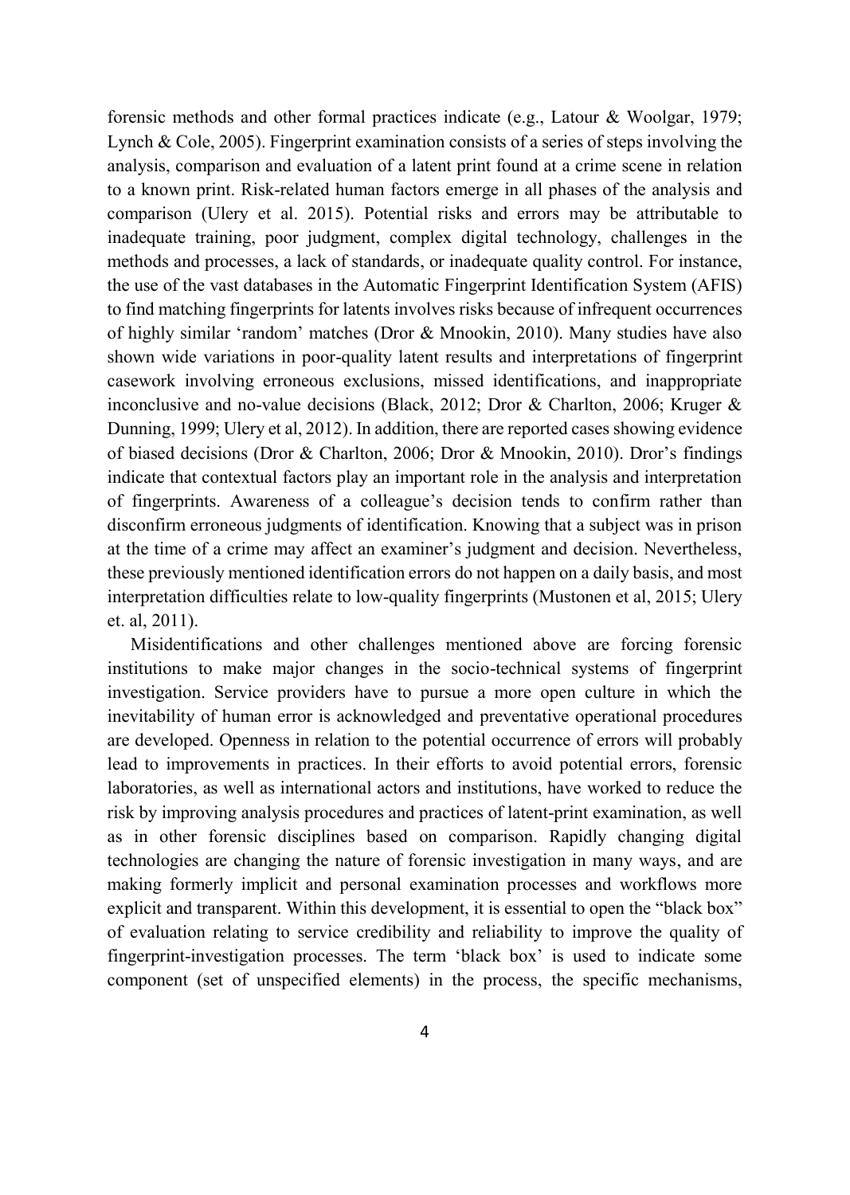forensic methods and other formal practices indicate (e.g., Latour & Woolgar, 1979; Lynch & Cole, 2005). Fingerprint examination consists of a series of steps involving the analysis, comparison and evaluation of a latent print found at a crime scene in relation to a known print. Risk-related human factors emerge in all phases of the analysis and comparison (Ulery et al. 2015). Potential risks and errors may be attributable to inadequate training, poor judgment, complex digital technology, challenges in the methods and processes, a lack of standards, or inadequate quality control. For instance, the use of the vast databases in the Automatic Fingerprint Identification System (AFIS) to find matching fingerprints for latents involves risks because of infrequent occurrences of highly similar 'random' matches (Dror & Mnookin, 2010). Many studies have also shown wide variations in poor-quality latent results and interpretations of fingerprint casework involving erroneous exclusions, missed identifications, and inappropriate inconclusive and no-value decisions (Black, 2012; Dror & Charlton, 2006; Kruger & Dunning, 1999; Ulery et al, 2012). In addition, there are reported cases showing evidence of biased decisions (Dror & Charlton, 2006; Dror & Mnookin, 2010). Dror's findings indicate that contextual factors play an important role in the analysis and interpretation of fingerprints. Awareness of a colleague's decision tends to confirm rather than disconfirm erroneous judgments of identification. Knowing that a subject was in prison at the time of a crime may affect an examiner's judgment and decision. Nevertheless, these previously mentioned identification errors do not happen on a daily basis, and most interpretation difficulties relate to low-quality fingerprints (Mustonen et al, 2015; Ulery et. al, 2011).

Misidentifications and other challenges mentioned above are forcing forensic institutions to make major changes in the socio-technical systems of fingerprint investigation. Service providers have to pursue a more open culture in which the inevitability of human error is acknowledged and preventative operational procedures are developed. Openness in relation to the potential occurrence of errors will probably lead to improvements in practices. In their efforts to avoid potential errors, forensic laboratories, as well as international actors and institutions, have worked to reduce the risk by improving analysis procedures and practices of latent-print examination, as well as in other forensic disciplines based on comparison. Rapidly changing digital technologies are changing the nature of forensic investigation in many ways, and are making formerly implicit and personal examination processes and workflows more explicit and transparent. Within this development, it is essential to open the "black box" of evaluation relating to service credibility and reliability to improve the quality of fingerprint-investigation processes. The term 'black box' is used to indicate some component (set of unspecified elements) in the process, the specific mechanisms,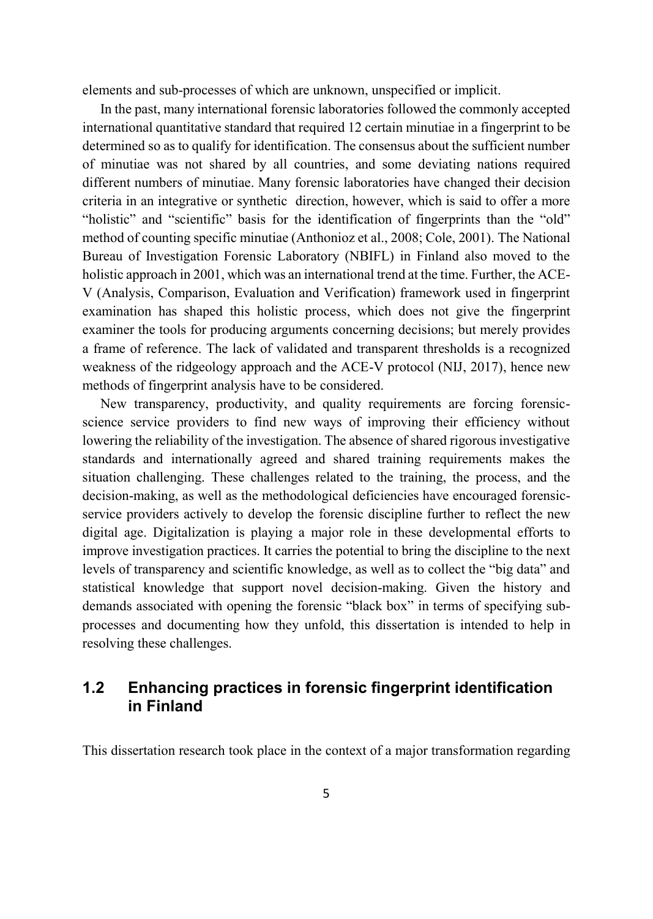elements and sub-processes of which are unknown, unspecified or implicit.

In the past, many international forensic laboratories followed the commonly accepted international quantitative standard that required 12 certain minutiae in a fingerprint to be determined so as to qualify for identification. The consensus about the sufficient number of minutiae was not shared by all countries, and some deviating nations required different numbers of minutiae. Many forensic laboratories have changed their decision criteria in an integrative or synthetic direction, however, which is said to offer a more "holistic" and "scientific" basis for the identification of fingerprints than the "old" method of counting specific minutiae (Anthonioz et al., 2008; Cole, 2001). The National Bureau of Investigation Forensic Laboratory (NBIFL) in Finland also moved to the holistic approach in 2001, which was an international trend at the time. Further, the ACE-V (Analysis, Comparison, Evaluation and Verification) framework used in fingerprint examination has shaped this holistic process, which does not give the fingerprint examiner the tools for producing arguments concerning decisions; but merely provides a frame of reference. The lack of validated and transparent thresholds is a recognized weakness of the ridgeology approach and the ACE-V protocol (NIJ, 2017), hence new methods of fingerprint analysis have to be considered.

New transparency, productivity, and quality requirements are forcing forensic-science service providers to find new ways of improving their efficiency without lowering the reliability of the investigation. The absence of shared rigorous investigative standards and internationally agreed and shared training requirements makes the situation challenging. These challenges related to the training, the process, and the decision-making, as well as the methodological deficiencies have encouraged forensic-service providers actively to develop the forensic discipline further to reflect the new digital age. Digitalization is playing a major role in these developmental efforts to improve investigation practices. It carries the potential to bring the discipline to the next levels of transparency and scientific knowledge, as well as to collect the "big data" and statistical knowledge that support novel decision-making. Given the history and demands associated with opening the forensic "black box" in terms of specifying sub-processes and documenting how they unfold, this dissertation is intended to help in resolving these challenges.

## 1.2 Enhancing practices in forensic fingerprint identification in Finland

This dissertation research took place in the context of a major transformation regarding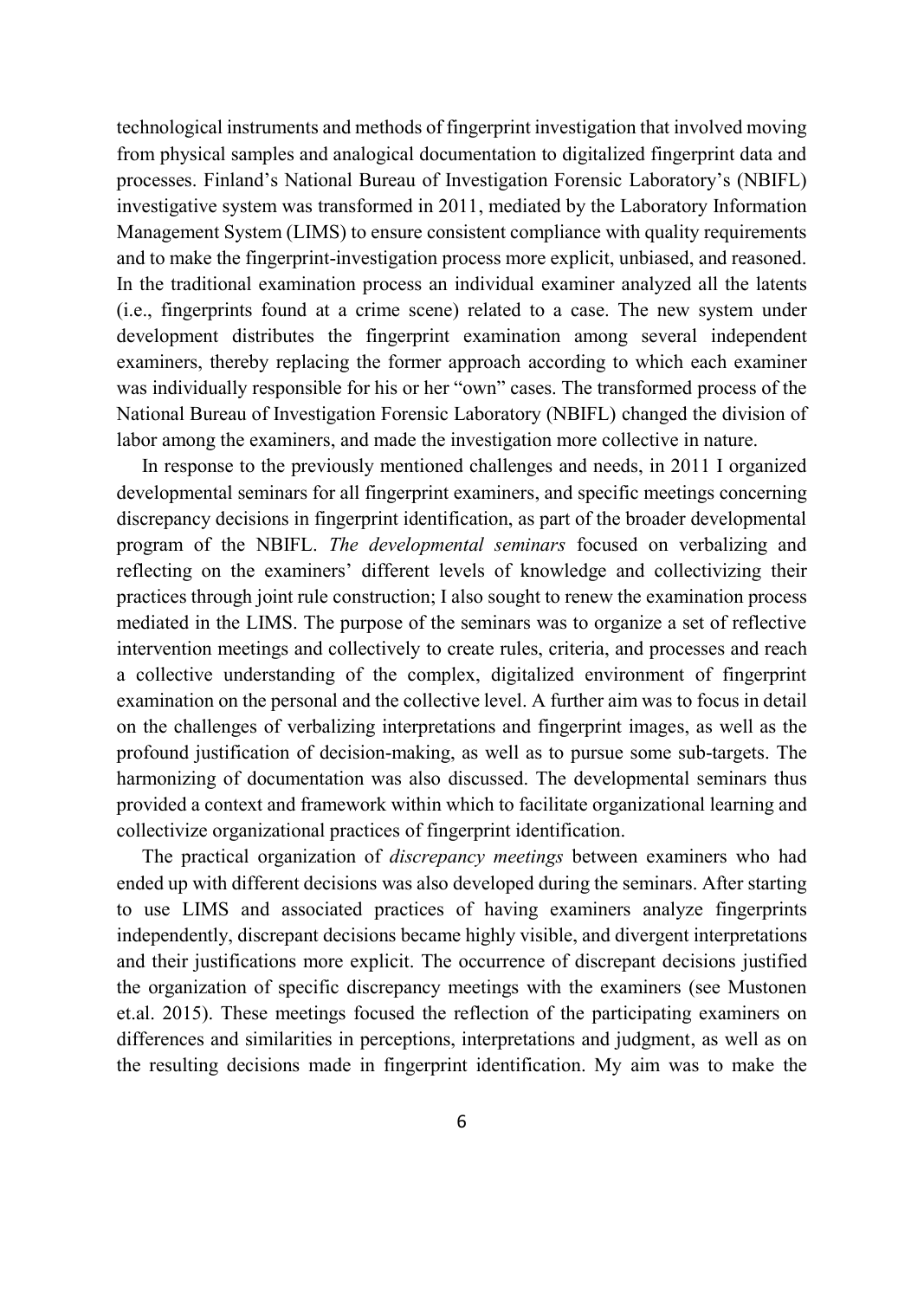technological instruments and methods of fingerprint investigation that involved moving from physical samples and analogical documentation to digitalized fingerprint data and processes. Finland's National Bureau of Investigation Forensic Laboratory's (NBIFL) investigative system was transformed in 2011, mediated by the Laboratory Information Management System (LIMS) to ensure consistent compliance with quality requirements and to make the fingerprint-investigation process more explicit, unbiased, and reasoned. In the traditional examination process an individual examiner analyzed all the latents (i.e., fingerprints found at a crime scene) related to a case. The new system under development distributes the fingerprint examination among several independent examiners, thereby replacing the former approach according to which each examiner was individually responsible for his or her "own" cases. The transformed process of the National Bureau of Investigation Forensic Laboratory (NBIFL) changed the division of labor among the examiners, and made the investigation more collective in nature.

In response to the previously mentioned challenges and needs, in 2011 I organized developmental seminars for all fingerprint examiners, and specific meetings concerning discrepancy decisions in fingerprint identification, as part of the broader developmental program of the NBIFL. *The developmental seminars* focused on verbalizing and reflecting on the examiners' different levels of knowledge and collectivizing their practices through joint rule construction; I also sought to renew the examination process mediated in the LIMS. The purpose of the seminars was to organize a set of reflective intervention meetings and collectively to create rules, criteria, and processes and reach a collective understanding of the complex, digitalized environment of fingerprint examination on the personal and the collective level. A further aim was to focus in detail on the challenges of verbalizing interpretations and fingerprint images, as well as the profound justification of decision-making, as well as to pursue some sub-targets. The harmonizing of documentation was also discussed. The developmental seminars thus provided a context and framework within which to facilitate organizational learning and collectivize organizational practices of fingerprint identification.

The practical organization of *discrepancy meetings* between examiners who had ended up with different decisions was also developed during the seminars. After starting to use LIMS and associated practices of having examiners analyze fingerprints independently, discrepant decisions became highly visible, and divergent interpretations and their justifications more explicit. The occurrence of discrepant decisions justified the organization of specific discrepancy meetings with the examiners (see Mustonen et.al. 2015). These meetings focused the reflection of the participating examiners on differences and similarities in perceptions, interpretations and judgment, as well as on the resulting decisions made in fingerprint identification. My aim was to make the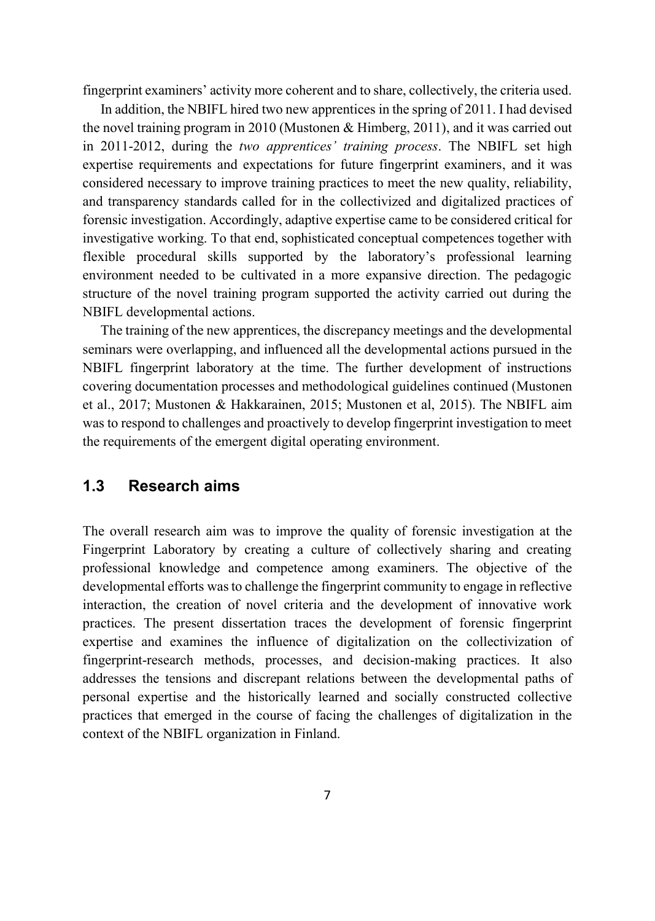fingerprint examiners' activity more coherent and to share, collectively, the criteria used.

In addition, the NBIFL hired two new apprentices in the spring of 2011. I had devised the novel training program in 2010 (Mustonen & Himberg, 2011), and it was carried out in 2011-2012, during the *two apprentices' training process*. The NBIFL set high expertise requirements and expectations for future fingerprint examiners, and it was considered necessary to improve training practices to meet the new quality, reliability, and transparency standards called for in the collectivized and digitalized practices of forensic investigation. Accordingly, adaptive expertise came to be considered critical for investigative working. To that end, sophisticated conceptual competences together with flexible procedural skills supported by the laboratory's professional learning environment needed to be cultivated in a more expansive direction. The pedagogic structure of the novel training program supported the activity carried out during the NBIFL developmental actions.

The training of the new apprentices, the discrepancy meetings and the developmental seminars were overlapping, and influenced all the developmental actions pursued in the NBIFL fingerprint laboratory at the time. The further development of instructions covering documentation processes and methodological guidelines continued (Mustonen et al., 2017; Mustonen & Hakkarainen, 2015; Mustonen et al, 2015). The NBIFL aim was to respond to challenges and proactively to develop fingerprint investigation to meet the requirements of the emergent digital operating environment.

## 1.3 Research aims

The overall research aim was to improve the quality of forensic investigation at the Fingerprint Laboratory by creating a culture of collectively sharing and creating professional knowledge and competence among examiners. The objective of the developmental efforts was to challenge the fingerprint community to engage in reflective interaction, the creation of novel criteria and the development of innovative work practices. The present dissertation traces the development of forensic fingerprint expertise and examines the influence of digitalization on the collectivization of fingerprint-research methods, processes, and decision-making practices. It also addresses the tensions and discrepant relations between the developmental paths of personal expertise and the historically learned and socially constructed collective practices that emerged in the course of facing the challenges of digitalization in the context of the NBIFL organization in Finland.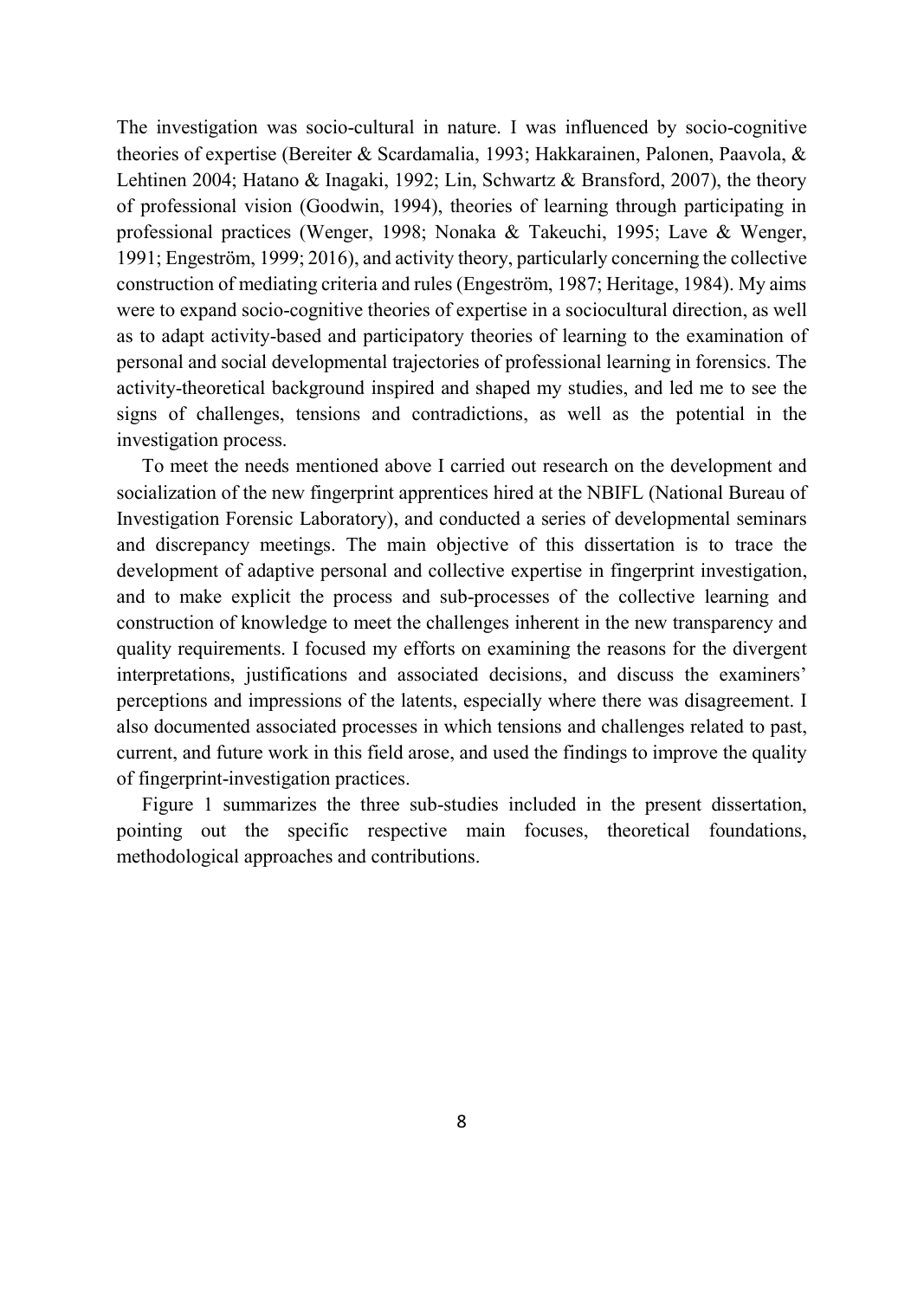The investigation was socio-cultural in nature. I was influenced by socio-cognitive theories of expertise (Bereiter & Scardamalia, 1993; Hakkarainen, Palonen, Paavola, & Lehtinen 2004; Hatano & Inagaki, 1992; Lin, Schwartz & Bransford, 2007), the theory of professional vision (Goodwin, 1994), theories of learning through participating in professional practices (Wenger, 1998; Nonaka & Takeuchi, 1995; Lave & Wenger, 1991; Engeström, 1999; 2016), and activity theory, particularly concerning the collective construction of mediating criteria and rules (Engeström, 1987; Heritage, 1984). My aims were to expand socio-cognitive theories of expertise in a sociocultural direction, as well as to adapt activity-based and participatory theories of learning to the examination of personal and social developmental trajectories of professional learning in forensics. The activity-theoretical background inspired and shaped my studies, and led me to see the signs of challenges, tensions and contradictions, as well as the potential in the investigation process.

To meet the needs mentioned above I carried out research on the development and socialization of the new fingerprint apprentices hired at the NBIFL (National Bureau of Investigation Forensic Laboratory), and conducted a series of developmental seminars and discrepancy meetings. The main objective of this dissertation is to trace the development of adaptive personal and collective expertise in fingerprint investigation, and to make explicit the process and sub-processes of the collective learning and construction of knowledge to meet the challenges inherent in the new transparency and quality requirements. I focused my efforts on examining the reasons for the divergent interpretations, justifications and associated decisions, and discuss the examiners' perceptions and impressions of the latents, especially where there was disagreement. I also documented associated processes in which tensions and challenges related to past, current, and future work in this field arose, and used the findings to improve the quality of fingerprint-investigation practices.

Figure 1 summarizes the three sub-studies included in the present dissertation, pointing out the specific respective main focuses, theoretical foundations, methodological approaches and contributions.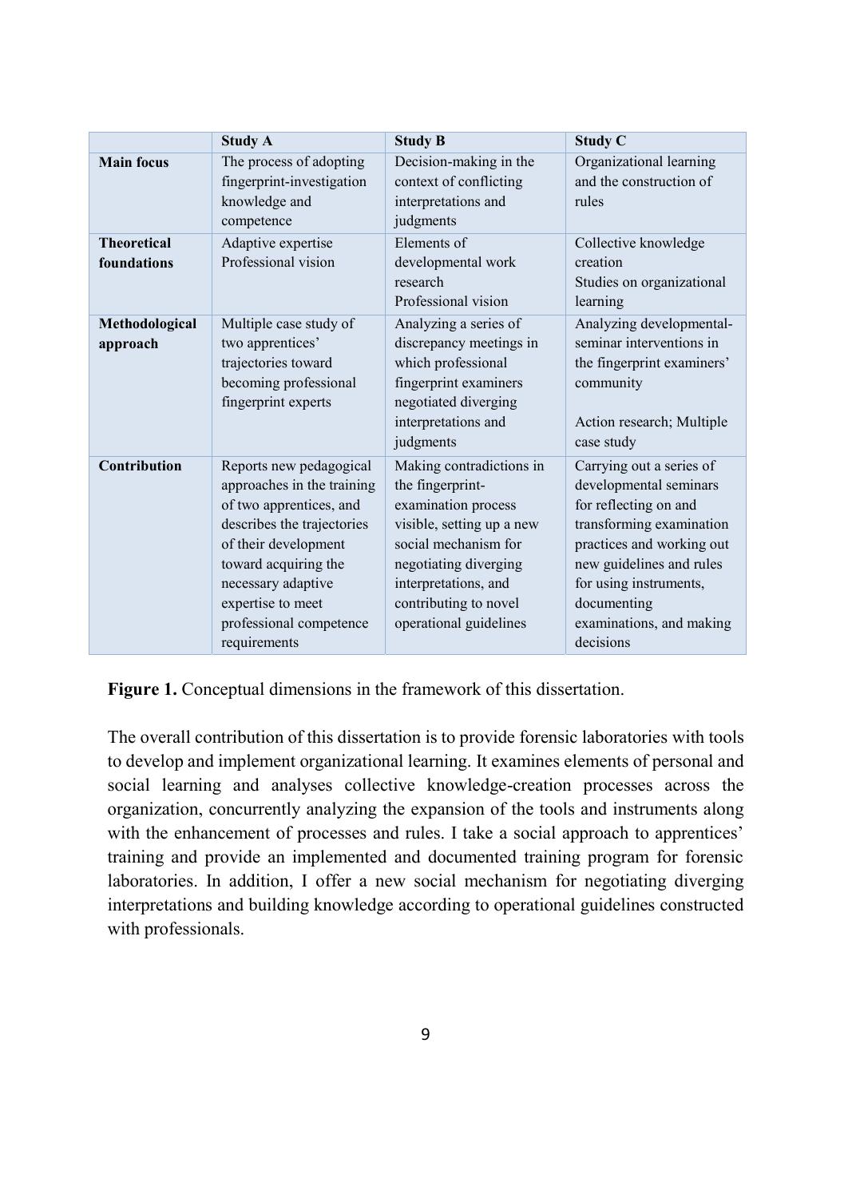| | Study A | Study B | Study C |
|---|---|---|---|
| **Main focus** | The process of adopting fingerprint-investigation knowledge and competence | Decision-making in the context of conflicting interpretations and judgments | Organizational learning and the construction of rules |
| **Theoretical foundations** | Adaptive expertise<br>Professional vision | Elements of developmental work research<br>Professional vision | Collective knowledge creation<br>Studies on organizational learning |
| **Methodological approach** | Multiple case study of two apprentices' trajectories toward becoming professional fingerprint experts | Analyzing a series of discrepancy meetings in which professional fingerprint examiners negotiated diverging interpretations and judgments | Analyzing developmental-seminar interventions in the fingerprint examiners' community<br><br>Action research; Multiple case study |
| **Contribution** | Reports new pedagogical approaches in the training of two apprentices, and describes the trajectories of their development toward acquiring the necessary adaptive expertise to meet professional competence requirements | Making contradictions in the fingerprint-examination process visible, setting up a new social mechanism for negotiating diverging interpretations, and contributing to novel operational guidelines | Carrying out a series of developmental seminars for reflecting on and transforming examination practices and working out new guidelines and rules for using instruments, documenting examinations, and making decisions |

**Figure 1.** Conceptual dimensions in the framework of this dissertation.

The overall contribution of this dissertation is to provide forensic laboratories with tools to develop and implement organizational learning. It examines elements of personal and social learning and analyses collective knowledge-creation processes across the organization, concurrently analyzing the expansion of the tools and instruments along with the enhancement of processes and rules. I take a social approach to apprentices' training and provide an implemented and documented training program for forensic laboratories. In addition, I offer a new social mechanism for negotiating diverging interpretations and building knowledge according to operational guidelines constructed with professionals.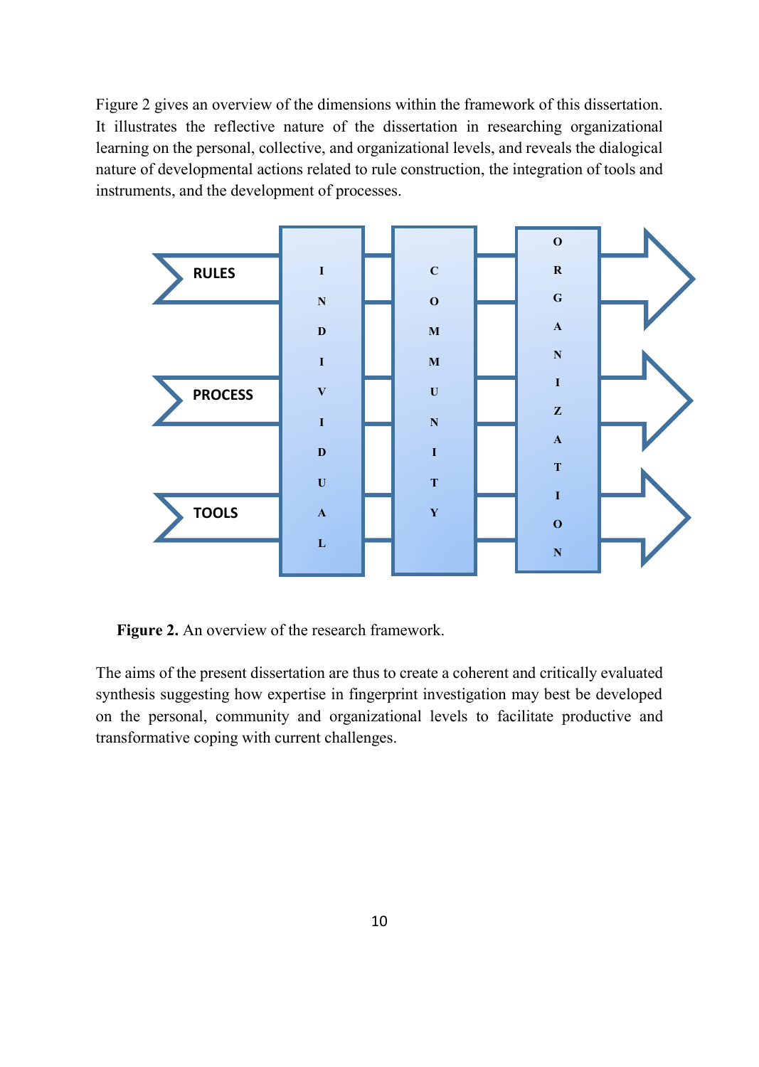Figure 2 gives an overview of the dimensions within the framework of this dissertation. It illustrates the reflective nature of the dissertation in researching organizational learning on the personal, collective, and organizational levels, and reveals the dialogical nature of developmental actions related to rule construction, the integration of tools and instruments, and the development of processes.

**Figure 2.** An overview of the research framework.

The aims of the present dissertation are thus to create a coherent and critically evaluated synthesis suggesting how expertise in fingerprint investigation may best be developed on the personal, community and organizational levels to facilitate productive and transformative coping with current challenges.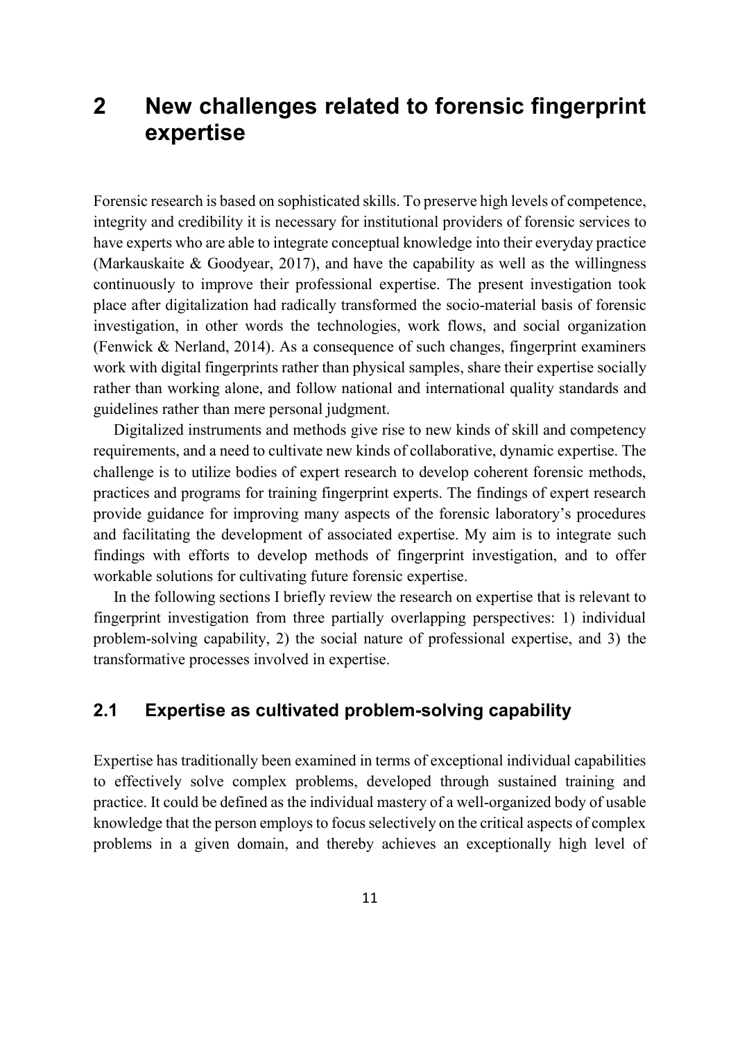# 2 New challenges related to forensic fingerprint expertise

Forensic research is based on sophisticated skills. To preserve high levels of competence, integrity and credibility it is necessary for institutional providers of forensic services to have experts who are able to integrate conceptual knowledge into their everyday practice (Markauskaite & Goodyear, 2017), and have the capability as well as the willingness continuously to improve their professional expertise. The present investigation took place after digitalization had radically transformed the socio-material basis of forensic investigation, in other words the technologies, work flows, and social organization (Fenwick & Nerland, 2014). As a consequence of such changes, fingerprint examiners work with digital fingerprints rather than physical samples, share their expertise socially rather than working alone, and follow national and international quality standards and guidelines rather than mere personal judgment.

Digitalized instruments and methods give rise to new kinds of skill and competency requirements, and a need to cultivate new kinds of collaborative, dynamic expertise. The challenge is to utilize bodies of expert research to develop coherent forensic methods, practices and programs for training fingerprint experts. The findings of expert research provide guidance for improving many aspects of the forensic laboratory's procedures and facilitating the development of associated expertise. My aim is to integrate such findings with efforts to develop methods of fingerprint investigation, and to offer workable solutions for cultivating future forensic expertise.

In the following sections I briefly review the research on expertise that is relevant to fingerprint investigation from three partially overlapping perspectives: 1) individual problem-solving capability, 2) the social nature of professional expertise, and 3) the transformative processes involved in expertise.

## 2.1 Expertise as cultivated problem-solving capability

Expertise has traditionally been examined in terms of exceptional individual capabilities to effectively solve complex problems, developed through sustained training and practice. It could be defined as the individual mastery of a well-organized body of usable knowledge that the person employs to focus selectively on the critical aspects of complex problems in a given domain, and thereby achieves an exceptionally high level of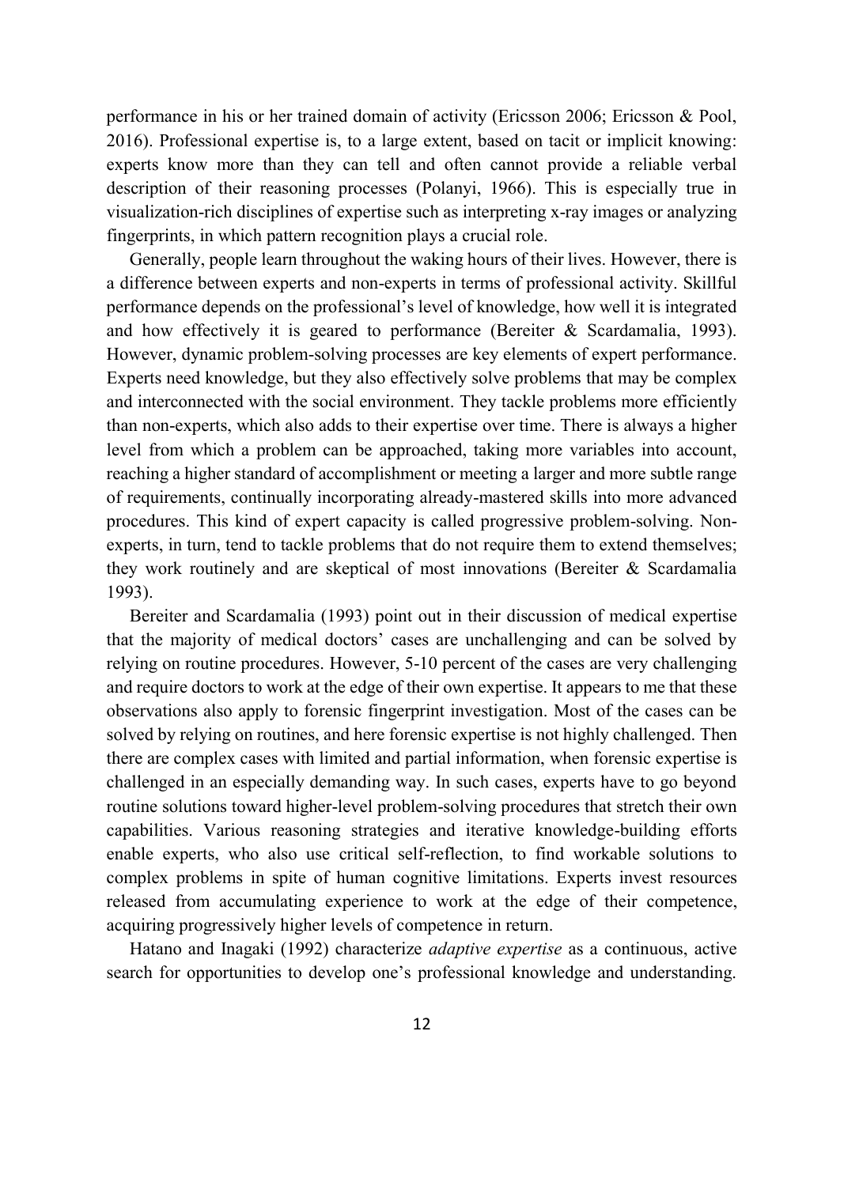performance in his or her trained domain of activity (Ericsson 2006; Ericsson & Pool, 2016). Professional expertise is, to a large extent, based on tacit or implicit knowing: experts know more than they can tell and often cannot provide a reliable verbal description of their reasoning processes (Polanyi, 1966). This is especially true in visualization-rich disciplines of expertise such as interpreting x-ray images or analyzing fingerprints, in which pattern recognition plays a crucial role.

Generally, people learn throughout the waking hours of their lives. However, there is a difference between experts and non-experts in terms of professional activity. Skillful performance depends on the professional's level of knowledge, how well it is integrated and how effectively it is geared to performance (Bereiter & Scardamalia, 1993). However, dynamic problem-solving processes are key elements of expert performance. Experts need knowledge, but they also effectively solve problems that may be complex and interconnected with the social environment. They tackle problems more efficiently than non-experts, which also adds to their expertise over time. There is always a higher level from which a problem can be approached, taking more variables into account, reaching a higher standard of accomplishment or meeting a larger and more subtle range of requirements, continually incorporating already-mastered skills into more advanced procedures. This kind of expert capacity is called progressive problem-solving. Non-experts, in turn, tend to tackle problems that do not require them to extend themselves; they work routinely and are skeptical of most innovations (Bereiter & Scardamalia 1993).

Bereiter and Scardamalia (1993) point out in their discussion of medical expertise that the majority of medical doctors' cases are unchallenging and can be solved by relying on routine procedures. However, 5-10 percent of the cases are very challenging and require doctors to work at the edge of their own expertise. It appears to me that these observations also apply to forensic fingerprint investigation. Most of the cases can be solved by relying on routines, and here forensic expertise is not highly challenged. Then there are complex cases with limited and partial information, when forensic expertise is challenged in an especially demanding way. In such cases, experts have to go beyond routine solutions toward higher-level problem-solving procedures that stretch their own capabilities. Various reasoning strategies and iterative knowledge-building efforts enable experts, who also use critical self-reflection, to find workable solutions to complex problems in spite of human cognitive limitations. Experts invest resources released from accumulating experience to work at the edge of their competence, acquiring progressively higher levels of competence in return.

Hatano and Inagaki (1992) characterize *adaptive expertise* as a continuous, active search for opportunities to develop one's professional knowledge and understanding.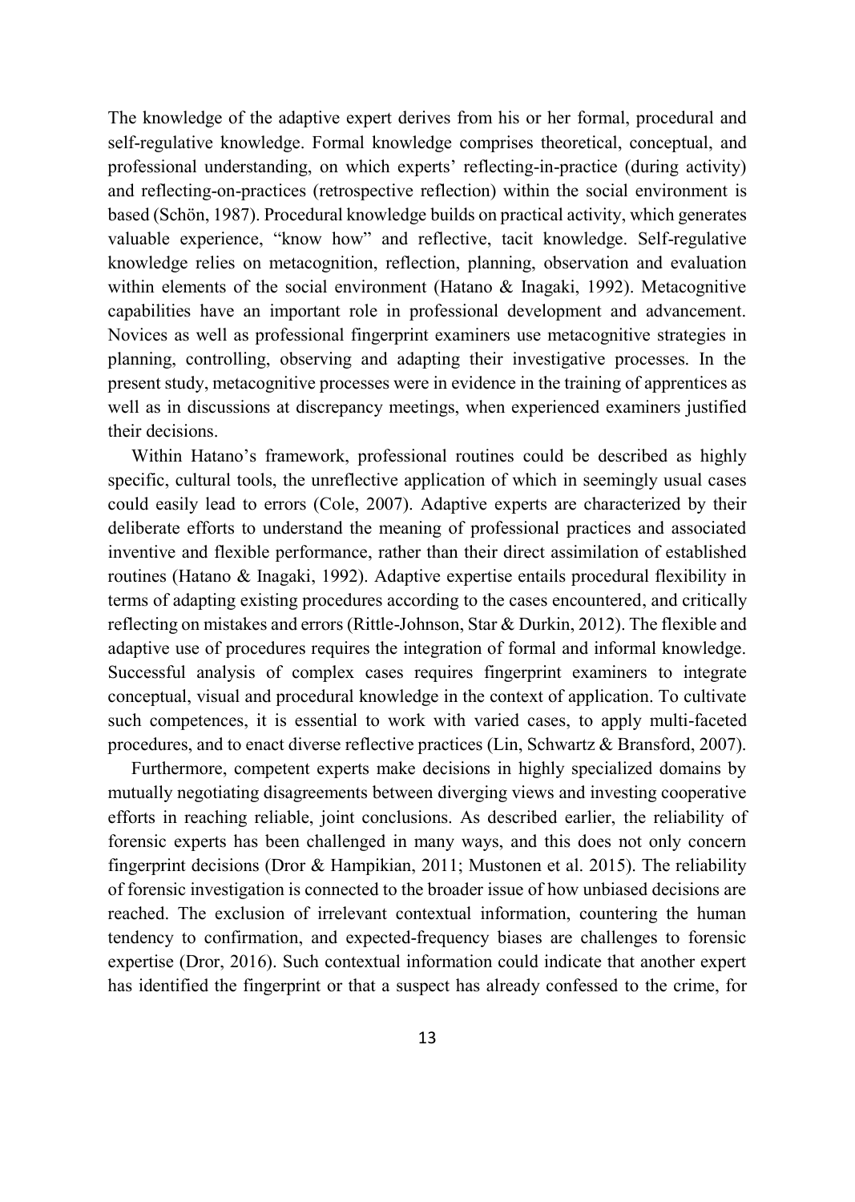The knowledge of the adaptive expert derives from his or her formal, procedural and self-regulative knowledge. Formal knowledge comprises theoretical, conceptual, and professional understanding, on which experts' reflecting-in-practice (during activity) and reflecting-on-practices (retrospective reflection) within the social environment is based (Schön, 1987). Procedural knowledge builds on practical activity, which generates valuable experience, "know how" and reflective, tacit knowledge. Self-regulative knowledge relies on metacognition, reflection, planning, observation and evaluation within elements of the social environment (Hatano & Inagaki, 1992). Metacognitive capabilities have an important role in professional development and advancement. Novices as well as professional fingerprint examiners use metacognitive strategies in planning, controlling, observing and adapting their investigative processes. In the present study, metacognitive processes were in evidence in the training of apprentices as well as in discussions at discrepancy meetings, when experienced examiners justified their decisions.

Within Hatano's framework, professional routines could be described as highly specific, cultural tools, the unreflective application of which in seemingly usual cases could easily lead to errors (Cole, 2007). Adaptive experts are characterized by their deliberate efforts to understand the meaning of professional practices and associated inventive and flexible performance, rather than their direct assimilation of established routines (Hatano & Inagaki, 1992). Adaptive expertise entails procedural flexibility in terms of adapting existing procedures according to the cases encountered, and critically reflecting on mistakes and errors (Rittle-Johnson, Star & Durkin, 2012). The flexible and adaptive use of procedures requires the integration of formal and informal knowledge. Successful analysis of complex cases requires fingerprint examiners to integrate conceptual, visual and procedural knowledge in the context of application. To cultivate such competences, it is essential to work with varied cases, to apply multi-faceted procedures, and to enact diverse reflective practices (Lin, Schwartz & Bransford, 2007).

Furthermore, competent experts make decisions in highly specialized domains by mutually negotiating disagreements between diverging views and investing cooperative efforts in reaching reliable, joint conclusions. As described earlier, the reliability of forensic experts has been challenged in many ways, and this does not only concern fingerprint decisions (Dror & Hampikian, 2011; Mustonen et al. 2015). The reliability of forensic investigation is connected to the broader issue of how unbiased decisions are reached. The exclusion of irrelevant contextual information, countering the human tendency to confirmation, and expected-frequency biases are challenges to forensic expertise (Dror, 2016). Such contextual information could indicate that another expert has identified the fingerprint or that a suspect has already confessed to the crime, for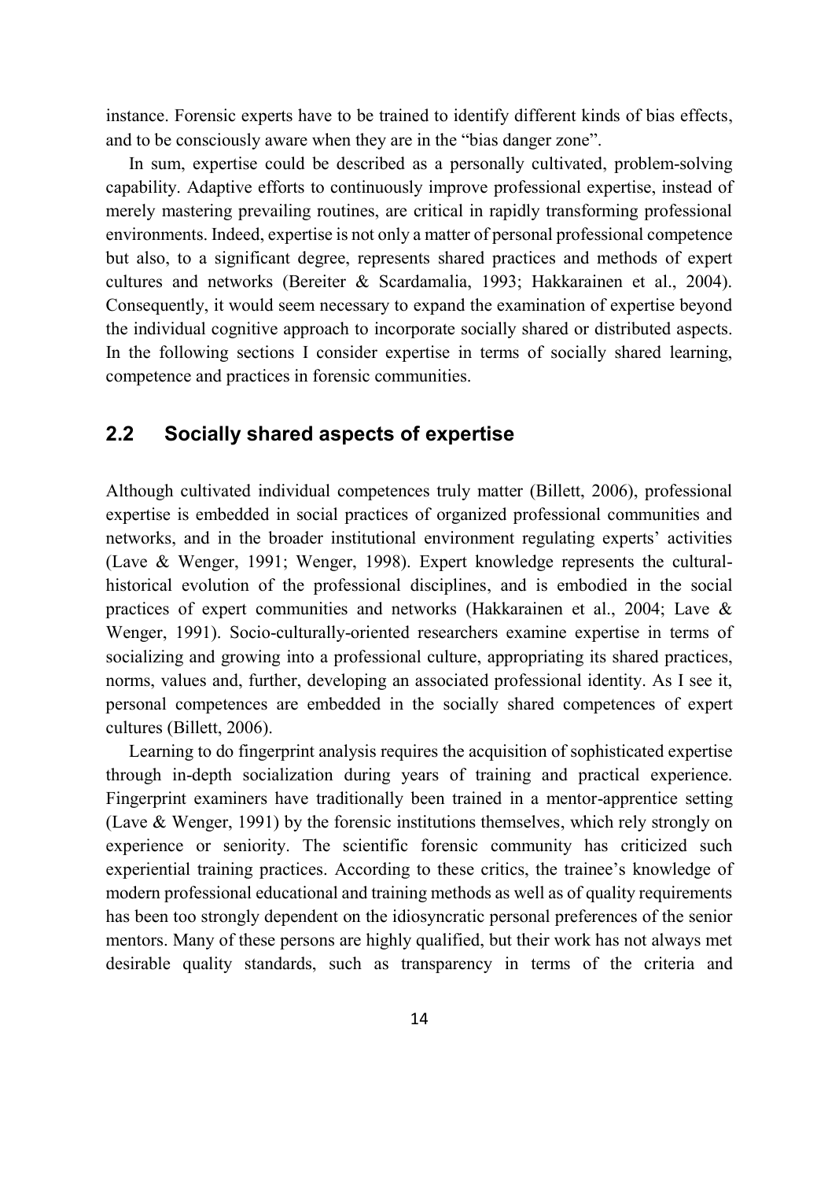instance. Forensic experts have to be trained to identify different kinds of bias effects, and to be consciously aware when they are in the "bias danger zone".

In sum, expertise could be described as a personally cultivated, problem-solving capability. Adaptive efforts to continuously improve professional expertise, instead of merely mastering prevailing routines, are critical in rapidly transforming professional environments. Indeed, expertise is not only a matter of personal professional competence but also, to a significant degree, represents shared practices and methods of expert cultures and networks (Bereiter & Scardamalia, 1993; Hakkarainen et al., 2004). Consequently, it would seem necessary to expand the examination of expertise beyond the individual cognitive approach to incorporate socially shared or distributed aspects. In the following sections I consider expertise in terms of socially shared learning, competence and practices in forensic communities.

## 2.2 Socially shared aspects of expertise

Although cultivated individual competences truly matter (Billett, 2006), professional expertise is embedded in social practices of organized professional communities and networks, and in the broader institutional environment regulating experts' activities (Lave & Wenger, 1991; Wenger, 1998). Expert knowledge represents the cultural-historical evolution of the professional disciplines, and is embodied in the social practices of expert communities and networks (Hakkarainen et al., 2004; Lave & Wenger, 1991). Socio-culturally-oriented researchers examine expertise in terms of socializing and growing into a professional culture, appropriating its shared practices, norms, values and, further, developing an associated professional identity. As I see it, personal competences are embedded in the socially shared competences of expert cultures (Billett, 2006).

Learning to do fingerprint analysis requires the acquisition of sophisticated expertise through in-depth socialization during years of training and practical experience. Fingerprint examiners have traditionally been trained in a mentor-apprentice setting (Lave & Wenger, 1991) by the forensic institutions themselves, which rely strongly on experience or seniority. The scientific forensic community has criticized such experiential training practices. According to these critics, the trainee's knowledge of modern professional educational and training methods as well as of quality requirements has been too strongly dependent on the idiosyncratic personal preferences of the senior mentors. Many of these persons are highly qualified, but their work has not always met desirable quality standards, such as transparency in terms of the criteria and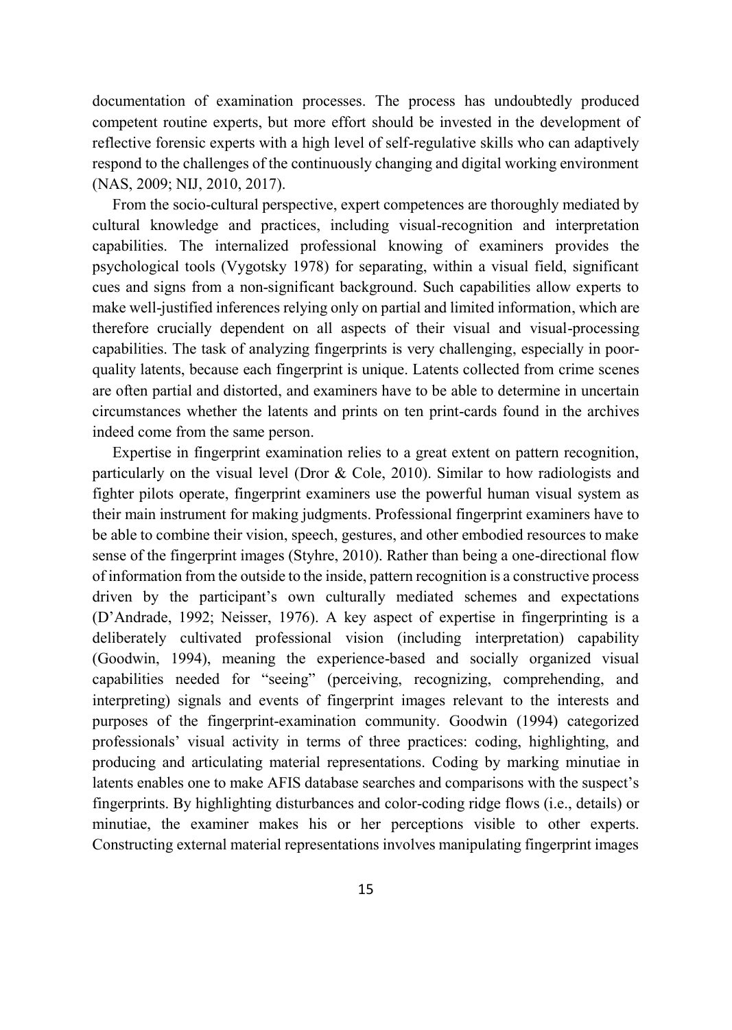documentation of examination processes. The process has undoubtedly produced competent routine experts, but more effort should be invested in the development of reflective forensic experts with a high level of self-regulative skills who can adaptively respond to the challenges of the continuously changing and digital working environment (NAS, 2009; NIJ, 2010, 2017).

From the socio-cultural perspective, expert competences are thoroughly mediated by cultural knowledge and practices, including visual-recognition and interpretation capabilities. The internalized professional knowing of examiners provides the psychological tools (Vygotsky 1978) for separating, within a visual field, significant cues and signs from a non-significant background. Such capabilities allow experts to make well-justified inferences relying only on partial and limited information, which are therefore crucially dependent on all aspects of their visual and visual-processing capabilities. The task of analyzing fingerprints is very challenging, especially in poor-quality latents, because each fingerprint is unique. Latents collected from crime scenes are often partial and distorted, and examiners have to be able to determine in uncertain circumstances whether the latents and prints on ten print-cards found in the archives indeed come from the same person.

Expertise in fingerprint examination relies to a great extent on pattern recognition, particularly on the visual level (Dror & Cole, 2010). Similar to how radiologists and fighter pilots operate, fingerprint examiners use the powerful human visual system as their main instrument for making judgments. Professional fingerprint examiners have to be able to combine their vision, speech, gestures, and other embodied resources to make sense of the fingerprint images (Styhre, 2010). Rather than being a one-directional flow of information from the outside to the inside, pattern recognition is a constructive process driven by the participant's own culturally mediated schemes and expectations (D'Andrade, 1992; Neisser, 1976). A key aspect of expertise in fingerprinting is a deliberately cultivated professional vision (including interpretation) capability (Goodwin, 1994), meaning the experience-based and socially organized visual capabilities needed for "seeing" (perceiving, recognizing, comprehending, and interpreting) signals and events of fingerprint images relevant to the interests and purposes of the fingerprint-examination community. Goodwin (1994) categorized professionals' visual activity in terms of three practices: coding, highlighting, and producing and articulating material representations. Coding by marking minutiae in latents enables one to make AFIS database searches and comparisons with the suspect's fingerprints. By highlighting disturbances and color-coding ridge flows (i.e., details) or minutiae, the examiner makes his or her perceptions visible to other experts. Constructing external material representations involves manipulating fingerprint images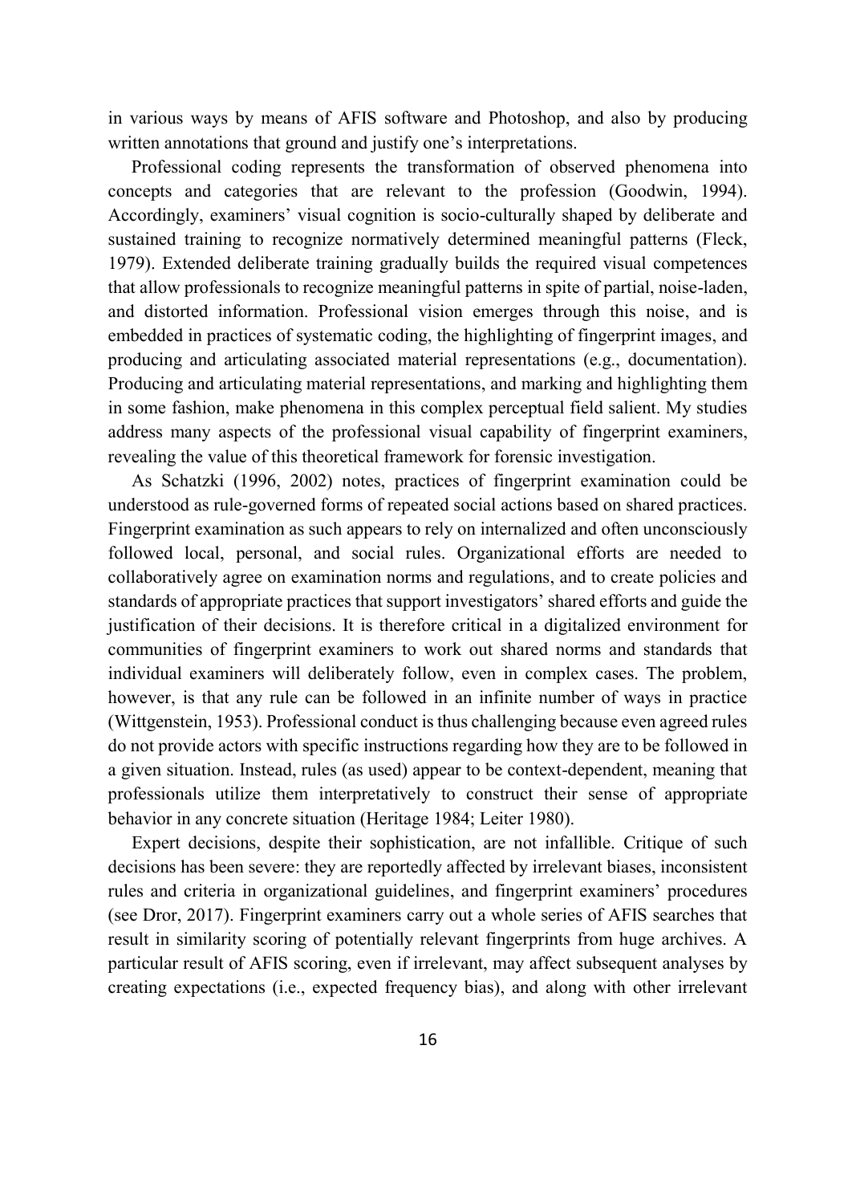in various ways by means of AFIS software and Photoshop, and also by producing written annotations that ground and justify one's interpretations.

Professional coding represents the transformation of observed phenomena into concepts and categories that are relevant to the profession (Goodwin, 1994). Accordingly, examiners' visual cognition is socio-culturally shaped by deliberate and sustained training to recognize normatively determined meaningful patterns (Fleck, 1979). Extended deliberate training gradually builds the required visual competences that allow professionals to recognize meaningful patterns in spite of partial, noise-laden, and distorted information. Professional vision emerges through this noise, and is embedded in practices of systematic coding, the highlighting of fingerprint images, and producing and articulating associated material representations (e.g., documentation). Producing and articulating material representations, and marking and highlighting them in some fashion, make phenomena in this complex perceptual field salient. My studies address many aspects of the professional visual capability of fingerprint examiners, revealing the value of this theoretical framework for forensic investigation.

As Schatzki (1996, 2002) notes, practices of fingerprint examination could be understood as rule-governed forms of repeated social actions based on shared practices. Fingerprint examination as such appears to rely on internalized and often unconsciously followed local, personal, and social rules. Organizational efforts are needed to collaboratively agree on examination norms and regulations, and to create policies and standards of appropriate practices that support investigators' shared efforts and guide the justification of their decisions. It is therefore critical in a digitalized environment for communities of fingerprint examiners to work out shared norms and standards that individual examiners will deliberately follow, even in complex cases. The problem, however, is that any rule can be followed in an infinite number of ways in practice (Wittgenstein, 1953). Professional conduct is thus challenging because even agreed rules do not provide actors with specific instructions regarding how they are to be followed in a given situation. Instead, rules (as used) appear to be context-dependent, meaning that professionals utilize them interpretatively to construct their sense of appropriate behavior in any concrete situation (Heritage 1984; Leiter 1980).

Expert decisions, despite their sophistication, are not infallible. Critique of such decisions has been severe: they are reportedly affected by irrelevant biases, inconsistent rules and criteria in organizational guidelines, and fingerprint examiners' procedures (see Dror, 2017). Fingerprint examiners carry out a whole series of AFIS searches that result in similarity scoring of potentially relevant fingerprints from huge archives. A particular result of AFIS scoring, even if irrelevant, may affect subsequent analyses by creating expectations (i.e., expected frequency bias), and along with other irrelevant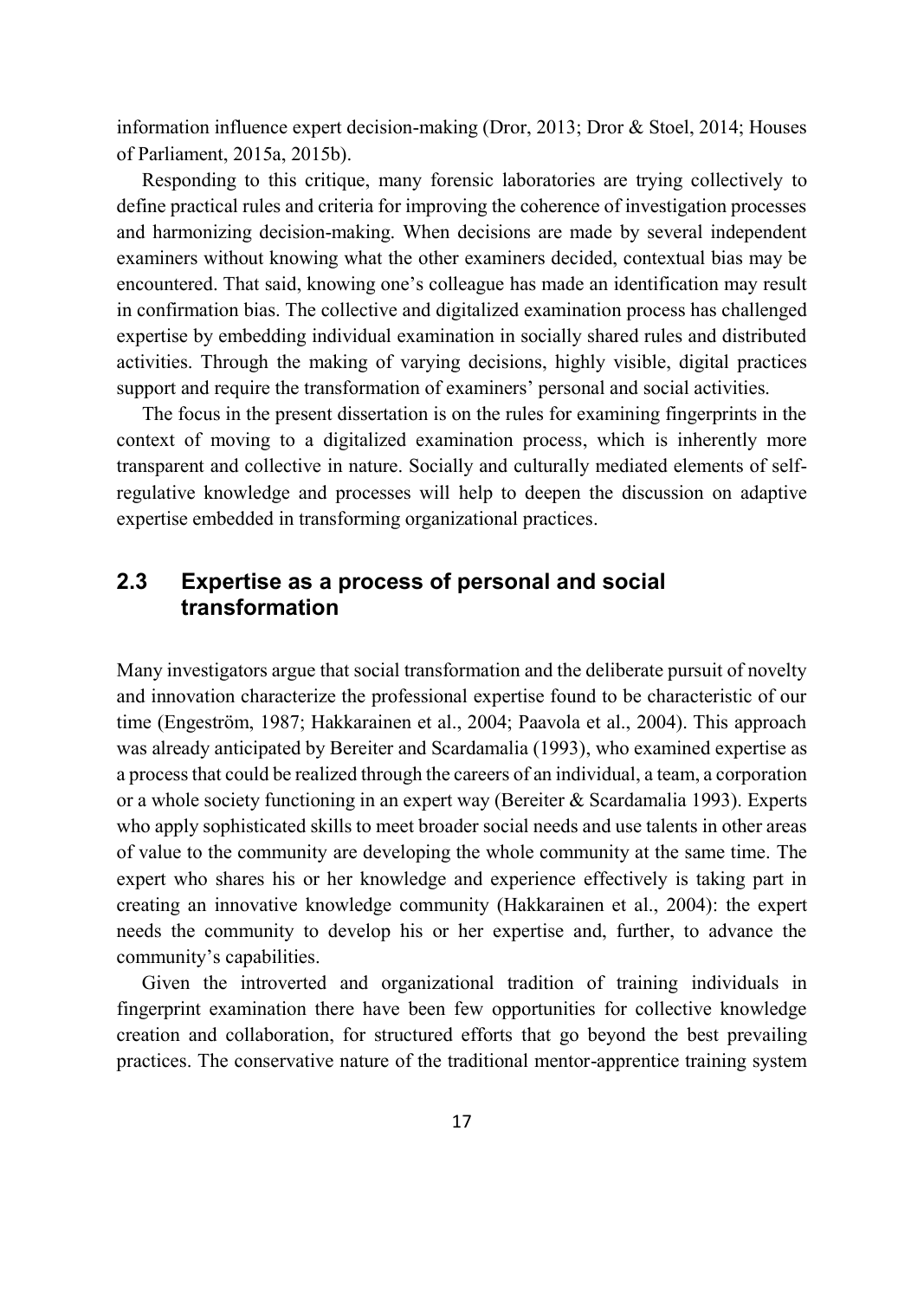information influence expert decision-making (Dror, 2013; Dror & Stoel, 2014; Houses of Parliament, 2015a, 2015b).

Responding to this critique, many forensic laboratories are trying collectively to define practical rules and criteria for improving the coherence of investigation processes and harmonizing decision-making. When decisions are made by several independent examiners without knowing what the other examiners decided, contextual bias may be encountered. That said, knowing one's colleague has made an identification may result in confirmation bias. The collective and digitalized examination process has challenged expertise by embedding individual examination in socially shared rules and distributed activities. Through the making of varying decisions, highly visible, digital practices support and require the transformation of examiners' personal and social activities.

The focus in the present dissertation is on the rules for examining fingerprints in the context of moving to a digitalized examination process, which is inherently more transparent and collective in nature. Socially and culturally mediated elements of self-regulative knowledge and processes will help to deepen the discussion on adaptive expertise embedded in transforming organizational practices.

## 2.3 Expertise as a process of personal and social transformation

Many investigators argue that social transformation and the deliberate pursuit of novelty and innovation characterize the professional expertise found to be characteristic of our time (Engeström, 1987; Hakkarainen et al., 2004; Paavola et al., 2004). This approach was already anticipated by Bereiter and Scardamalia (1993), who examined expertise as a process that could be realized through the careers of an individual, a team, a corporation or a whole society functioning in an expert way (Bereiter & Scardamalia 1993). Experts who apply sophisticated skills to meet broader social needs and use talents in other areas of value to the community are developing the whole community at the same time. The expert who shares his or her knowledge and experience effectively is taking part in creating an innovative knowledge community (Hakkarainen et al., 2004): the expert needs the community to develop his or her expertise and, further, to advance the community's capabilities.

Given the introverted and organizational tradition of training individuals in fingerprint examination there have been few opportunities for collective knowledge creation and collaboration, for structured efforts that go beyond the best prevailing practices. The conservative nature of the traditional mentor-apprentice training system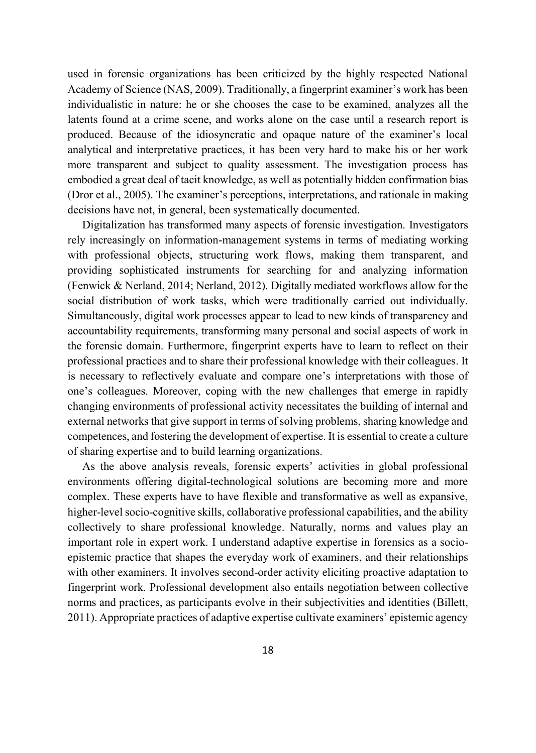used in forensic organizations has been criticized by the highly respected National Academy of Science (NAS, 2009). Traditionally, a fingerprint examiner's work has been individualistic in nature: he or she chooses the case to be examined, analyzes all the latents found at a crime scene, and works alone on the case until a research report is produced. Because of the idiosyncratic and opaque nature of the examiner's local analytical and interpretative practices, it has been very hard to make his or her work more transparent and subject to quality assessment. The investigation process has embodied a great deal of tacit knowledge, as well as potentially hidden confirmation bias (Dror et al., 2005). The examiner's perceptions, interpretations, and rationale in making decisions have not, in general, been systematically documented.

Digitalization has transformed many aspects of forensic investigation. Investigators rely increasingly on information-management systems in terms of mediating working with professional objects, structuring work flows, making them transparent, and providing sophisticated instruments for searching for and analyzing information (Fenwick & Nerland, 2014; Nerland, 2012). Digitally mediated workflows allow for the social distribution of work tasks, which were traditionally carried out individually. Simultaneously, digital work processes appear to lead to new kinds of transparency and accountability requirements, transforming many personal and social aspects of work in the forensic domain. Furthermore, fingerprint experts have to learn to reflect on their professional practices and to share their professional knowledge with their colleagues. It is necessary to reflectively evaluate and compare one's interpretations with those of one's colleagues. Moreover, coping with the new challenges that emerge in rapidly changing environments of professional activity necessitates the building of internal and external networks that give support in terms of solving problems, sharing knowledge and competences, and fostering the development of expertise. It is essential to create a culture of sharing expertise and to build learning organizations.

As the above analysis reveals, forensic experts' activities in global professional environments offering digital-technological solutions are becoming more and more complex. These experts have to have flexible and transformative as well as expansive, higher-level socio-cognitive skills, collaborative professional capabilities, and the ability collectively to share professional knowledge. Naturally, norms and values play an important role in expert work. I understand adaptive expertise in forensics as a socio-epistemic practice that shapes the everyday work of examiners, and their relationships with other examiners. It involves second-order activity eliciting proactive adaptation to fingerprint work. Professional development also entails negotiation between collective norms and practices, as participants evolve in their subjectivities and identities (Billett, 2011). Appropriate practices of adaptive expertise cultivate examiners' epistemic agency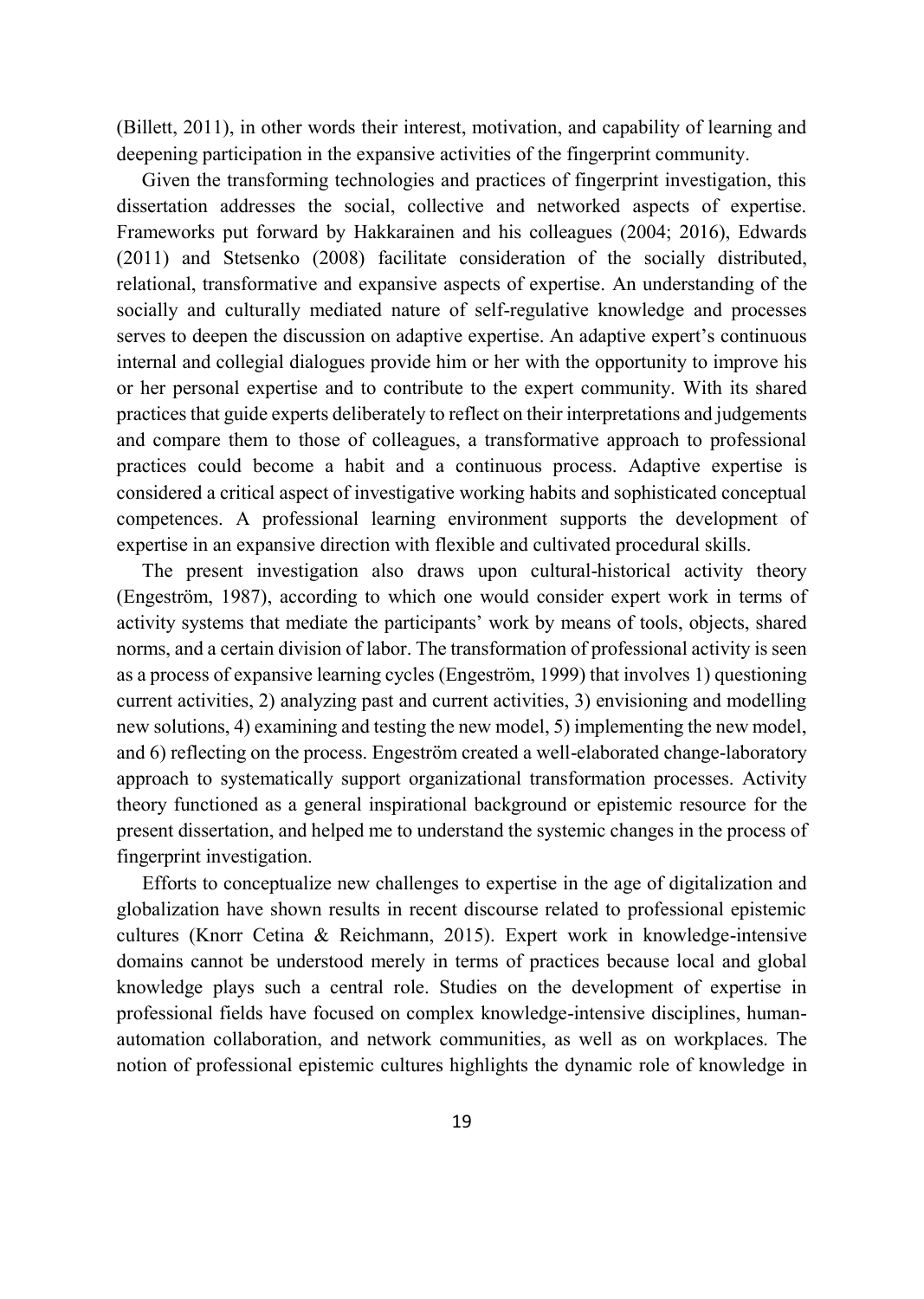(Billett, 2011), in other words their interest, motivation, and capability of learning and deepening participation in the expansive activities of the fingerprint community.

Given the transforming technologies and practices of fingerprint investigation, this dissertation addresses the social, collective and networked aspects of expertise. Frameworks put forward by Hakkarainen and his colleagues (2004; 2016), Edwards (2011) and Stetsenko (2008) facilitate consideration of the socially distributed, relational, transformative and expansive aspects of expertise. An understanding of the socially and culturally mediated nature of self-regulative knowledge and processes serves to deepen the discussion on adaptive expertise. An adaptive expert's continuous internal and collegial dialogues provide him or her with the opportunity to improve his or her personal expertise and to contribute to the expert community. With its shared practices that guide experts deliberately to reflect on their interpretations and judgements and compare them to those of colleagues, a transformative approach to professional practices could become a habit and a continuous process. Adaptive expertise is considered a critical aspect of investigative working habits and sophisticated conceptual competences. A professional learning environment supports the development of expertise in an expansive direction with flexible and cultivated procedural skills.

The present investigation also draws upon cultural-historical activity theory (Engeström, 1987), according to which one would consider expert work in terms of activity systems that mediate the participants' work by means of tools, objects, shared norms, and a certain division of labor. The transformation of professional activity is seen as a process of expansive learning cycles (Engeström, 1999) that involves 1) questioning current activities, 2) analyzing past and current activities, 3) envisioning and modelling new solutions, 4) examining and testing the new model, 5) implementing the new model, and 6) reflecting on the process. Engeström created a well-elaborated change-laboratory approach to systematically support organizational transformation processes. Activity theory functioned as a general inspirational background or epistemic resource for the present dissertation, and helped me to understand the systemic changes in the process of fingerprint investigation.

Efforts to conceptualize new challenges to expertise in the age of digitalization and globalization have shown results in recent discourse related to professional epistemic cultures (Knorr Cetina & Reichmann, 2015). Expert work in knowledge-intensive domains cannot be understood merely in terms of practices because local and global knowledge plays such a central role. Studies on the development of expertise in professional fields have focused on complex knowledge-intensive disciplines, human-automation collaboration, and network communities, as well as on workplaces. The notion of professional epistemic cultures highlights the dynamic role of knowledge in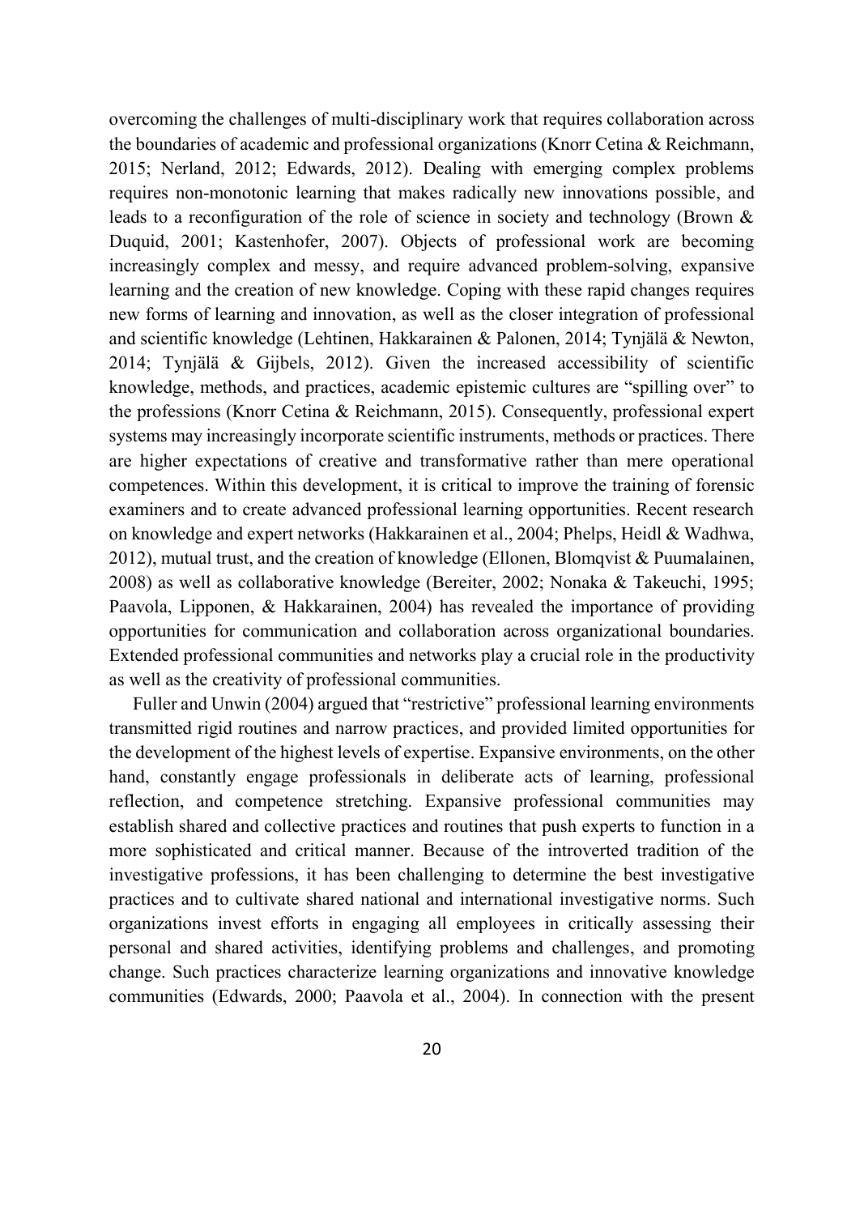overcoming the challenges of multi-disciplinary work that requires collaboration across the boundaries of academic and professional organizations (Knorr Cetina & Reichmann, 2015; Nerland, 2012; Edwards, 2012). Dealing with emerging complex problems requires non-monotonic learning that makes radically new innovations possible, and leads to a reconfiguration of the role of science in society and technology (Brown & Duquid, 2001; Kastenhofer, 2007). Objects of professional work are becoming increasingly complex and messy, and require advanced problem-solving, expansive learning and the creation of new knowledge. Coping with these rapid changes requires new forms of learning and innovation, as well as the closer integration of professional and scientific knowledge (Lehtinen, Hakkarainen & Palonen, 2014; Tynjälä & Newton, 2014; Tynjälä & Gijbels, 2012). Given the increased accessibility of scientific knowledge, methods, and practices, academic epistemic cultures are "spilling over" to the professions (Knorr Cetina & Reichmann, 2015). Consequently, professional expert systems may increasingly incorporate scientific instruments, methods or practices. There are higher expectations of creative and transformative rather than mere operational competences. Within this development, it is critical to improve the training of forensic examiners and to create advanced professional learning opportunities. Recent research on knowledge and expert networks (Hakkarainen et al., 2004; Phelps, Heidl & Wadhwa, 2012), mutual trust, and the creation of knowledge (Ellonen, Blomqvist & Puumalainen, 2008) as well as collaborative knowledge (Bereiter, 2002; Nonaka & Takeuchi, 1995; Paavola, Lipponen, & Hakkarainen, 2004) has revealed the importance of providing opportunities for communication and collaboration across organizational boundaries. Extended professional communities and networks play a crucial role in the productivity as well as the creativity of professional communities.

Fuller and Unwin (2004) argued that "restrictive" professional learning environments transmitted rigid routines and narrow practices, and provided limited opportunities for the development of the highest levels of expertise. Expansive environments, on the other hand, constantly engage professionals in deliberate acts of learning, professional reflection, and competence stretching. Expansive professional communities may establish shared and collective practices and routines that push experts to function in a more sophisticated and critical manner. Because of the introverted tradition of the investigative professions, it has been challenging to determine the best investigative practices and to cultivate shared national and international investigative norms. Such organizations invest efforts in engaging all employees in critically assessing their personal and shared activities, identifying problems and challenges, and promoting change. Such practices characterize learning organizations and innovative knowledge communities (Edwards, 2000; Paavola et al., 2004). In connection with the present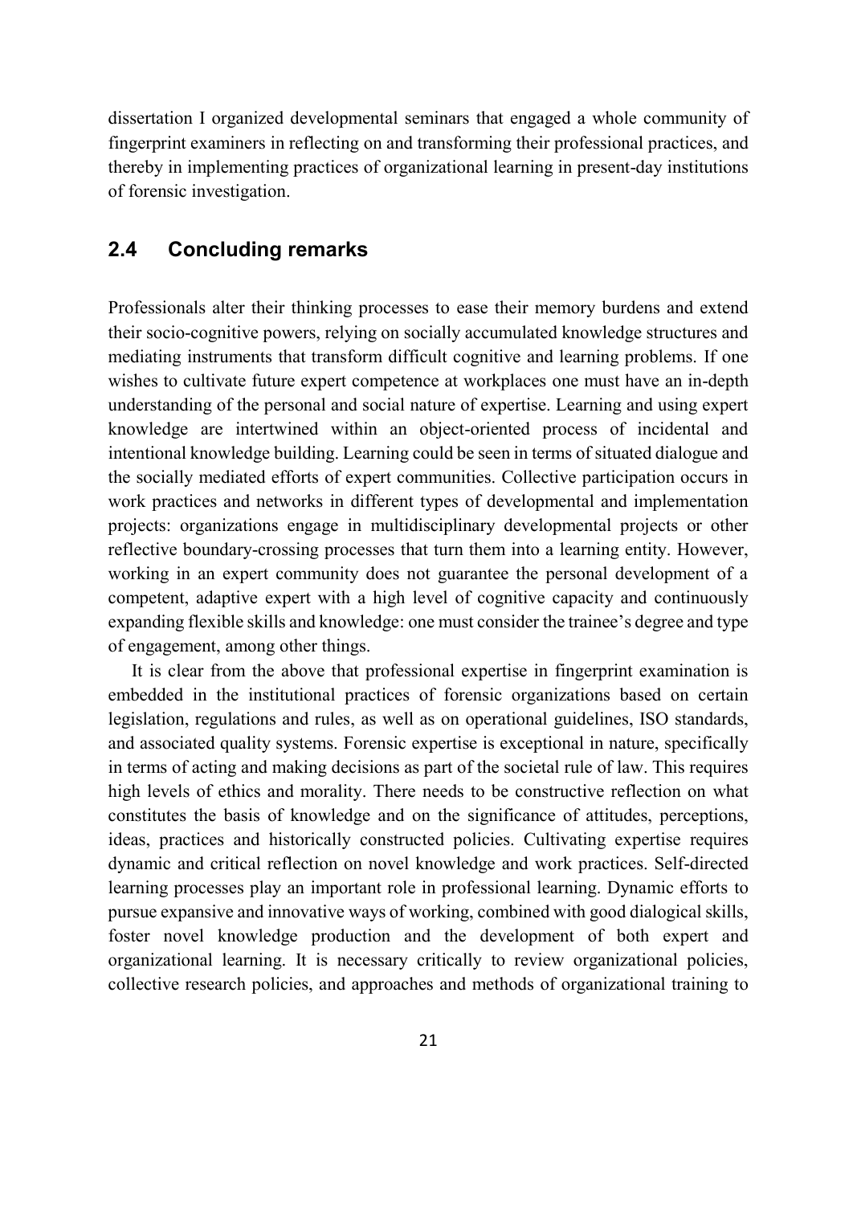dissertation I organized developmental seminars that engaged a whole community of fingerprint examiners in reflecting on and transforming their professional practices, and thereby in implementing practices of organizational learning in present-day institutions of forensic investigation.

## 2.4 Concluding remarks

Professionals alter their thinking processes to ease their memory burdens and extend their socio-cognitive powers, relying on socially accumulated knowledge structures and mediating instruments that transform difficult cognitive and learning problems. If one wishes to cultivate future expert competence at workplaces one must have an in-depth understanding of the personal and social nature of expertise. Learning and using expert knowledge are intertwined within an object-oriented process of incidental and intentional knowledge building. Learning could be seen in terms of situated dialogue and the socially mediated efforts of expert communities. Collective participation occurs in work practices and networks in different types of developmental and implementation projects: organizations engage in multidisciplinary developmental projects or other reflective boundary-crossing processes that turn them into a learning entity. However, working in an expert community does not guarantee the personal development of a competent, adaptive expert with a high level of cognitive capacity and continuously expanding flexible skills and knowledge: one must consider the trainee's degree and type of engagement, among other things.

It is clear from the above that professional expertise in fingerprint examination is embedded in the institutional practices of forensic organizations based on certain legislation, regulations and rules, as well as on operational guidelines, ISO standards, and associated quality systems. Forensic expertise is exceptional in nature, specifically in terms of acting and making decisions as part of the societal rule of law. This requires high levels of ethics and morality. There needs to be constructive reflection on what constitutes the basis of knowledge and on the significance of attitudes, perceptions, ideas, practices and historically constructed policies. Cultivating expertise requires dynamic and critical reflection on novel knowledge and work practices. Self-directed learning processes play an important role in professional learning. Dynamic efforts to pursue expansive and innovative ways of working, combined with good dialogical skills, foster novel knowledge production and the development of both expert and organizational learning. It is necessary critically to review organizational policies, collective research policies, and approaches and methods of organizational training to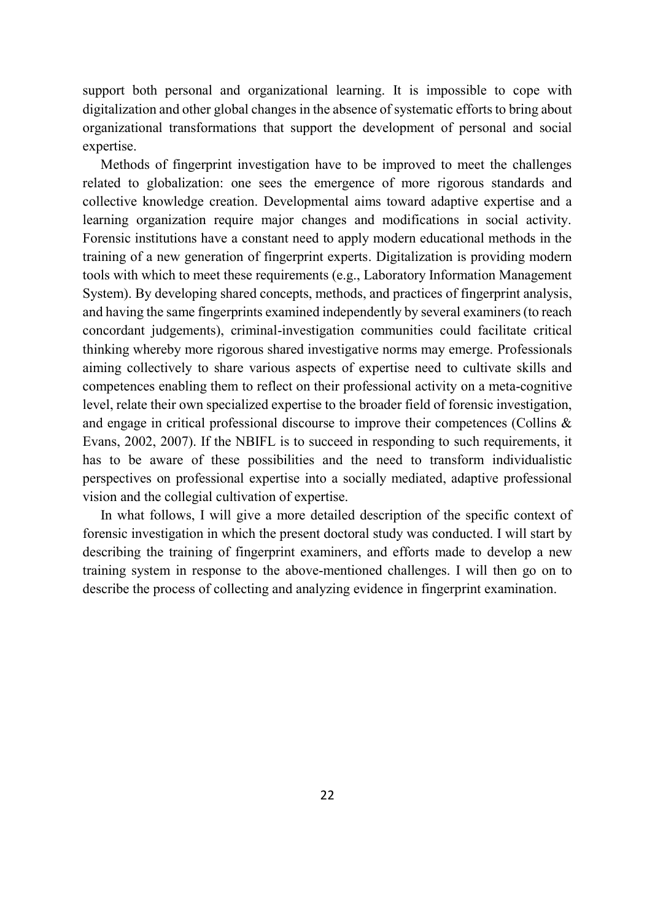support both personal and organizational learning. It is impossible to cope with digitalization and other global changes in the absence of systematic efforts to bring about organizational transformations that support the development of personal and social expertise.

Methods of fingerprint investigation have to be improved to meet the challenges related to globalization: one sees the emergence of more rigorous standards and collective knowledge creation. Developmental aims toward adaptive expertise and a learning organization require major changes and modifications in social activity. Forensic institutions have a constant need to apply modern educational methods in the training of a new generation of fingerprint experts. Digitalization is providing modern tools with which to meet these requirements (e.g., Laboratory Information Management System). By developing shared concepts, methods, and practices of fingerprint analysis, and having the same fingerprints examined independently by several examiners (to reach concordant judgements), criminal-investigation communities could facilitate critical thinking whereby more rigorous shared investigative norms may emerge. Professionals aiming collectively to share various aspects of expertise need to cultivate skills and competences enabling them to reflect on their professional activity on a meta-cognitive level, relate their own specialized expertise to the broader field of forensic investigation, and engage in critical professional discourse to improve their competences (Collins & Evans, 2002, 2007). If the NBIFL is to succeed in responding to such requirements, it has to be aware of these possibilities and the need to transform individualistic perspectives on professional expertise into a socially mediated, adaptive professional vision and the collegial cultivation of expertise.

In what follows, I will give a more detailed description of the specific context of forensic investigation in which the present doctoral study was conducted. I will start by describing the training of fingerprint examiners, and efforts made to develop a new training system in response to the above-mentioned challenges. I will then go on to describe the process of collecting and analyzing evidence in fingerprint examination.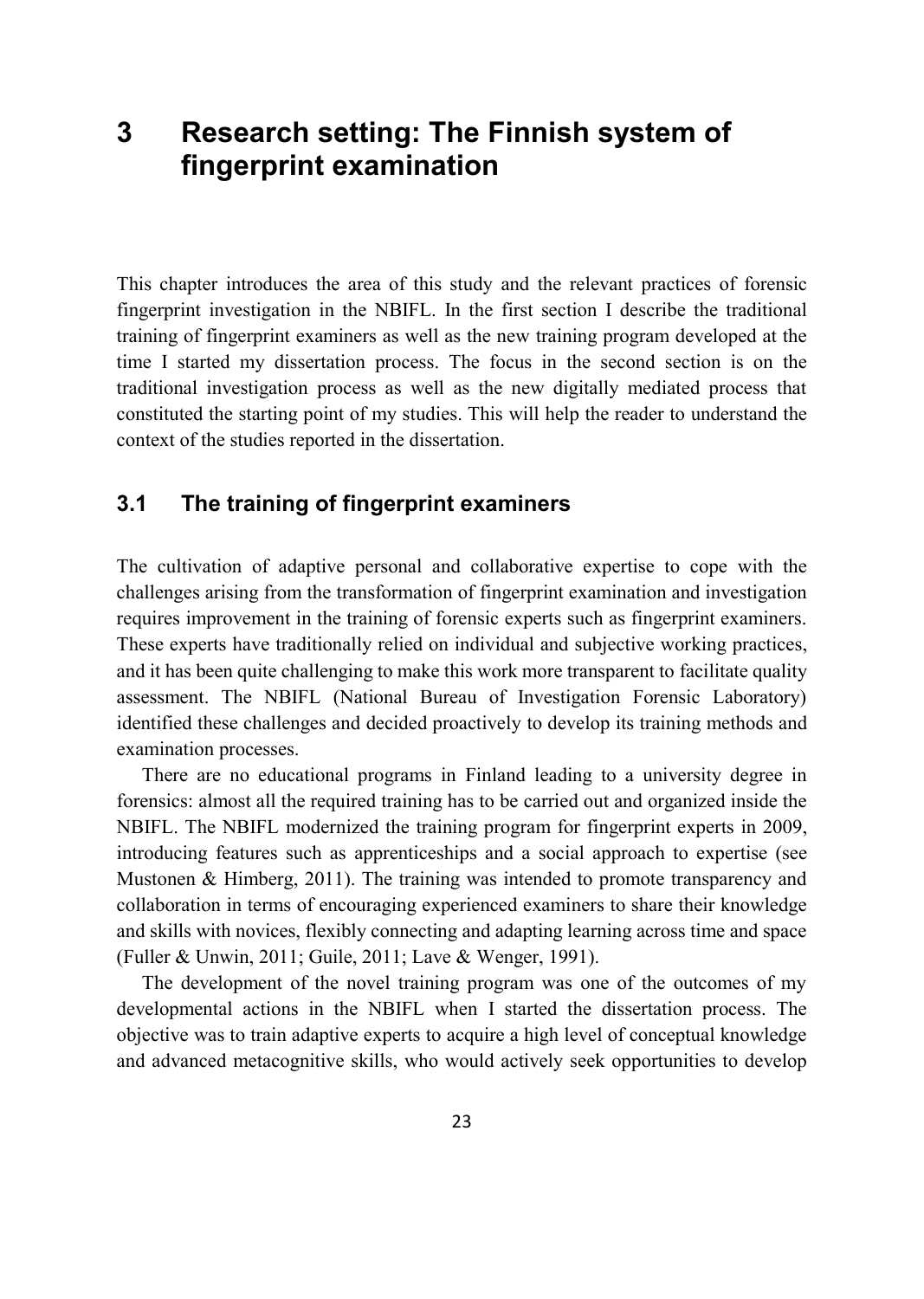# 3 Research setting: The Finnish system of fingerprint examination

This chapter introduces the area of this study and the relevant practices of forensic fingerprint investigation in the NBIFL. In the first section I describe the traditional training of fingerprint examiners as well as the new training program developed at the time I started my dissertation process. The focus in the second section is on the traditional investigation process as well as the new digitally mediated process that constituted the starting point of my studies. This will help the reader to understand the context of the studies reported in the dissertation.

## 3.1 The training of fingerprint examiners

The cultivation of adaptive personal and collaborative expertise to cope with the challenges arising from the transformation of fingerprint examination and investigation requires improvement in the training of forensic experts such as fingerprint examiners. These experts have traditionally relied on individual and subjective working practices, and it has been quite challenging to make this work more transparent to facilitate quality assessment. The NBIFL (National Bureau of Investigation Forensic Laboratory) identified these challenges and decided proactively to develop its training methods and examination processes.

There are no educational programs in Finland leading to a university degree in forensics: almost all the required training has to be carried out and organized inside the NBIFL. The NBIFL modernized the training program for fingerprint experts in 2009, introducing features such as apprenticeships and a social approach to expertise (see Mustonen & Himberg, 2011). The training was intended to promote transparency and collaboration in terms of encouraging experienced examiners to share their knowledge and skills with novices, flexibly connecting and adapting learning across time and space (Fuller & Unwin, 2011; Guile, 2011; Lave & Wenger, 1991).

The development of the novel training program was one of the outcomes of my developmental actions in the NBIFL when I started the dissertation process. The objective was to train adaptive experts to acquire a high level of conceptual knowledge and advanced metacognitive skills, who would actively seek opportunities to develop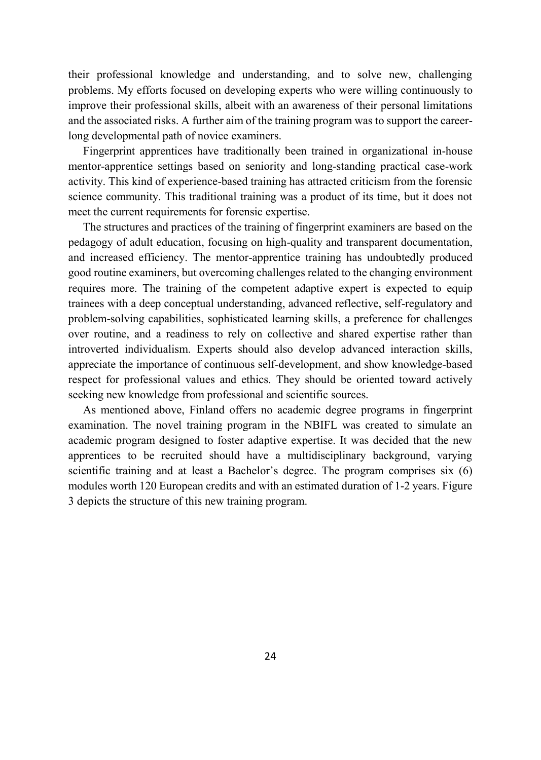their professional knowledge and understanding, and to solve new, challenging problems. My efforts focused on developing experts who were willing continuously to improve their professional skills, albeit with an awareness of their personal limitations and the associated risks. A further aim of the training program was to support the career-long developmental path of novice examiners.

Fingerprint apprentices have traditionally been trained in organizational in-house mentor-apprentice settings based on seniority and long-standing practical case-work activity. This kind of experience-based training has attracted criticism from the forensic science community. This traditional training was a product of its time, but it does not meet the current requirements for forensic expertise.

The structures and practices of the training of fingerprint examiners are based on the pedagogy of adult education, focusing on high-quality and transparent documentation, and increased efficiency. The mentor-apprentice training has undoubtedly produced good routine examiners, but overcoming challenges related to the changing environment requires more. The training of the competent adaptive expert is expected to equip trainees with a deep conceptual understanding, advanced reflective, self-regulatory and problem-solving capabilities, sophisticated learning skills, a preference for challenges over routine, and a readiness to rely on collective and shared expertise rather than introverted individualism. Experts should also develop advanced interaction skills, appreciate the importance of continuous self-development, and show knowledge-based respect for professional values and ethics. They should be oriented toward actively seeking new knowledge from professional and scientific sources.

As mentioned above, Finland offers no academic degree programs in fingerprint examination. The novel training program in the NBIFL was created to simulate an academic program designed to foster adaptive expertise. It was decided that the new apprentices to be recruited should have a multidisciplinary background, varying scientific training and at least a Bachelor's degree. The program comprises six (6) modules worth 120 European credits and with an estimated duration of 1-2 years. Figure 3 depicts the structure of this new training program.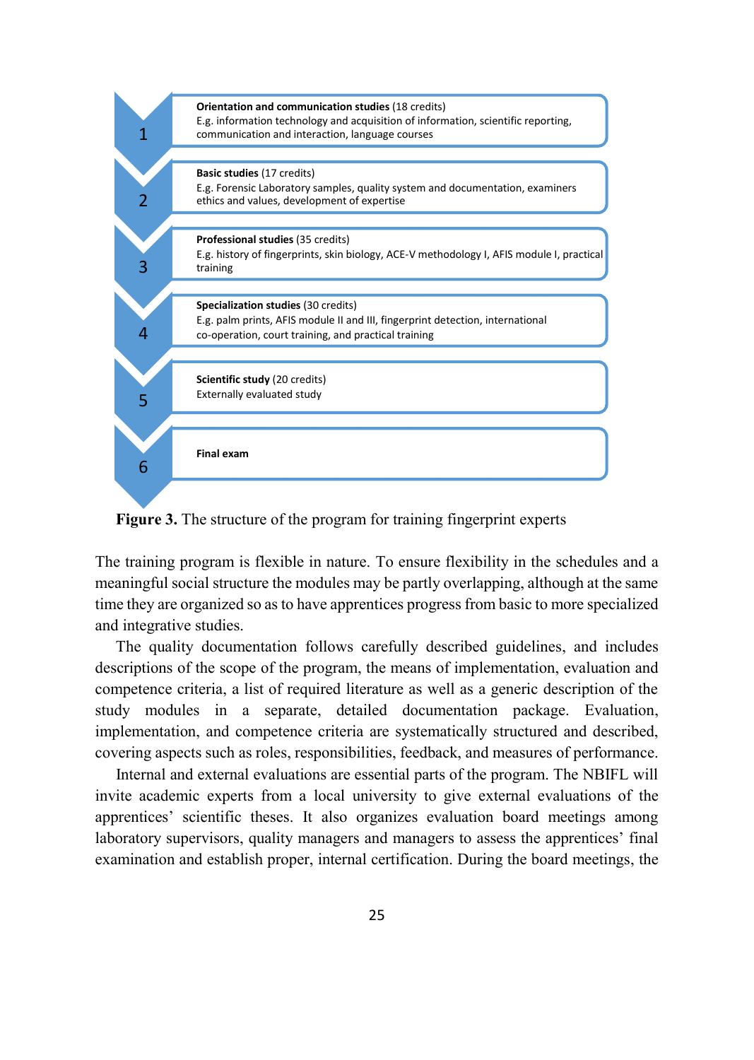1. **Orientation and communication studies** (18 credits)
   E.g. information technology and acquisition of information, scientific reporting, communication and interaction, language courses

2. **Basic studies** (17 credits)
   E.g. Forensic Laboratory samples, quality system and documentation, examiners ethics and values, development of expertise

3. **Professional studies** (35 credits)
   E.g. history of fingerprints, skin biology, ACE-V methodology I, AFIS module I, practical training

4. **Specialization studies** (30 credits)
   E.g. palm prints, AFIS module II and III, fingerprint detection, international co-operation, court training, and practical training

5. **Scientific study** (20 credits)
   Externally evaluated study

6. **Final exam**

**Figure 3.** The structure of the program for training fingerprint experts

The training program is flexible in nature. To ensure flexibility in the schedules and a meaningful social structure the modules may be partly overlapping, although at the same time they are organized so as to have apprentices progress from basic to more specialized and integrative studies.

The quality documentation follows carefully described guidelines, and includes descriptions of the scope of the program, the means of implementation, evaluation and competence criteria, a list of required literature as well as a generic description of the study modules in a separate, detailed documentation package. Evaluation, implementation, and competence criteria are systematically structured and described, covering aspects such as roles, responsibilities, feedback, and measures of performance.

Internal and external evaluations are essential parts of the program. The NBIFL will invite academic experts from a local university to give external evaluations of the apprentices' scientific theses. It also organizes evaluation board meetings among laboratory supervisors, quality managers and managers to assess the apprentices' final examination and establish proper, internal certification. During the board meetings, the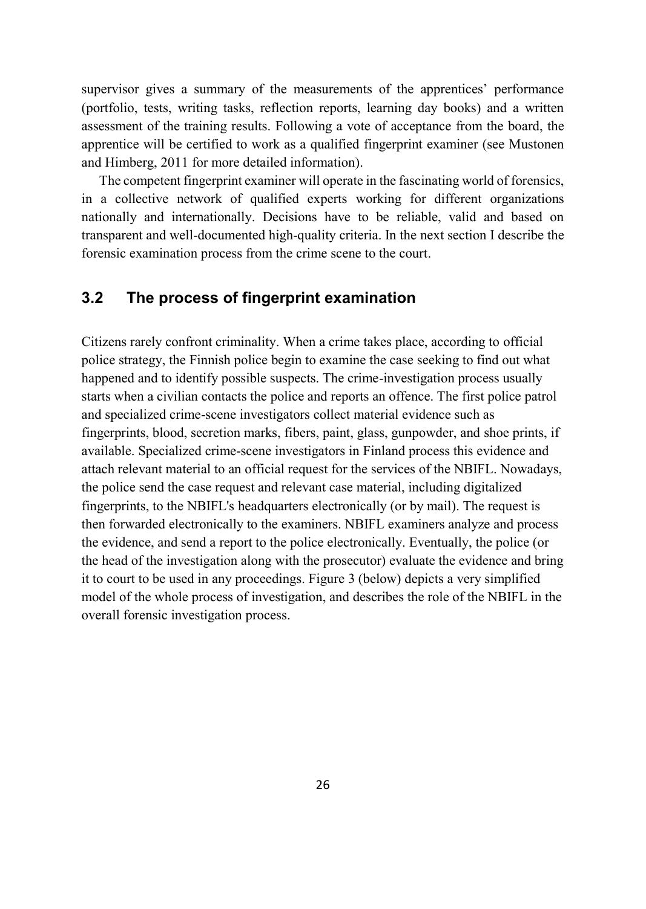supervisor gives a summary of the measurements of the apprentices' performance (portfolio, tests, writing tasks, reflection reports, learning day books) and a written assessment of the training results. Following a vote of acceptance from the board, the apprentice will be certified to work as a qualified fingerprint examiner (see Mustonen and Himberg, 2011 for more detailed information).

The competent fingerprint examiner will operate in the fascinating world of forensics, in a collective network of qualified experts working for different organizations nationally and internationally. Decisions have to be reliable, valid and based on transparent and well-documented high-quality criteria. In the next section I describe the forensic examination process from the crime scene to the court.

## 3.2 The process of fingerprint examination

Citizens rarely confront criminality. When a crime takes place, according to official police strategy, the Finnish police begin to examine the case seeking to find out what happened and to identify possible suspects. The crime-investigation process usually starts when a civilian contacts the police and reports an offence. The first police patrol and specialized crime-scene investigators collect material evidence such as fingerprints, blood, secretion marks, fibers, paint, glass, gunpowder, and shoe prints, if available. Specialized crime-scene investigators in Finland process this evidence and attach relevant material to an official request for the services of the NBIFL. Nowadays, the police send the case request and relevant case material, including digitalized fingerprints, to the NBIFL's headquarters electronically (or by mail). The request is then forwarded electronically to the examiners. NBIFL examiners analyze and process the evidence, and send a report to the police electronically. Eventually, the police (or the head of the investigation along with the prosecutor) evaluate the evidence and bring it to court to be used in any proceedings. Figure 3 (below) depicts a very simplified model of the whole process of investigation, and describes the role of the NBIFL in the overall forensic investigation process.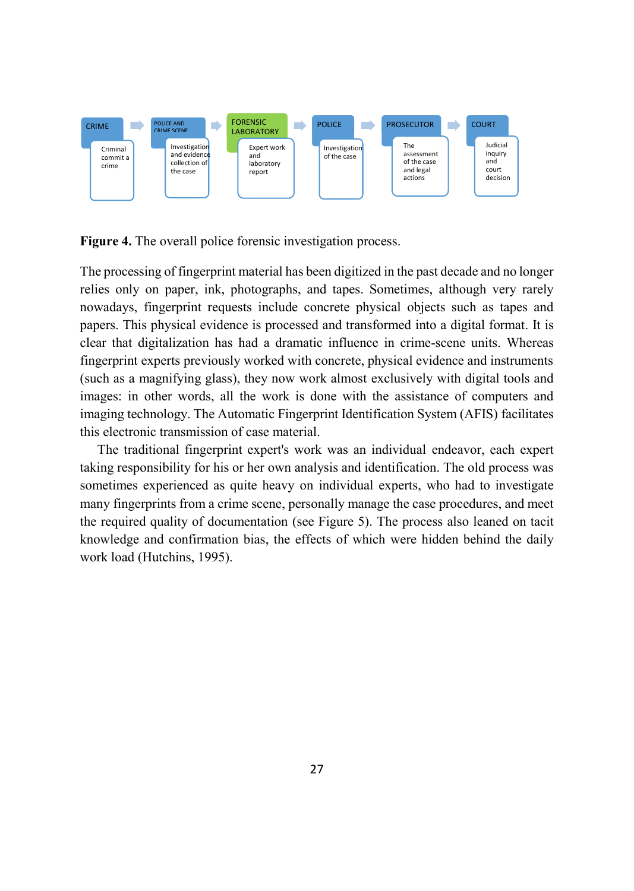| CRIME | POLICE AND CRIME SCENE | FORENSIC LABORATORY | POLICE | PROSECUTOR | COURT |
|---|---|---|---|---|---|
| Criminal commit a crime | Investigation and evidence collection of the case | Expert work and laboratory report | Investigation of the case | The assessment of the case and legal actions | Judicial inquiry and court decision |

**Figure 4.** The overall police forensic investigation process.

The processing of fingerprint material has been digitized in the past decade and no longer relies only on paper, ink, photographs, and tapes. Sometimes, although very rarely nowadays, fingerprint requests include concrete physical objects such as tapes and papers. This physical evidence is processed and transformed into a digital format. It is clear that digitalization has had a dramatic influence in crime-scene units. Whereas fingerprint experts previously worked with concrete, physical evidence and instruments (such as a magnifying glass), they now work almost exclusively with digital tools and images: in other words, all the work is done with the assistance of computers and imaging technology. The Automatic Fingerprint Identification System (AFIS) facilitates this electronic transmission of case material.

The traditional fingerprint expert's work was an individual endeavor, each expert taking responsibility for his or her own analysis and identification. The old process was sometimes experienced as quite heavy on individual experts, who had to investigate many fingerprints from a crime scene, personally manage the case procedures, and meet the required quality of documentation (see Figure 5). The process also leaned on tacit knowledge and confirmation bias, the effects of which were hidden behind the daily work load (Hutchins, 1995).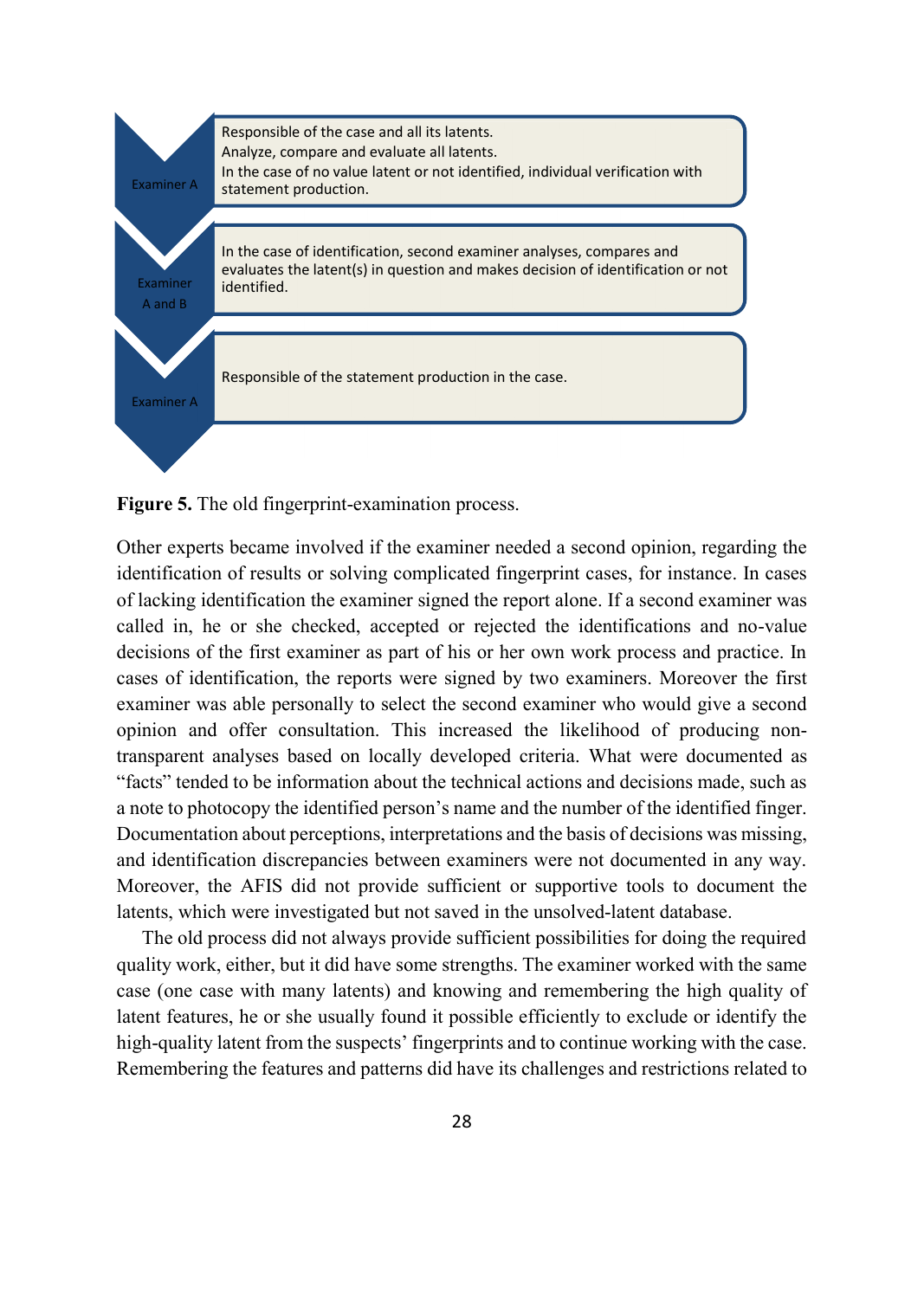| | |
|---|---|
| Examiner A | Responsible of the case and all its latents.<br>Analyze, compare and evaluate all latents.<br>In the case of no value latent or not identified, individual verification with statement production. |
| Examiner A and B | In the case of identification, second examiner analyses, compares and evaluates the latent(s) in question and makes decision of identification or not identified. |
| Examiner A | Responsible of the statement production in the case. |

**Figure 5.** The old fingerprint-examination process.

Other experts became involved if the examiner needed a second opinion, regarding the identification of results or solving complicated fingerprint cases, for instance. In cases of lacking identification the examiner signed the report alone. If a second examiner was called in, he or she checked, accepted or rejected the identifications and no-value decisions of the first examiner as part of his or her own work process and practice. In cases of identification, the reports were signed by two examiners. Moreover the first examiner was able personally to select the second examiner who would give a second opinion and offer consultation. This increased the likelihood of producing non-transparent analyses based on locally developed criteria. What were documented as "facts" tended to be information about the technical actions and decisions made, such as a note to photocopy the identified person's name and the number of the identified finger. Documentation about perceptions, interpretations and the basis of decisions was missing, and identification discrepancies between examiners were not documented in any way. Moreover, the AFIS did not provide sufficient or supportive tools to document the latents, which were investigated but not saved in the unsolved-latent database.

The old process did not always provide sufficient possibilities for doing the required quality work, either, but it did have some strengths. The examiner worked with the same case (one case with many latents) and knowing and remembering the high quality of latent features, he or she usually found it possible efficiently to exclude or identify the high-quality latent from the suspects' fingerprints and to continue working with the case. Remembering the features and patterns did have its challenges and restrictions related to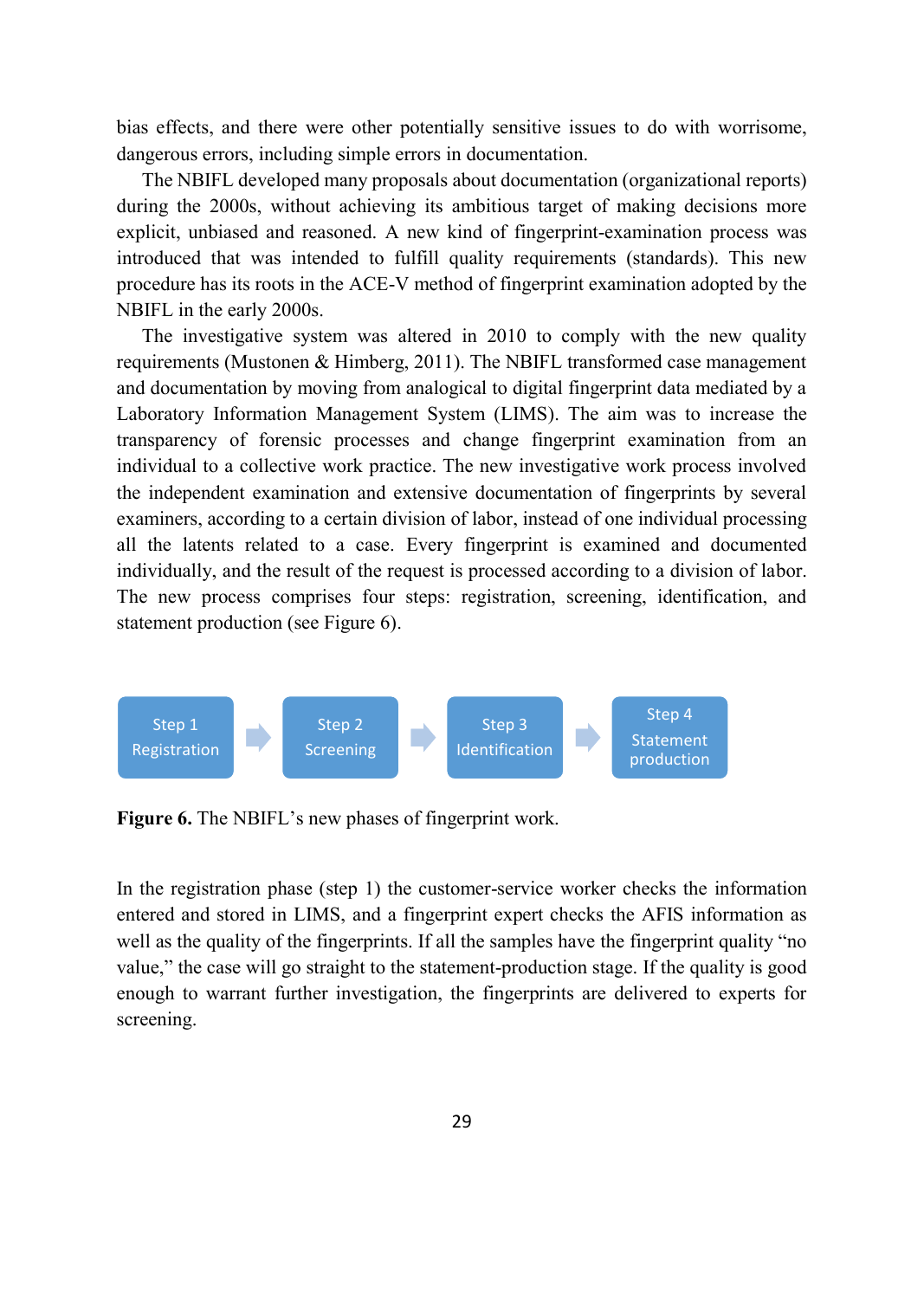bias effects, and there were other potentially sensitive issues to do with worrisome, dangerous errors, including simple errors in documentation.

The NBIFL developed many proposals about documentation (organizational reports) during the 2000s, without achieving its ambitious target of making decisions more explicit, unbiased and reasoned. A new kind of fingerprint-examination process was introduced that was intended to fulfill quality requirements (standards). This new procedure has its roots in the ACE-V method of fingerprint examination adopted by the NBIFL in the early 2000s.

The investigative system was altered in 2010 to comply with the new quality requirements (Mustonen & Himberg, 2011). The NBIFL transformed case management and documentation by moving from analogical to digital fingerprint data mediated by a Laboratory Information Management System (LIMS). The aim was to increase the transparency of forensic processes and change fingerprint examination from an individual to a collective work practice. The new investigative work process involved the independent examination and extensive documentation of fingerprints by several examiners, according to a certain division of labor, instead of one individual processing all the latents related to a case. Every fingerprint is examined and documented individually, and the result of the request is processed according to a division of labor. The new process comprises four steps: registration, screening, identification, and statement production (see Figure 6).

Step 1 Registration → Step 2 Screening → Step 3 Identification → Step 4 Statement production

**Figure 6.** The NBIFL's new phases of fingerprint work.

In the registration phase (step 1) the customer-service worker checks the information entered and stored in LIMS, and a fingerprint expert checks the AFIS information as well as the quality of the fingerprints. If all the samples have the fingerprint quality "no value," the case will go straight to the statement-production stage. If the quality is good enough to warrant further investigation, the fingerprints are delivered to experts for screening.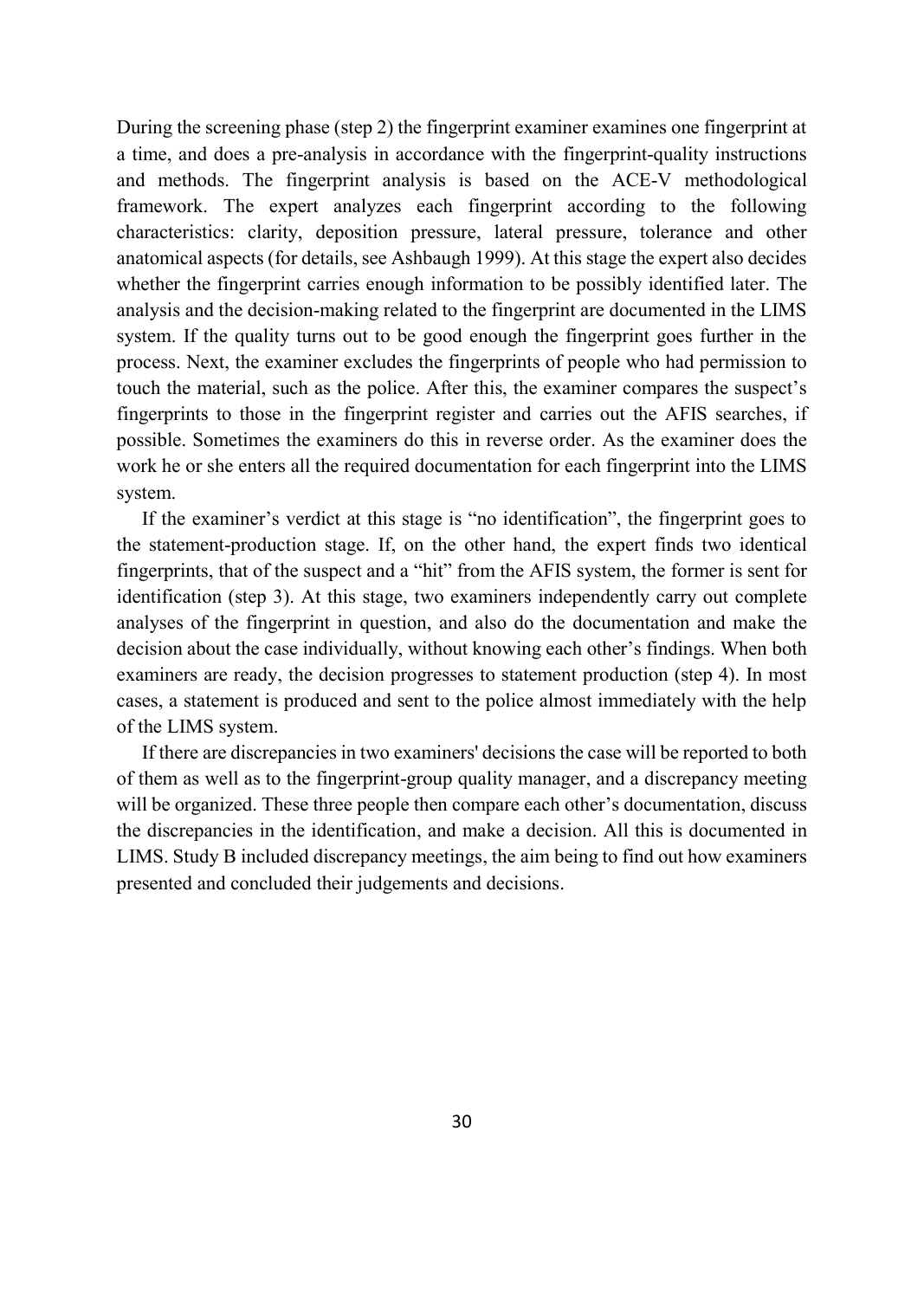During the screening phase (step 2) the fingerprint examiner examines one fingerprint at a time, and does a pre-analysis in accordance with the fingerprint-quality instructions and methods. The fingerprint analysis is based on the ACE-V methodological framework. The expert analyzes each fingerprint according to the following characteristics: clarity, deposition pressure, lateral pressure, tolerance and other anatomical aspects (for details, see Ashbaugh 1999). At this stage the expert also decides whether the fingerprint carries enough information to be possibly identified later. The analysis and the decision-making related to the fingerprint are documented in the LIMS system. If the quality turns out to be good enough the fingerprint goes further in the process. Next, the examiner excludes the fingerprints of people who had permission to touch the material, such as the police. After this, the examiner compares the suspect's fingerprints to those in the fingerprint register and carries out the AFIS searches, if possible. Sometimes the examiners do this in reverse order. As the examiner does the work he or she enters all the required documentation for each fingerprint into the LIMS system.

If the examiner's verdict at this stage is "no identification", the fingerprint goes to the statement-production stage. If, on the other hand, the expert finds two identical fingerprints, that of the suspect and a "hit" from the AFIS system, the former is sent for identification (step 3). At this stage, two examiners independently carry out complete analyses of the fingerprint in question, and also do the documentation and make the decision about the case individually, without knowing each other's findings. When both examiners are ready, the decision progresses to statement production (step 4). In most cases, a statement is produced and sent to the police almost immediately with the help of the LIMS system.

If there are discrepancies in two examiners' decisions the case will be reported to both of them as well as to the fingerprint-group quality manager, and a discrepancy meeting will be organized. These three people then compare each other's documentation, discuss the discrepancies in the identification, and make a decision. All this is documented in LIMS. Study B included discrepancy meetings, the aim being to find out how examiners presented and concluded their judgements and decisions.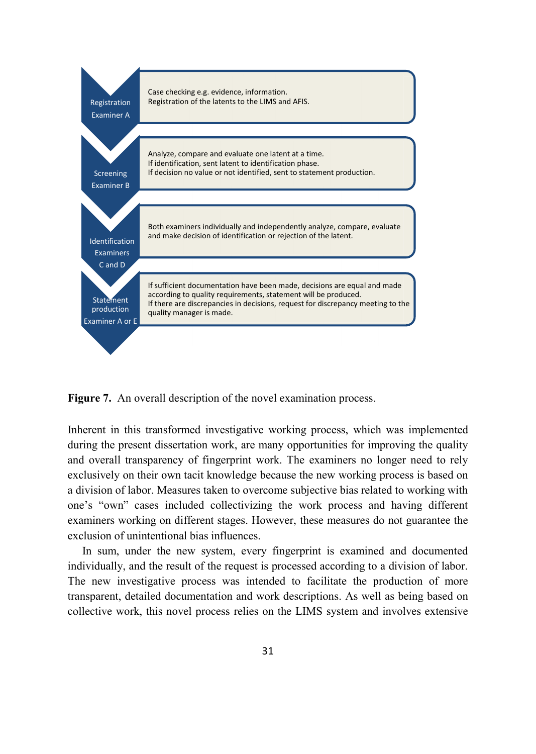| Stage | Description |
|---|---|
| Registration Examiner A | Case checking e.g. evidence, information. Registration of the latents to the LIMS and AFIS. |
| Screening Examiner B | Analyze, compare and evaluate one latent at a time. If identification, sent latent to identification phase. If decision no value or not identified, sent to statement production. |
| Identification Examiners C and D | Both examiners individually and independently analyze, compare, evaluate and make decision of identification or rejection of the latent. |
| Statement production Examiner A or E | If sufficient documentation have been made, decisions are equal and made according to quality requirements, statement will be produced. If there are discrepancies in decisions, request for discrepancy meeting to the quality manager is made. |

**Figure 7.** An overall description of the novel examination process.

Inherent in this transformed investigative working process, which was implemented during the present dissertation work, are many opportunities for improving the quality and overall transparency of fingerprint work. The examiners no longer need to rely exclusively on their own tacit knowledge because the new working process is based on a division of labor. Measures taken to overcome subjective bias related to working with one's "own" cases included collectivizing the work process and having different examiners working on different stages. However, these measures do not guarantee the exclusion of unintentional bias influences.

In sum, under the new system, every fingerprint is examined and documented individually, and the result of the request is processed according to a division of labor. The new investigative process was intended to facilitate the production of more transparent, detailed documentation and work descriptions. As well as being based on collective work, this novel process relies on the LIMS system and involves extensive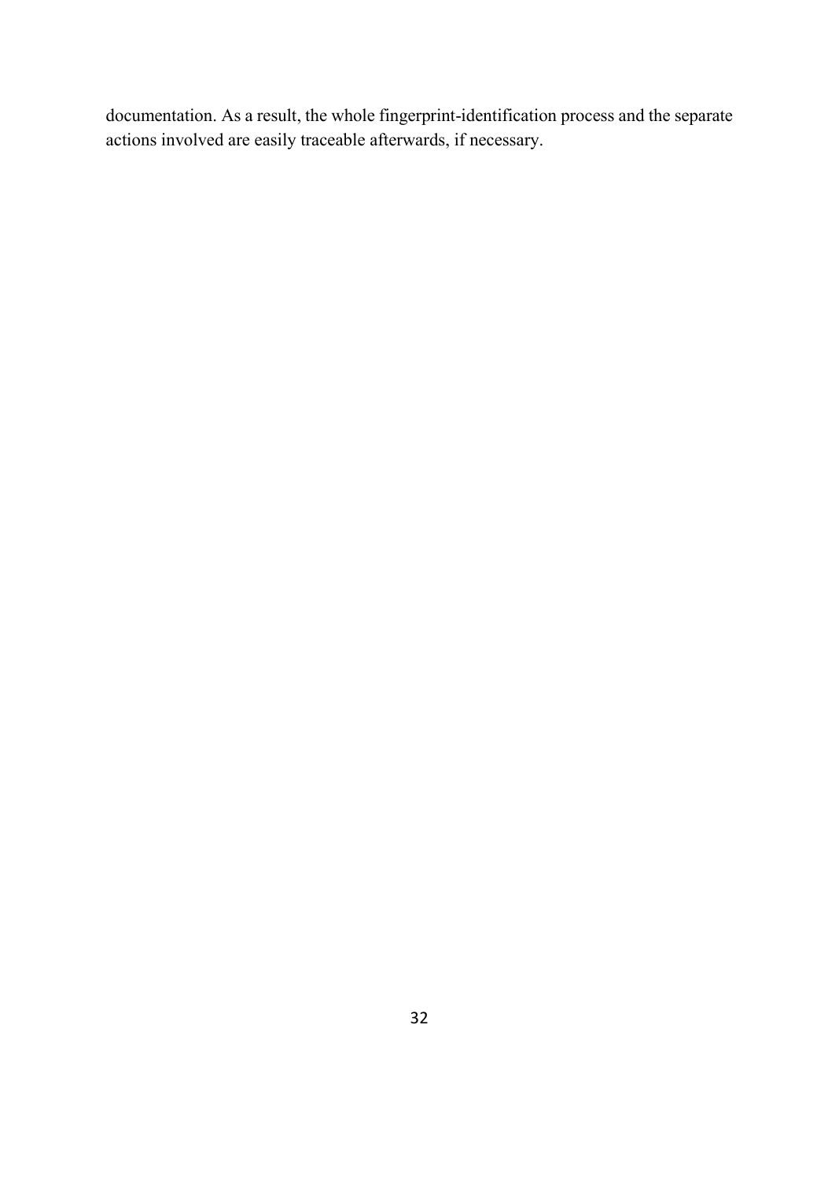documentation. As a result, the whole fingerprint-identification process and the separate actions involved are easily traceable afterwards, if necessary.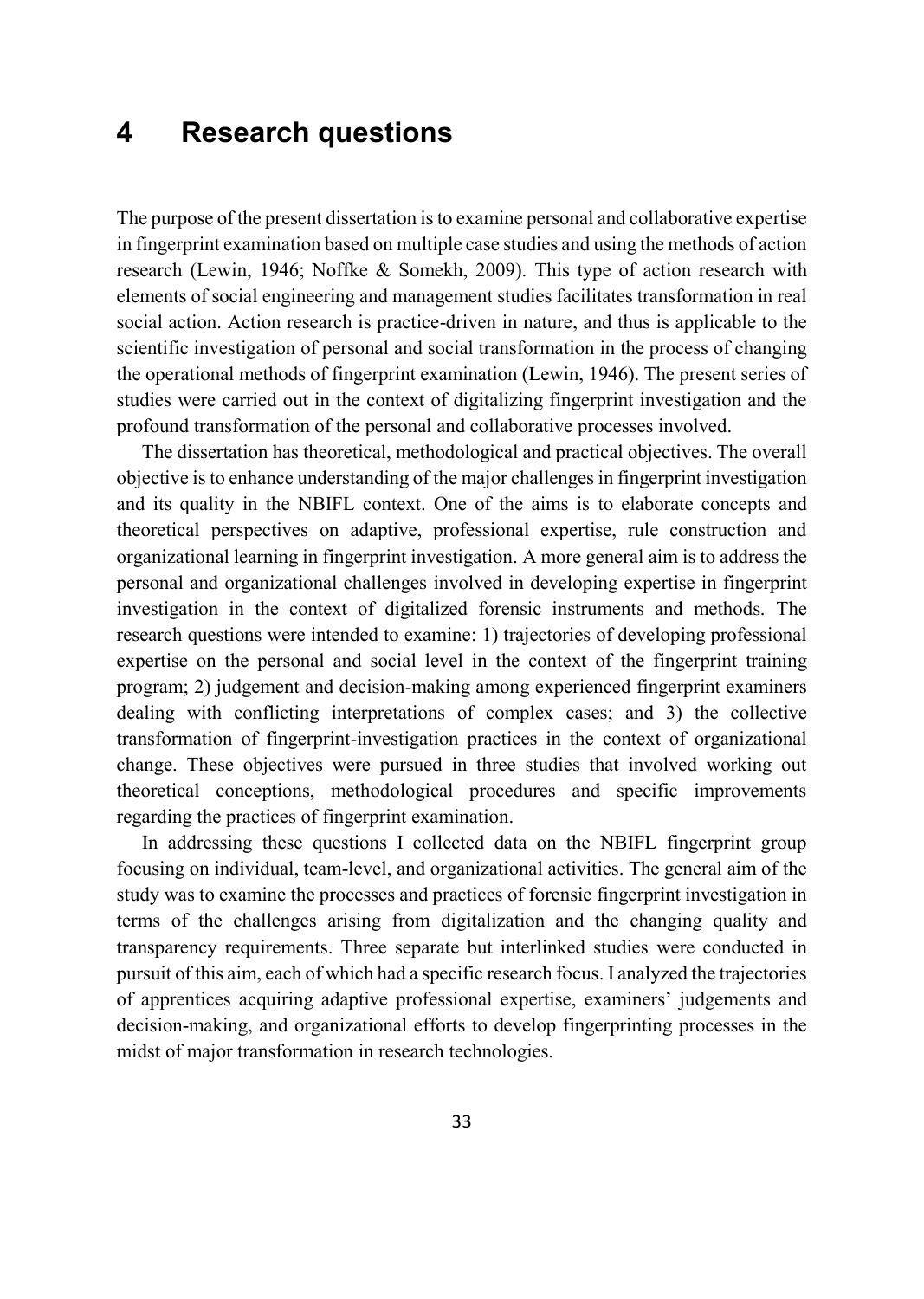# 4 Research questions

The purpose of the present dissertation is to examine personal and collaborative expertise in fingerprint examination based on multiple case studies and using the methods of action research (Lewin, 1946; Noffke & Somekh, 2009). This type of action research with elements of social engineering and management studies facilitates transformation in real social action. Action research is practice-driven in nature, and thus is applicable to the scientific investigation of personal and social transformation in the process of changing the operational methods of fingerprint examination (Lewin, 1946). The present series of studies were carried out in the context of digitalizing fingerprint investigation and the profound transformation of the personal and collaborative processes involved.

The dissertation has theoretical, methodological and practical objectives. The overall objective is to enhance understanding of the major challenges in fingerprint investigation and its quality in the NBIFL context. One of the aims is to elaborate concepts and theoretical perspectives on adaptive, professional expertise, rule construction and organizational learning in fingerprint investigation. A more general aim is to address the personal and organizational challenges involved in developing expertise in fingerprint investigation in the context of digitalized forensic instruments and methods. The research questions were intended to examine: 1) trajectories of developing professional expertise on the personal and social level in the context of the fingerprint training program; 2) judgement and decision-making among experienced fingerprint examiners dealing with conflicting interpretations of complex cases; and 3) the collective transformation of fingerprint-investigation practices in the context of organizational change. These objectives were pursued in three studies that involved working out theoretical conceptions, methodological procedures and specific improvements regarding the practices of fingerprint examination.

In addressing these questions I collected data on the NBIFL fingerprint group focusing on individual, team-level, and organizational activities. The general aim of the study was to examine the processes and practices of forensic fingerprint investigation in terms of the challenges arising from digitalization and the changing quality and transparency requirements. Three separate but interlinked studies were conducted in pursuit of this aim, each of which had a specific research focus. I analyzed the trajectories of apprentices acquiring adaptive professional expertise, examiners' judgements and decision-making, and organizational efforts to develop fingerprinting processes in the midst of major transformation in research technologies.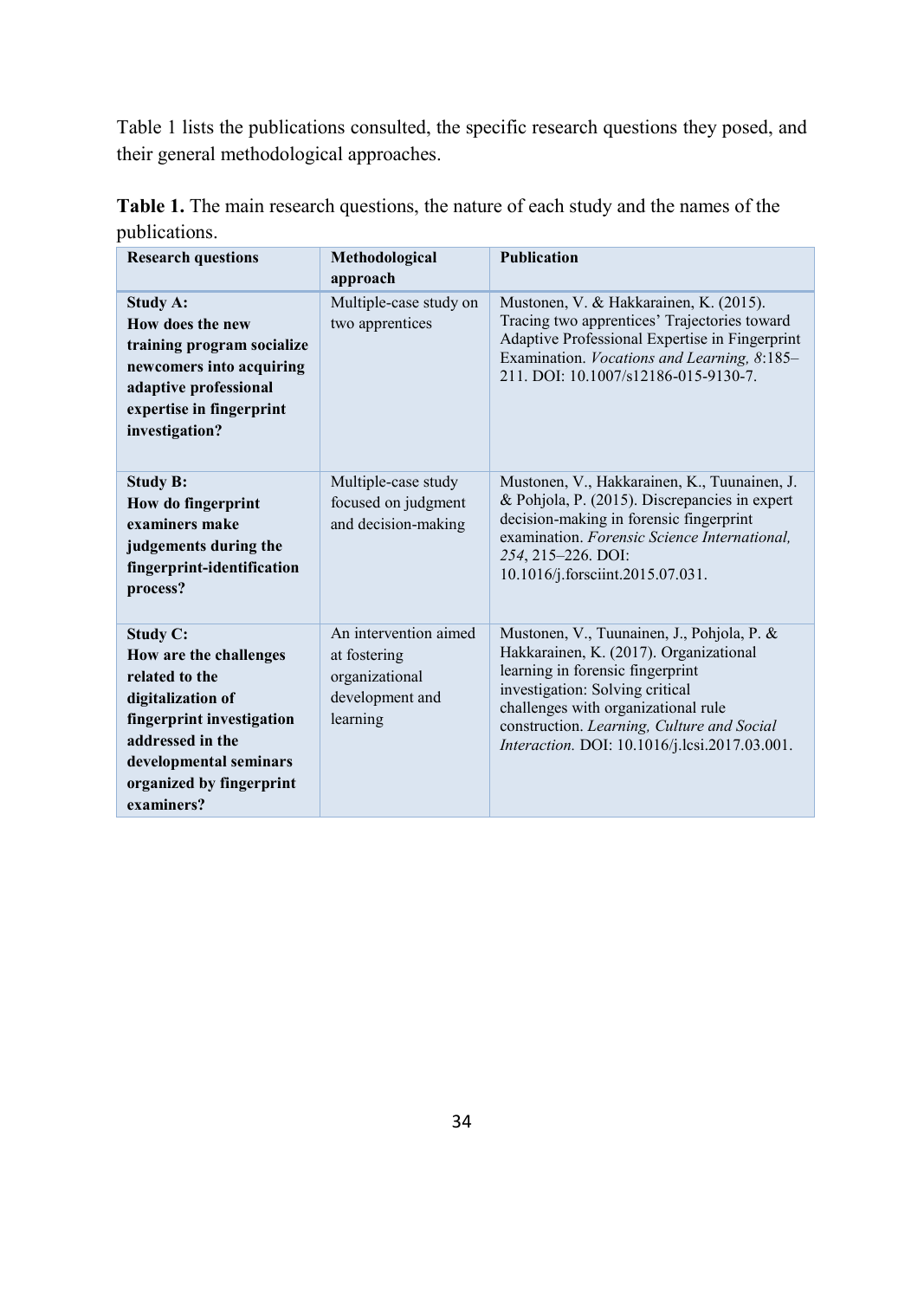Table 1 lists the publications consulted, the specific research questions they posed, and their general methodological approaches.

**Table 1.** The main research questions, the nature of each study and the names of the publications.

| Research questions | Methodological approach | Publication |
|---|---|---|
| **Study A: How does the new training program socialize newcomers into acquiring adaptive professional expertise in fingerprint investigation?** | Multiple-case study on two apprentices | Mustonen, V. & Hakkarainen, K. (2015). Tracing two apprentices' Trajectories toward Adaptive Professional Expertise in Fingerprint Examination. *Vocations and Learning, 8*:185–211. DOI: 10.1007/s12186-015-9130-7. |
| **Study B: How do fingerprint examiners make judgements during the fingerprint-identification process?** | Multiple-case study focused on judgment and decision-making | Mustonen, V., Hakkarainen, K., Tuunainen, J. & Pohjola, P. (2015). Discrepancies in expert decision-making in forensic fingerprint examination. *Forensic Science International, 254*, 215–226. DOI: 10.1016/j.forsciint.2015.07.031. |
| **Study C: How are the challenges related to the digitalization of fingerprint investigation addressed in the developmental seminars organized by fingerprint examiners?** | An intervention aimed at fostering organizational development and learning | Mustonen, V., Tuunainen, J., Pohjola, P. & Hakkarainen, K. (2017). Organizational learning in forensic fingerprint investigation: Solving critical challenges with organizational rule construction. *Learning, Culture and Social Interaction.* DOI: 10.1016/j.lcsi.2017.03.001. |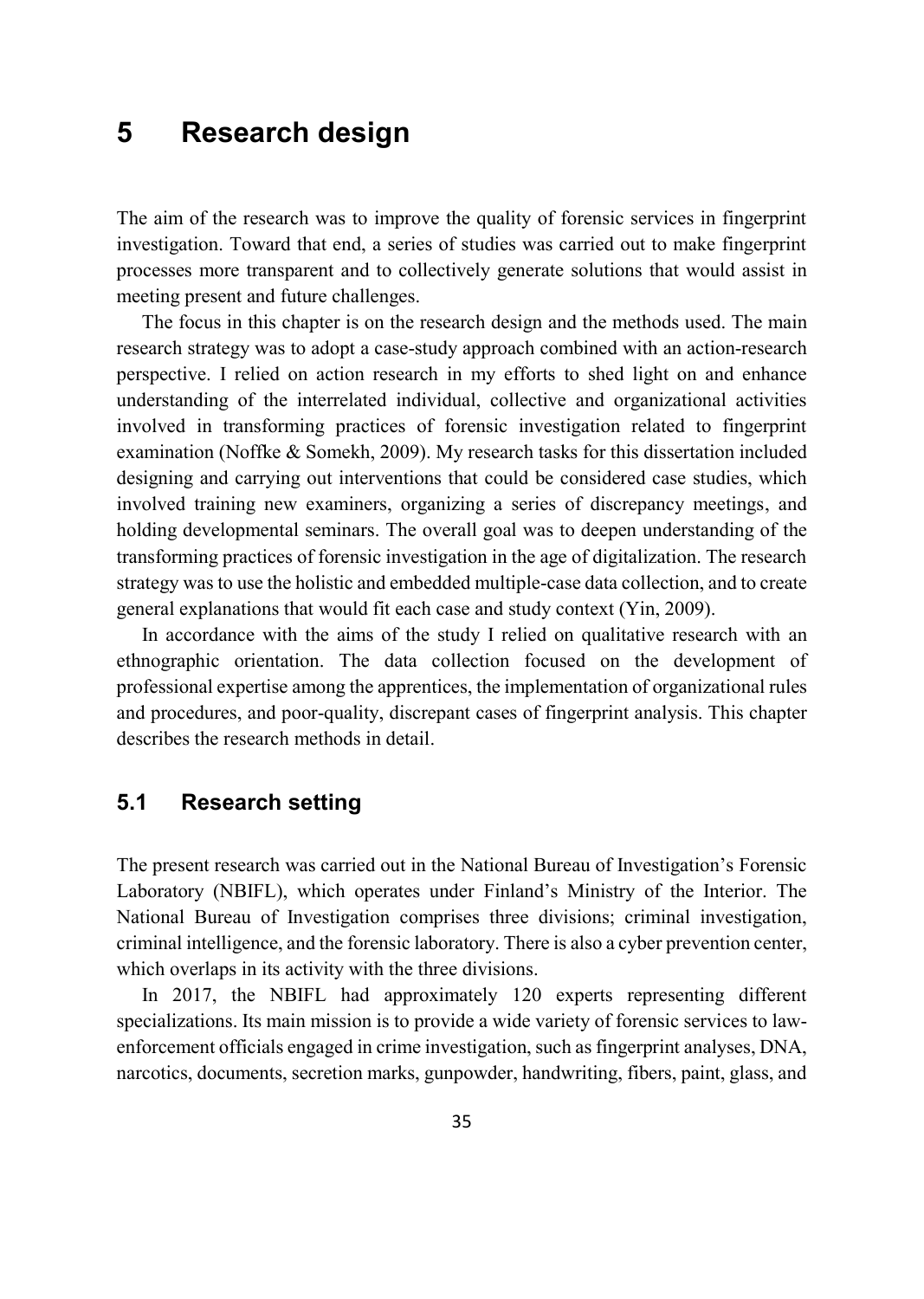# 5 Research design

The aim of the research was to improve the quality of forensic services in fingerprint investigation. Toward that end, a series of studies was carried out to make fingerprint processes more transparent and to collectively generate solutions that would assist in meeting present and future challenges.

The focus in this chapter is on the research design and the methods used. The main research strategy was to adopt a case-study approach combined with an action-research perspective. I relied on action research in my efforts to shed light on and enhance understanding of the interrelated individual, collective and organizational activities involved in transforming practices of forensic investigation related to fingerprint examination (Noffke & Somekh, 2009). My research tasks for this dissertation included designing and carrying out interventions that could be considered case studies, which involved training new examiners, organizing a series of discrepancy meetings, and holding developmental seminars. The overall goal was to deepen understanding of the transforming practices of forensic investigation in the age of digitalization. The research strategy was to use the holistic and embedded multiple-case data collection, and to create general explanations that would fit each case and study context (Yin, 2009).

In accordance with the aims of the study I relied on qualitative research with an ethnographic orientation. The data collection focused on the development of professional expertise among the apprentices, the implementation of organizational rules and procedures, and poor-quality, discrepant cases of fingerprint analysis. This chapter describes the research methods in detail.

## 5.1 Research setting

The present research was carried out in the National Bureau of Investigation's Forensic Laboratory (NBIFL), which operates under Finland's Ministry of the Interior. The National Bureau of Investigation comprises three divisions; criminal investigation, criminal intelligence, and the forensic laboratory. There is also a cyber prevention center, which overlaps in its activity with the three divisions.

In 2017, the NBIFL had approximately 120 experts representing different specializations. Its main mission is to provide a wide variety of forensic services to law-enforcement officials engaged in crime investigation, such as fingerprint analyses, DNA, narcotics, documents, secretion marks, gunpowder, handwriting, fibers, paint, glass, and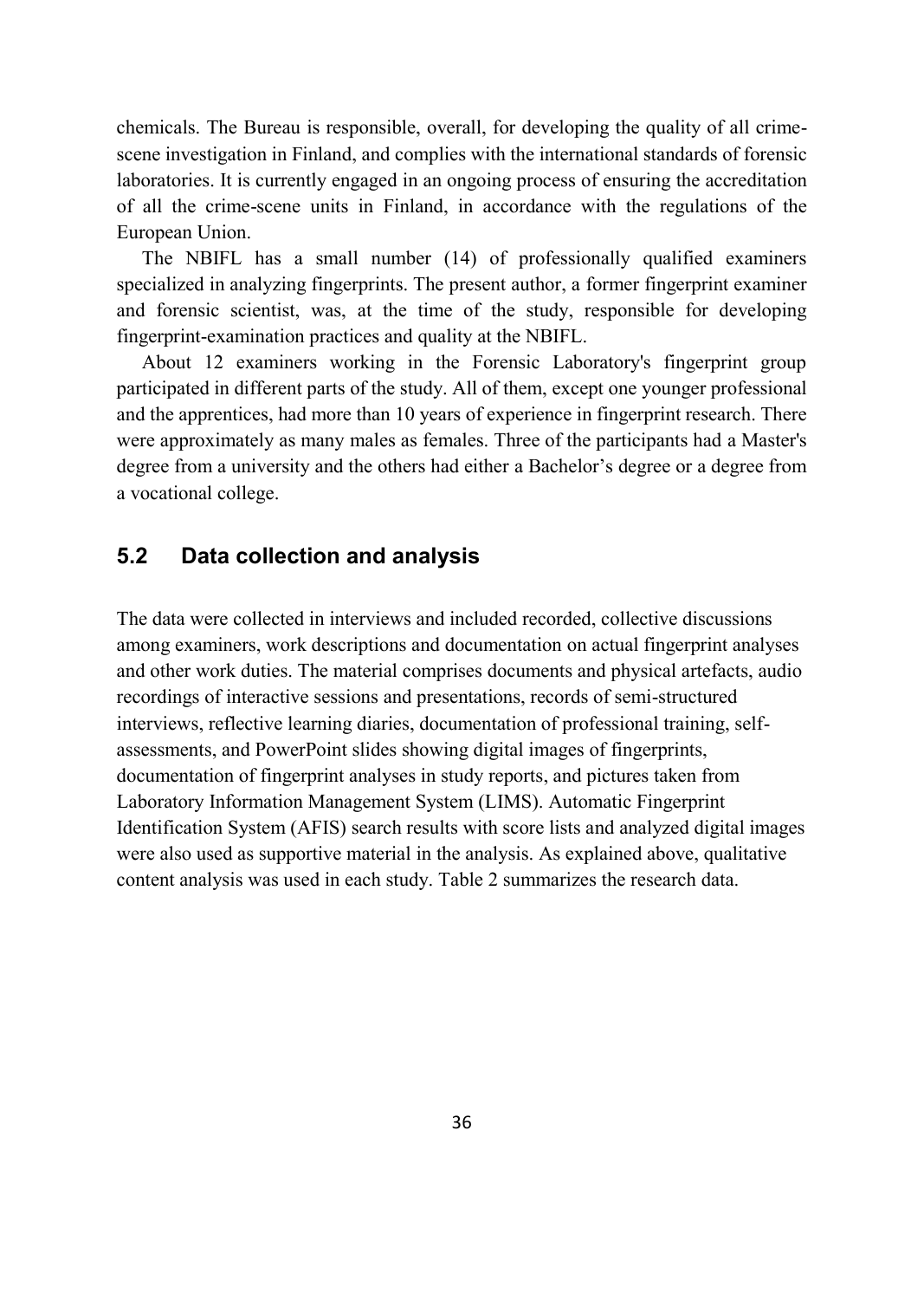chemicals. The Bureau is responsible, overall, for developing the quality of all crime-scene investigation in Finland, and complies with the international standards of forensic laboratories. It is currently engaged in an ongoing process of ensuring the accreditation of all the crime-scene units in Finland, in accordance with the regulations of the European Union.

The NBIFL has a small number (14) of professionally qualified examiners specialized in analyzing fingerprints. The present author, a former fingerprint examiner and forensic scientist, was, at the time of the study, responsible for developing fingerprint-examination practices and quality at the NBIFL.

About 12 examiners working in the Forensic Laboratory's fingerprint group participated in different parts of the study. All of them, except one younger professional and the apprentices, had more than 10 years of experience in fingerprint research. There were approximately as many males as females. Three of the participants had a Master's degree from a university and the others had either a Bachelor's degree or a degree from a vocational college.

## 5.2 Data collection and analysis

The data were collected in interviews and included recorded, collective discussions among examiners, work descriptions and documentation on actual fingerprint analyses and other work duties. The material comprises documents and physical artefacts, audio recordings of interactive sessions and presentations, records of semi-structured interviews, reflective learning diaries, documentation of professional training, self-assessments, and PowerPoint slides showing digital images of fingerprints, documentation of fingerprint analyses in study reports, and pictures taken from Laboratory Information Management System (LIMS). Automatic Fingerprint Identification System (AFIS) search results with score lists and analyzed digital images were also used as supportive material in the analysis. As explained above, qualitative content analysis was used in each study. Table 2 summarizes the research data.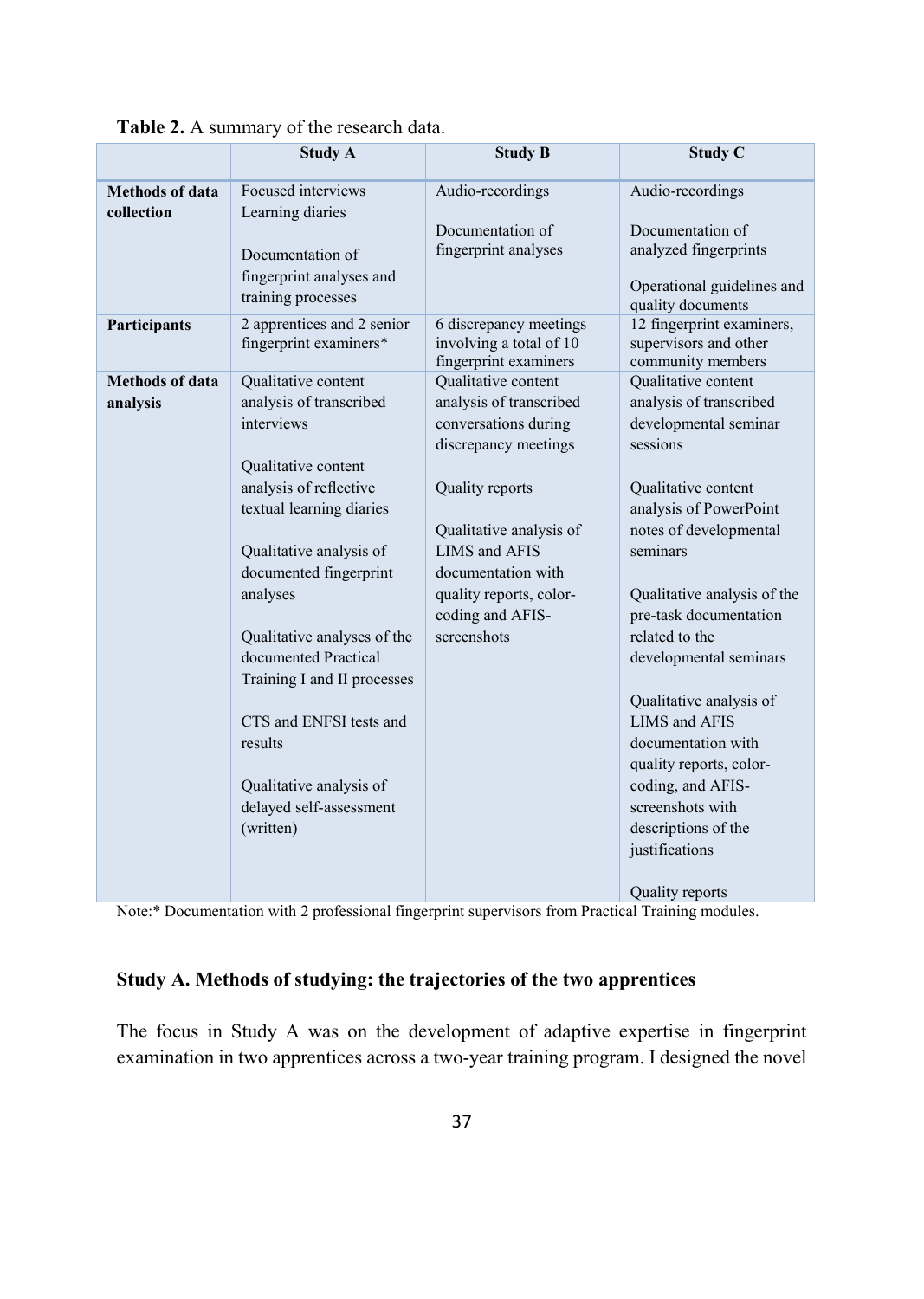**Table 2.** A summary of the research data.

| | Study A | Study B | Study C |
|---|---|---|---|
| **Methods of data collection** | Focused interviews<br>Learning diaries<br><br>Documentation of fingerprint analyses and training processes | Audio-recordings<br><br>Documentation of fingerprint analyses | Audio-recordings<br><br>Documentation of analyzed fingerprints<br><br>Operational guidelines and quality documents |
| **Participants** | 2 apprentices and 2 senior fingerprint examiners* | 6 discrepancy meetings involving a total of 10 fingerprint examiners | 12 fingerprint examiners, supervisors and other community members |
| **Methods of data analysis** | Qualitative content analysis of transcribed interviews<br><br>Qualitative content analysis of reflective textual learning diaries<br><br>Qualitative analysis of documented fingerprint analyses<br><br>Qualitative analyses of the documented Practical Training I and II processes<br><br>CTS and ENFSI tests and results<br><br>Qualitative analysis of delayed self-assessment (written) | Qualitative content analysis of transcribed conversations during discrepancy meetings<br><br>Quality reports<br><br>Qualitative analysis of LIMS and AFIS documentation with quality reports, color-coding and AFIS-screenshots | Qualitative content analysis of transcribed developmental seminar sessions<br><br>Qualitative content analysis of PowerPoint notes of developmental seminars<br><br>Qualitative analysis of the pre-task documentation related to the developmental seminars<br><br>Qualitative analysis of LIMS and AFIS documentation with quality reports, color-coding, and AFIS-screenshots with descriptions of the justifications<br><br>Quality reports |

Note:* Documentation with 2 professional fingerprint supervisors from Practical Training modules.

### Study A. Methods of studying: the trajectories of the two apprentices

The focus in Study A was on the development of adaptive expertise in fingerprint examination in two apprentices across a two-year training program. I designed the novel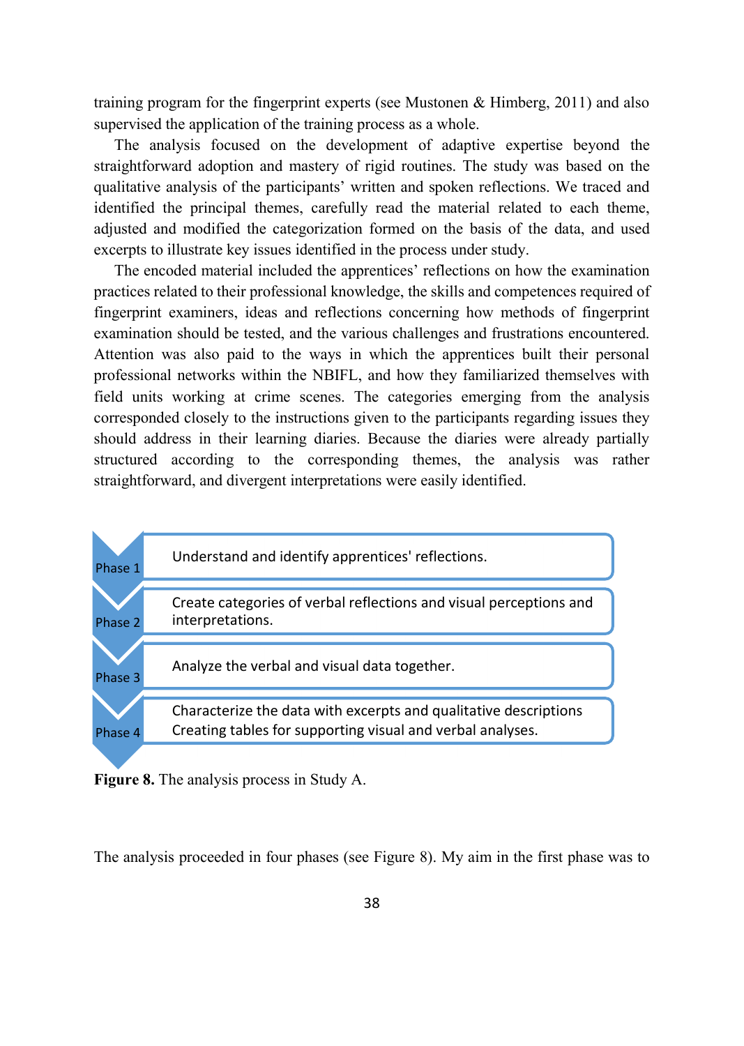training program for the fingerprint experts (see Mustonen & Himberg, 2011) and also supervised the application of the training process as a whole.

The analysis focused on the development of adaptive expertise beyond the straightforward adoption and mastery of rigid routines. The study was based on the qualitative analysis of the participants' written and spoken reflections. We traced and identified the principal themes, carefully read the material related to each theme, adjusted and modified the categorization formed on the basis of the data, and used excerpts to illustrate key issues identified in the process under study.

The encoded material included the apprentices' reflections on how the examination practices related to their professional knowledge, the skills and competences required of fingerprint examiners, ideas and reflections concerning how methods of fingerprint examination should be tested, and the various challenges and frustrations encountered. Attention was also paid to the ways in which the apprentices built their personal professional networks within the NBIFL, and how they familiarized themselves with field units working at crime scenes. The categories emerging from the analysis corresponded closely to the instructions given to the participants regarding issues they should address in their learning diaries. Because the diaries were already partially structured according to the corresponding themes, the analysis was rather straightforward, and divergent interpretations were easily identified.

| Phase | Description |
| --- | --- |
| Phase 1 | Understand and identify apprentices' reflections. |
| Phase 2 | Create categories of verbal reflections and visual perceptions and interpretations. |
| Phase 3 | Analyze the verbal and visual data together. |
| Phase 4 | Characterize the data with excerpts and qualitative descriptions<br>Creating tables for supporting visual and verbal analyses. |

**Figure 8.** The analysis process in Study A.

The analysis proceeded in four phases (see Figure 8). My aim in the first phase was to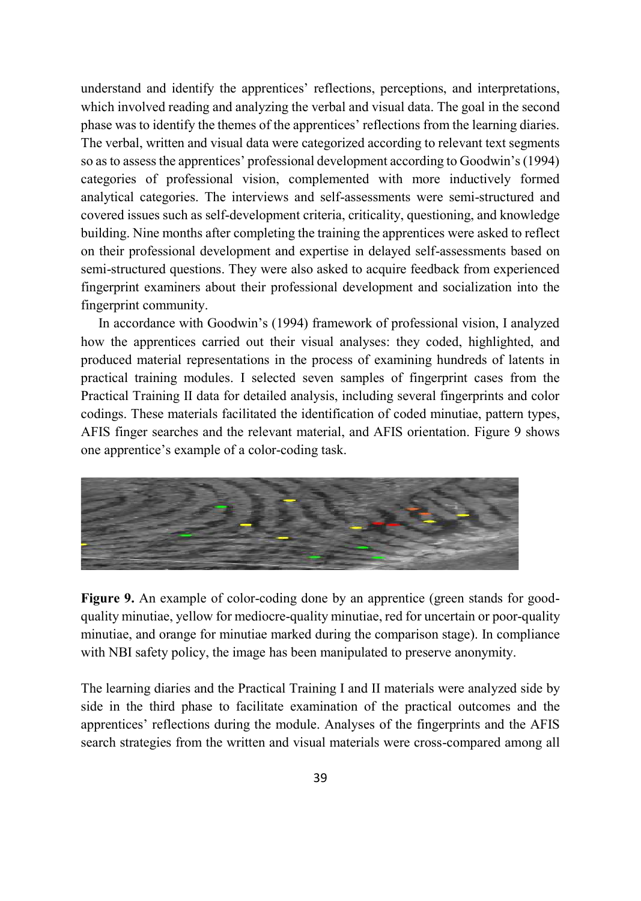understand and identify the apprentices' reflections, perceptions, and interpretations, which involved reading and analyzing the verbal and visual data. The goal in the second phase was to identify the themes of the apprentices' reflections from the learning diaries. The verbal, written and visual data were categorized according to relevant text segments so as to assess the apprentices' professional development according to Goodwin's (1994) categories of professional vision, complemented with more inductively formed analytical categories. The interviews and self-assessments were semi-structured and covered issues such as self-development criteria, criticality, questioning, and knowledge building. Nine months after completing the training the apprentices were asked to reflect on their professional development and expertise in delayed self-assessments based on semi-structured questions. They were also asked to acquire feedback from experienced fingerprint examiners about their professional development and socialization into the fingerprint community.

In accordance with Goodwin's (1994) framework of professional vision, I analyzed how the apprentices carried out their visual analyses: they coded, highlighted, and produced material representations in the process of examining hundreds of latents in practical training modules. I selected seven samples of fingerprint cases from the Practical Training II data for detailed analysis, including several fingerprints and color codings. These materials facilitated the identification of coded minutiae, pattern types, AFIS finger searches and the relevant material, and AFIS orientation. Figure 9 shows one apprentice's example of a color-coding task.

**Figure 9.** An example of color-coding done by an apprentice (green stands for good-quality minutiae, yellow for mediocre-quality minutiae, red for uncertain or poor-quality minutiae, and orange for minutiae marked during the comparison stage). In compliance with NBI safety policy, the image has been manipulated to preserve anonymity.

The learning diaries and the Practical Training I and II materials were analyzed side by side in the third phase to facilitate examination of the practical outcomes and the apprentices' reflections during the module. Analyses of the fingerprints and the AFIS search strategies from the written and visual materials were cross-compared among all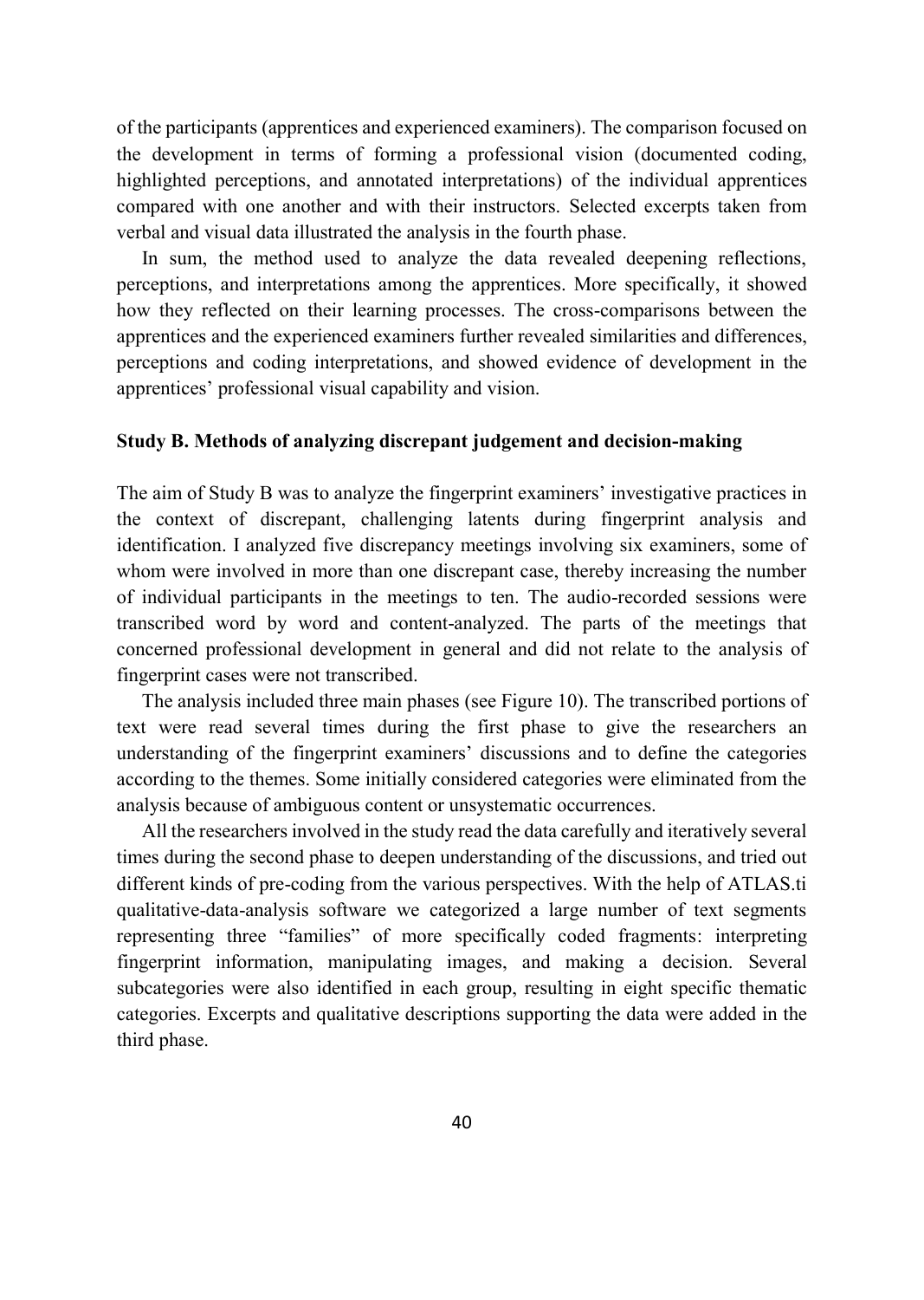of the participants (apprentices and experienced examiners). The comparison focused on the development in terms of forming a professional vision (documented coding, highlighted perceptions, and annotated interpretations) of the individual apprentices compared with one another and with their instructors. Selected excerpts taken from verbal and visual data illustrated the analysis in the fourth phase.

In sum, the method used to analyze the data revealed deepening reflections, perceptions, and interpretations among the apprentices. More specifically, it showed how they reflected on their learning processes. The cross-comparisons between the apprentices and the experienced examiners further revealed similarities and differences, perceptions and coding interpretations, and showed evidence of development in the apprentices' professional visual capability and vision.

### Study B. Methods of analyzing discrepant judgement and decision-making

The aim of Study B was to analyze the fingerprint examiners' investigative practices in the context of discrepant, challenging latents during fingerprint analysis and identification. I analyzed five discrepancy meetings involving six examiners, some of whom were involved in more than one discrepant case, thereby increasing the number of individual participants in the meetings to ten. The audio-recorded sessions were transcribed word by word and content-analyzed. The parts of the meetings that concerned professional development in general and did not relate to the analysis of fingerprint cases were not transcribed.

The analysis included three main phases (see Figure 10). The transcribed portions of text were read several times during the first phase to give the researchers an understanding of the fingerprint examiners' discussions and to define the categories according to the themes. Some initially considered categories were eliminated from the analysis because of ambiguous content or unsystematic occurrences.

All the researchers involved in the study read the data carefully and iteratively several times during the second phase to deepen understanding of the discussions, and tried out different kinds of pre-coding from the various perspectives. With the help of ATLAS.ti qualitative-data-analysis software we categorized a large number of text segments representing three "families" of more specifically coded fragments: interpreting fingerprint information, manipulating images, and making a decision. Several subcategories were also identified in each group, resulting in eight specific thematic categories. Excerpts and qualitative descriptions supporting the data were added in the third phase.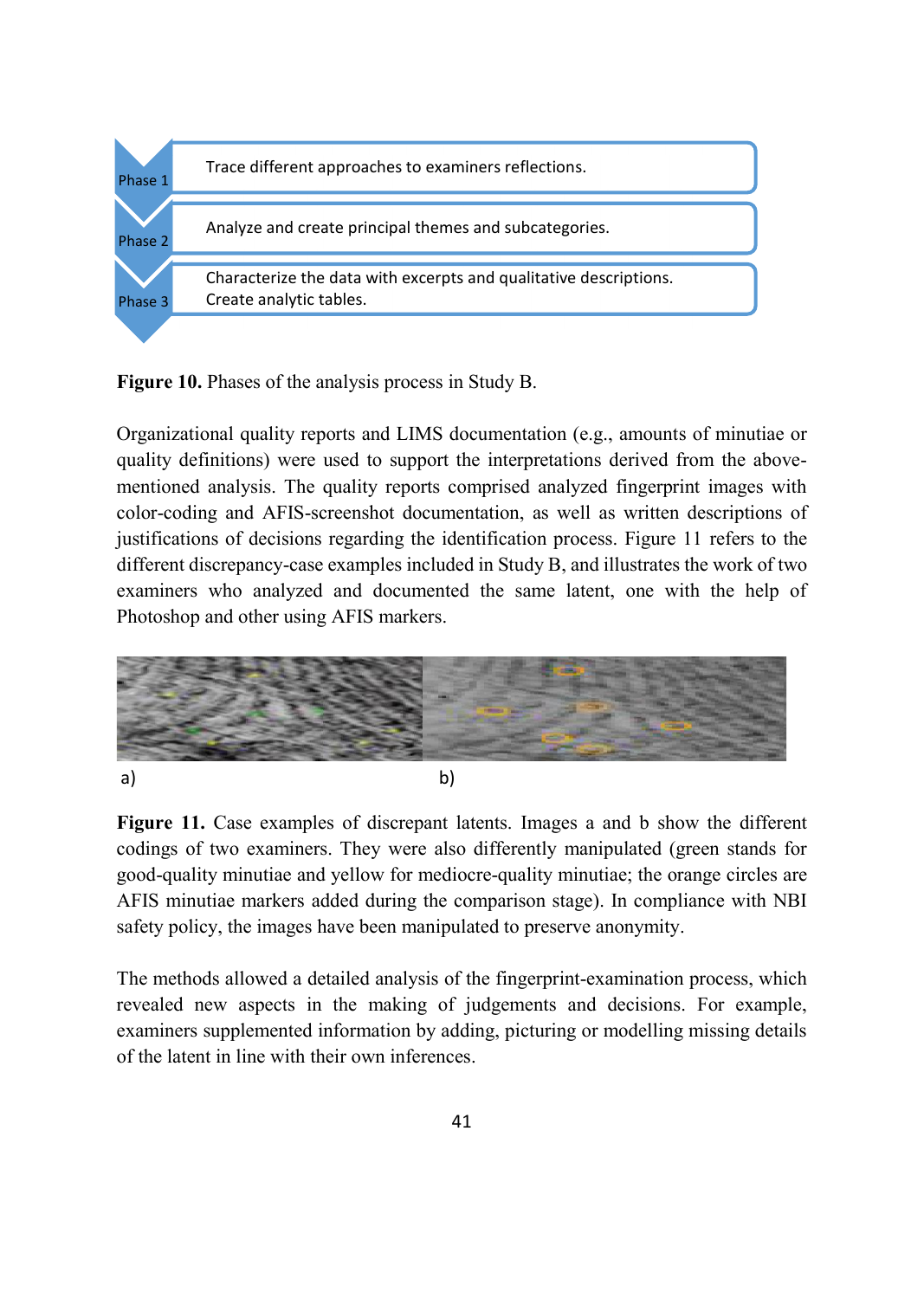| Phase | Description |
| --- | --- |
| Phase 1 | Trace different approaches to examiners reflections. |
| Phase 2 | Analyze and create principal themes and subcategories. |
| Phase 3 | Characterize the data with excerpts and qualitative descriptions. Create analytic tables. |

**Figure 10.** Phases of the analysis process in Study B.

Organizational quality reports and LIMS documentation (e.g., amounts of minutiae or quality definitions) were used to support the interpretations derived from the above-mentioned analysis. The quality reports comprised analyzed fingerprint images with color-coding and AFIS-screenshot documentation, as well as written descriptions of justifications of decisions regarding the identification process. Figure 11 refers to the different discrepancy-case examples included in Study B, and illustrates the work of two examiners who analyzed and documented the same latent, one with the help of Photoshop and other using AFIS markers.

a) b)

**Figure 11.** Case examples of discrepant latents. Images a and b show the different codings of two examiners. They were also differently manipulated (green stands for good-quality minutiae and yellow for mediocre-quality minutiae; the orange circles are AFIS minutiae markers added during the comparison stage). In compliance with NBI safety policy, the images have been manipulated to preserve anonymity.

The methods allowed a detailed analysis of the fingerprint-examination process, which revealed new aspects in the making of judgements and decisions. For example, examiners supplemented information by adding, picturing or modelling missing details of the latent in line with their own inferences.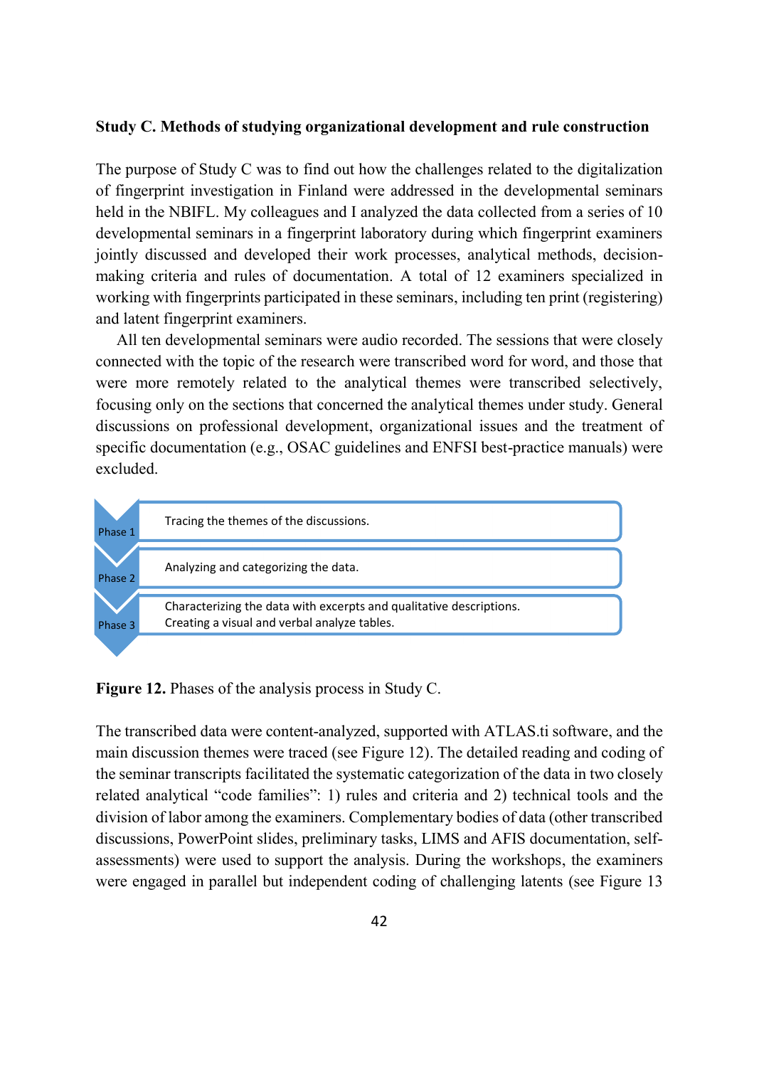**Study C. Methods of studying organizational development and rule construction**

The purpose of Study C was to find out how the challenges related to the digitalization of fingerprint investigation in Finland were addressed in the developmental seminars held in the NBIFL. My colleagues and I analyzed the data collected from a series of 10 developmental seminars in a fingerprint laboratory during which fingerprint examiners jointly discussed and developed their work processes, analytical methods, decision-making criteria and rules of documentation. A total of 12 examiners specialized in working with fingerprints participated in these seminars, including ten print (registering) and latent fingerprint examiners.

All ten developmental seminars were audio recorded. The sessions that were closely connected with the topic of the research were transcribed word for word, and those that were more remotely related to the analytical themes were transcribed selectively, focusing only on the sections that concerned the analytical themes under study. General discussions on professional development, organizational issues and the treatment of specific documentation (e.g., OSAC guidelines and ENFSI best-practice manuals) were excluded.

| Phase | Description |
|---|---|
| Phase 1 | Tracing the themes of the discussions. |
| Phase 2 | Analyzing and categorizing the data. |
| Phase 3 | Characterizing the data with excerpts and qualitative descriptions. Creating a visual and verbal analyze tables. |

**Figure 12.** Phases of the analysis process in Study C.

The transcribed data were content-analyzed, supported with ATLAS.ti software, and the main discussion themes were traced (see Figure 12). The detailed reading and coding of the seminar transcripts facilitated the systematic categorization of the data in two closely related analytical "code families": 1) rules and criteria and 2) technical tools and the division of labor among the examiners. Complementary bodies of data (other transcribed discussions, PowerPoint slides, preliminary tasks, LIMS and AFIS documentation, self-assessments) were used to support the analysis. During the workshops, the examiners were engaged in parallel but independent coding of challenging latents (see Figure 13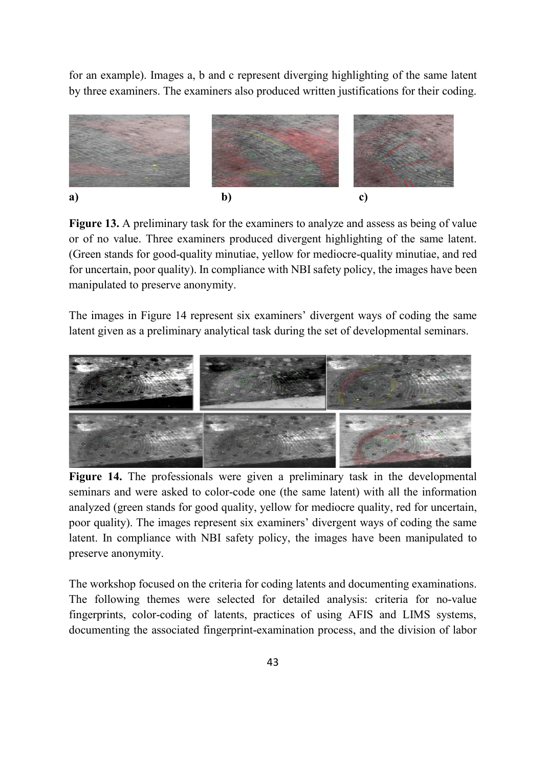for an example). Images a, b and c represent diverging highlighting of the same latent by three examiners. The examiners also produced written justifications for their coding.

**a)** **b)** **c)**

**Figure 13.** A preliminary task for the examiners to analyze and assess as being of value or of no value. Three examiners produced divergent highlighting of the same latent. (Green stands for good-quality minutiae, yellow for mediocre-quality minutiae, and red for uncertain, poor quality). In compliance with NBI safety policy, the images have been manipulated to preserve anonymity.

The images in Figure 14 represent six examiners' divergent ways of coding the same latent given as a preliminary analytical task during the set of developmental seminars.

**Figure 14.** The professionals were given a preliminary task in the developmental seminars and were asked to color-code one (the same latent) with all the information analyzed (green stands for good quality, yellow for mediocre quality, red for uncertain, poor quality). The images represent six examiners' divergent ways of coding the same latent. In compliance with NBI safety policy, the images have been manipulated to preserve anonymity.

The workshop focused on the criteria for coding latents and documenting examinations. The following themes were selected for detailed analysis: criteria for no-value fingerprints, color-coding of latents, practices of using AFIS and LIMS systems, documenting the associated fingerprint-examination process, and the division of labor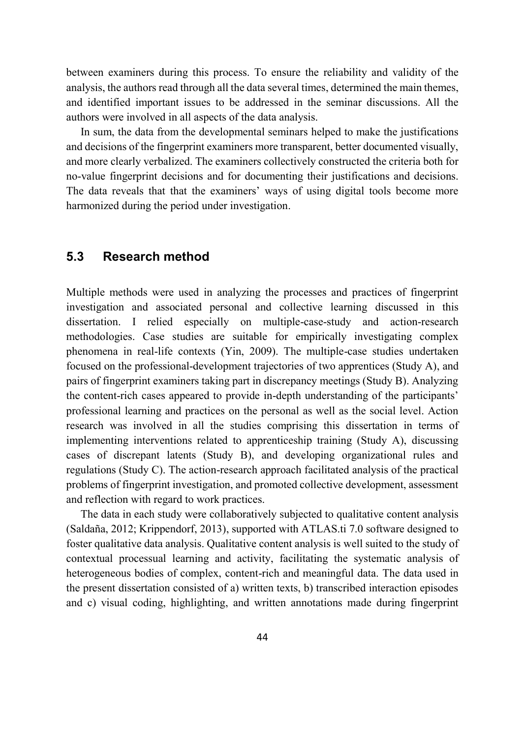between examiners during this process. To ensure the reliability and validity of the analysis, the authors read through all the data several times, determined the main themes, and identified important issues to be addressed in the seminar discussions. All the authors were involved in all aspects of the data analysis.

In sum, the data from the developmental seminars helped to make the justifications and decisions of the fingerprint examiners more transparent, better documented visually, and more clearly verbalized. The examiners collectively constructed the criteria both for no-value fingerprint decisions and for documenting their justifications and decisions. The data reveals that that the examiners' ways of using digital tools become more harmonized during the period under investigation.

## 5.3 Research method

Multiple methods were used in analyzing the processes and practices of fingerprint investigation and associated personal and collective learning discussed in this dissertation. I relied especially on multiple-case-study and action-research methodologies. Case studies are suitable for empirically investigating complex phenomena in real-life contexts (Yin, 2009). The multiple-case studies undertaken focused on the professional-development trajectories of two apprentices (Study A), and pairs of fingerprint examiners taking part in discrepancy meetings (Study B). Analyzing the content-rich cases appeared to provide in-depth understanding of the participants' professional learning and practices on the personal as well as the social level. Action research was involved in all the studies comprising this dissertation in terms of implementing interventions related to apprenticeship training (Study A), discussing cases of discrepant latents (Study B), and developing organizational rules and regulations (Study C). The action-research approach facilitated analysis of the practical problems of fingerprint investigation, and promoted collective development, assessment and reflection with regard to work practices.

The data in each study were collaboratively subjected to qualitative content analysis (Saldaña, 2012; Krippendorf, 2013), supported with ATLAS.ti 7.0 software designed to foster qualitative data analysis. Qualitative content analysis is well suited to the study of contextual processual learning and activity, facilitating the systematic analysis of heterogeneous bodies of complex, content-rich and meaningful data. The data used in the present dissertation consisted of a) written texts, b) transcribed interaction episodes and c) visual coding, highlighting, and written annotations made during fingerprint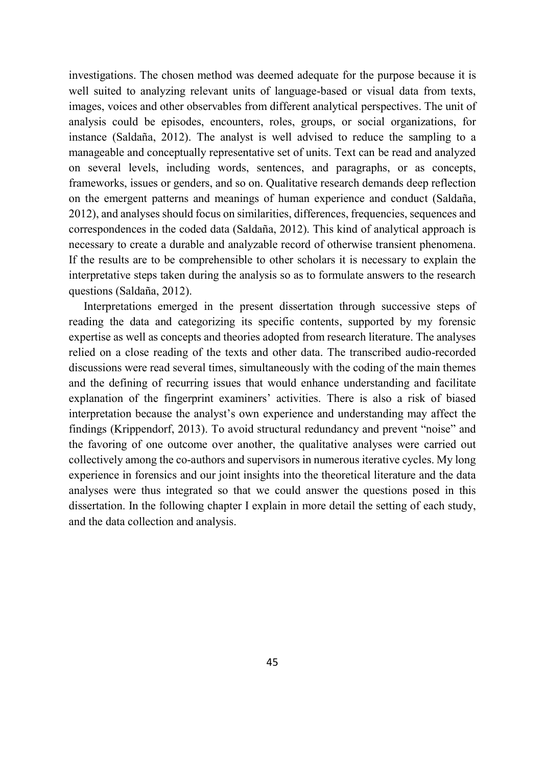investigations. The chosen method was deemed adequate for the purpose because it is well suited to analyzing relevant units of language-based or visual data from texts, images, voices and other observables from different analytical perspectives. The unit of analysis could be episodes, encounters, roles, groups, or social organizations, for instance (Saldaña, 2012). The analyst is well advised to reduce the sampling to a manageable and conceptually representative set of units. Text can be read and analyzed on several levels, including words, sentences, and paragraphs, or as concepts, frameworks, issues or genders, and so on. Qualitative research demands deep reflection on the emergent patterns and meanings of human experience and conduct (Saldaña, 2012), and analyses should focus on similarities, differences, frequencies, sequences and correspondences in the coded data (Saldaña, 2012). This kind of analytical approach is necessary to create a durable and analyzable record of otherwise transient phenomena. If the results are to be comprehensible to other scholars it is necessary to explain the interpretative steps taken during the analysis so as to formulate answers to the research questions (Saldaña, 2012).

Interpretations emerged in the present dissertation through successive steps of reading the data and categorizing its specific contents, supported by my forensic expertise as well as concepts and theories adopted from research literature. The analyses relied on a close reading of the texts and other data. The transcribed audio-recorded discussions were read several times, simultaneously with the coding of the main themes and the defining of recurring issues that would enhance understanding and facilitate explanation of the fingerprint examiners' activities. There is also a risk of biased interpretation because the analyst's own experience and understanding may affect the findings (Krippendorf, 2013). To avoid structural redundancy and prevent "noise" and the favoring of one outcome over another, the qualitative analyses were carried out collectively among the co-authors and supervisors in numerous iterative cycles. My long experience in forensics and our joint insights into the theoretical literature and the data analyses were thus integrated so that we could answer the questions posed in this dissertation. In the following chapter I explain in more detail the setting of each study, and the data collection and analysis.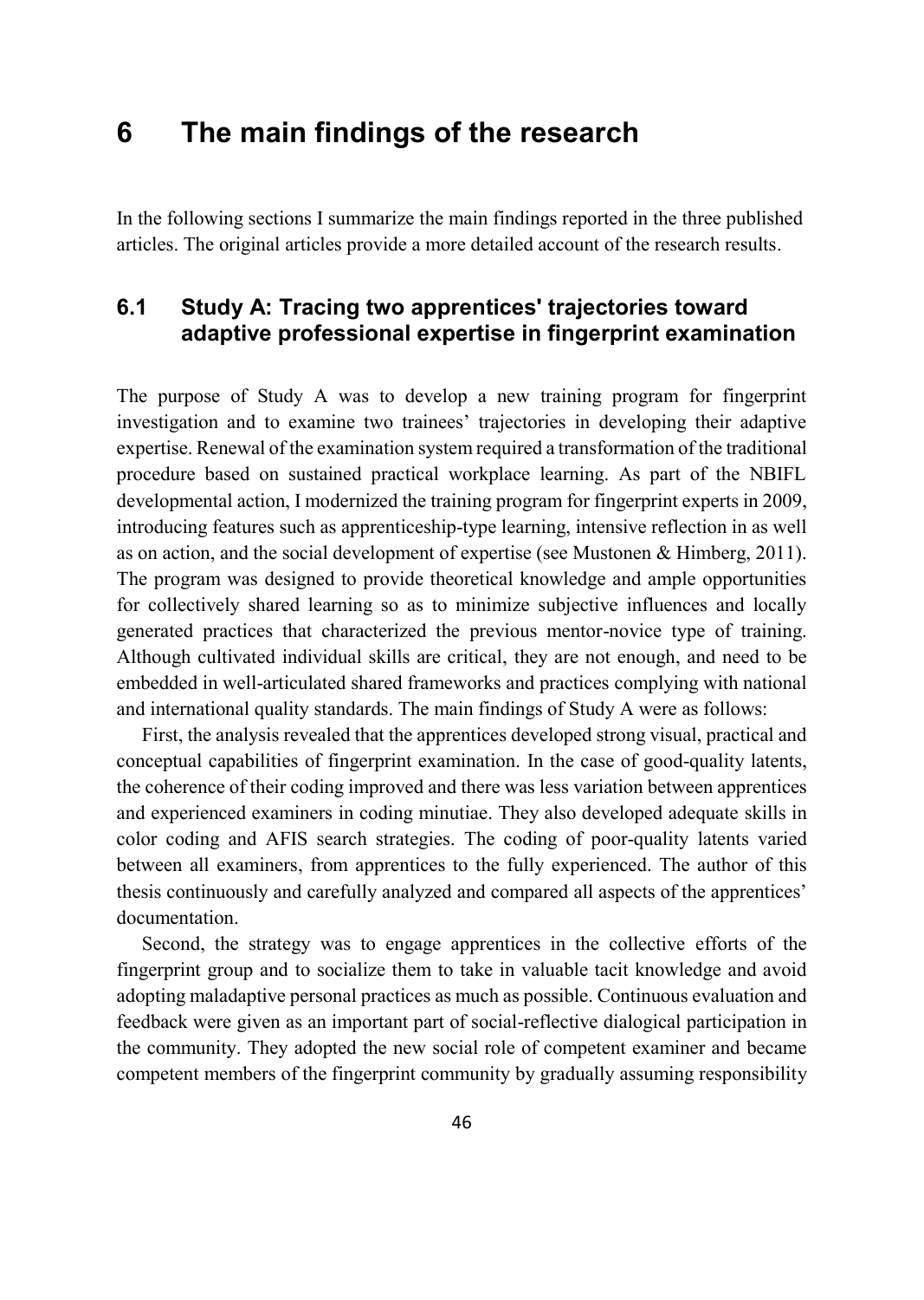# 6 The main findings of the research

In the following sections I summarize the main findings reported in the three published articles. The original articles provide a more detailed account of the research results.

## 6.1 Study A: Tracing two apprentices' trajectories toward adaptive professional expertise in fingerprint examination

The purpose of Study A was to develop a new training program for fingerprint investigation and to examine two trainees' trajectories in developing their adaptive expertise. Renewal of the examination system required a transformation of the traditional procedure based on sustained practical workplace learning. As part of the NBIFL developmental action, I modernized the training program for fingerprint experts in 2009, introducing features such as apprenticeship-type learning, intensive reflection in as well as on action, and the social development of expertise (see Mustonen & Himberg, 2011). The program was designed to provide theoretical knowledge and ample opportunities for collectively shared learning so as to minimize subjective influences and locally generated practices that characterized the previous mentor-novice type of training. Although cultivated individual skills are critical, they are not enough, and need to be embedded in well-articulated shared frameworks and practices complying with national and international quality standards. The main findings of Study A were as follows:

First, the analysis revealed that the apprentices developed strong visual, practical and conceptual capabilities of fingerprint examination. In the case of good-quality latents, the coherence of their coding improved and there was less variation between apprentices and experienced examiners in coding minutiae. They also developed adequate skills in color coding and AFIS search strategies. The coding of poor-quality latents varied between all examiners, from apprentices to the fully experienced. The author of this thesis continuously and carefully analyzed and compared all aspects of the apprentices' documentation.

Second, the strategy was to engage apprentices in the collective efforts of the fingerprint group and to socialize them to take in valuable tacit knowledge and avoid adopting maladaptive personal practices as much as possible. Continuous evaluation and feedback were given as an important part of social-reflective dialogical participation in the community. They adopted the new social role of competent examiner and became competent members of the fingerprint community by gradually assuming responsibility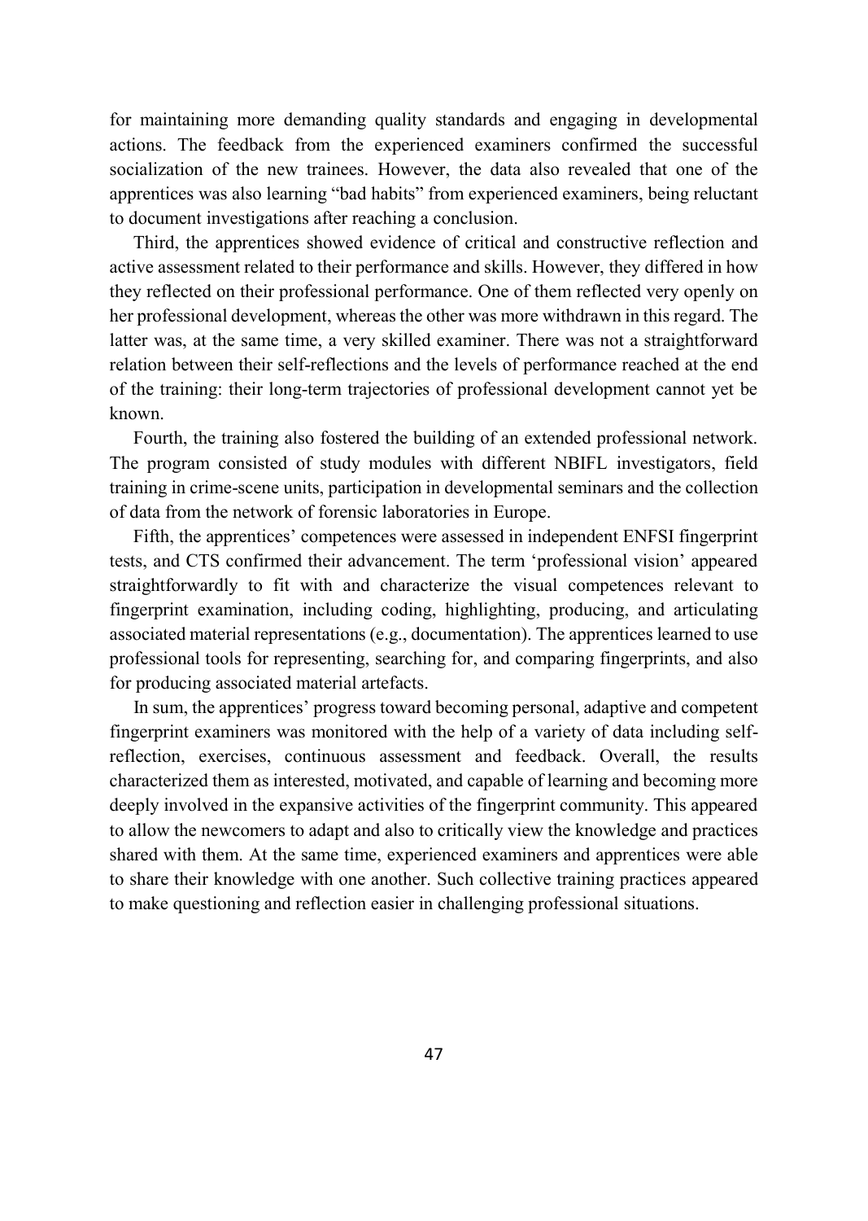for maintaining more demanding quality standards and engaging in developmental actions. The feedback from the experienced examiners confirmed the successful socialization of the new trainees. However, the data also revealed that one of the apprentices was also learning "bad habits" from experienced examiners, being reluctant to document investigations after reaching a conclusion.

Third, the apprentices showed evidence of critical and constructive reflection and active assessment related to their performance and skills. However, they differed in how they reflected on their professional performance. One of them reflected very openly on her professional development, whereas the other was more withdrawn in this regard. The latter was, at the same time, a very skilled examiner. There was not a straightforward relation between their self-reflections and the levels of performance reached at the end of the training: their long-term trajectories of professional development cannot yet be known.

Fourth, the training also fostered the building of an extended professional network. The program consisted of study modules with different NBIFL investigators, field training in crime-scene units, participation in developmental seminars and the collection of data from the network of forensic laboratories in Europe.

Fifth, the apprentices' competences were assessed in independent ENFSI fingerprint tests, and CTS confirmed their advancement. The term 'professional vision' appeared straightforwardly to fit with and characterize the visual competences relevant to fingerprint examination, including coding, highlighting, producing, and articulating associated material representations (e.g., documentation). The apprentices learned to use professional tools for representing, searching for, and comparing fingerprints, and also for producing associated material artefacts.

In sum, the apprentices' progress toward becoming personal, adaptive and competent fingerprint examiners was monitored with the help of a variety of data including self-reflection, exercises, continuous assessment and feedback. Overall, the results characterized them as interested, motivated, and capable of learning and becoming more deeply involved in the expansive activities of the fingerprint community. This appeared to allow the newcomers to adapt and also to critically view the knowledge and practices shared with them. At the same time, experienced examiners and apprentices were able to share their knowledge with one another. Such collective training practices appeared to make questioning and reflection easier in challenging professional situations.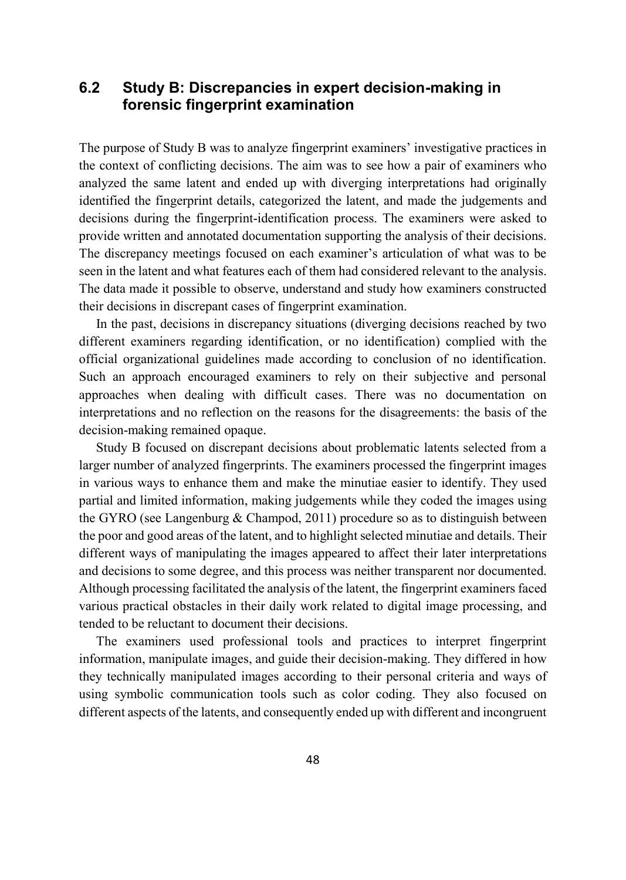## 6.2 Study B: Discrepancies in expert decision-making in forensic fingerprint examination

The purpose of Study B was to analyze fingerprint examiners' investigative practices in the context of conflicting decisions. The aim was to see how a pair of examiners who analyzed the same latent and ended up with diverging interpretations had originally identified the fingerprint details, categorized the latent, and made the judgements and decisions during the fingerprint-identification process. The examiners were asked to provide written and annotated documentation supporting the analysis of their decisions. The discrepancy meetings focused on each examiner's articulation of what was to be seen in the latent and what features each of them had considered relevant to the analysis. The data made it possible to observe, understand and study how examiners constructed their decisions in discrepant cases of fingerprint examination.

In the past, decisions in discrepancy situations (diverging decisions reached by two different examiners regarding identification, or no identification) complied with the official organizational guidelines made according to conclusion of no identification. Such an approach encouraged examiners to rely on their subjective and personal approaches when dealing with difficult cases. There was no documentation on interpretations and no reflection on the reasons for the disagreements: the basis of the decision-making remained opaque.

Study B focused on discrepant decisions about problematic latents selected from a larger number of analyzed fingerprints. The examiners processed the fingerprint images in various ways to enhance them and make the minutiae easier to identify. They used partial and limited information, making judgements while they coded the images using the GYRO (see Langenburg & Champod, 2011) procedure so as to distinguish between the poor and good areas of the latent, and to highlight selected minutiae and details. Their different ways of manipulating the images appeared to affect their later interpretations and decisions to some degree, and this process was neither transparent nor documented. Although processing facilitated the analysis of the latent, the fingerprint examiners faced various practical obstacles in their daily work related to digital image processing, and tended to be reluctant to document their decisions.

The examiners used professional tools and practices to interpret fingerprint information, manipulate images, and guide their decision-making. They differed in how they technically manipulated images according to their personal criteria and ways of using symbolic communication tools such as color coding. They also focused on different aspects of the latents, and consequently ended up with different and incongruent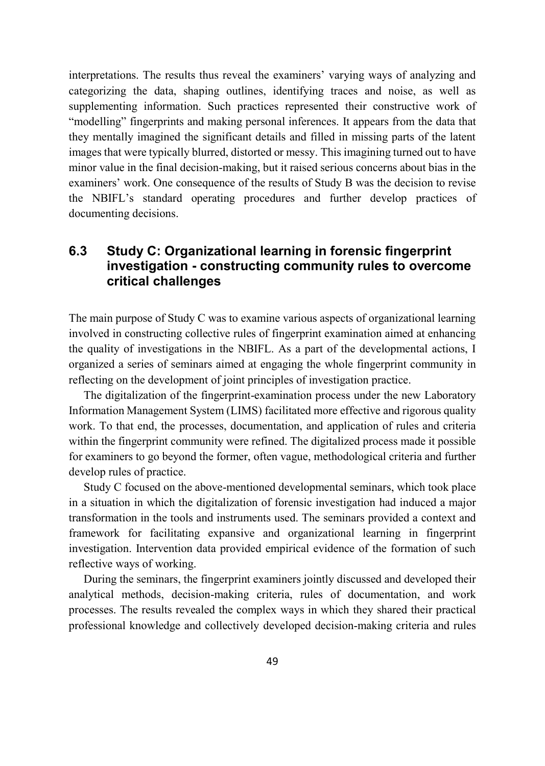interpretations. The results thus reveal the examiners' varying ways of analyzing and categorizing the data, shaping outlines, identifying traces and noise, as well as supplementing information. Such practices represented their constructive work of "modelling" fingerprints and making personal inferences. It appears from the data that they mentally imagined the significant details and filled in missing parts of the latent images that were typically blurred, distorted or messy. This imagining turned out to have minor value in the final decision-making, but it raised serious concerns about bias in the examiners' work. One consequence of the results of Study B was the decision to revise the NBIFL's standard operating procedures and further develop practices of documenting decisions.

## 6.3 Study C: Organizational learning in forensic fingerprint investigation - constructing community rules to overcome critical challenges

The main purpose of Study C was to examine various aspects of organizational learning involved in constructing collective rules of fingerprint examination aimed at enhancing the quality of investigations in the NBIFL. As a part of the developmental actions, I organized a series of seminars aimed at engaging the whole fingerprint community in reflecting on the development of joint principles of investigation practice.

The digitalization of the fingerprint-examination process under the new Laboratory Information Management System (LIMS) facilitated more effective and rigorous quality work. To that end, the processes, documentation, and application of rules and criteria within the fingerprint community were refined. The digitalized process made it possible for examiners to go beyond the former, often vague, methodological criteria and further develop rules of practice.

Study C focused on the above-mentioned developmental seminars, which took place in a situation in which the digitalization of forensic investigation had induced a major transformation in the tools and instruments used. The seminars provided a context and framework for facilitating expansive and organizational learning in fingerprint investigation. Intervention data provided empirical evidence of the formation of such reflective ways of working.

During the seminars, the fingerprint examiners jointly discussed and developed their analytical methods, decision-making criteria, rules of documentation, and work processes. The results revealed the complex ways in which they shared their practical professional knowledge and collectively developed decision-making criteria and rules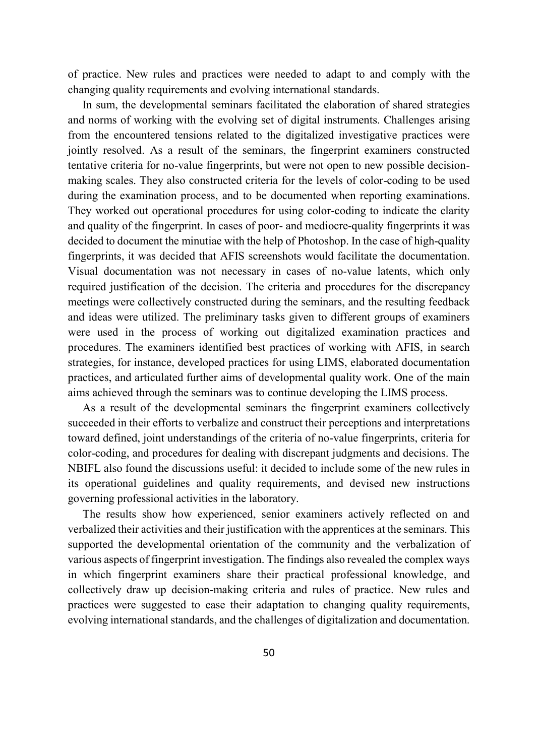of practice. New rules and practices were needed to adapt to and comply with the changing quality requirements and evolving international standards.

In sum, the developmental seminars facilitated the elaboration of shared strategies and norms of working with the evolving set of digital instruments. Challenges arising from the encountered tensions related to the digitalized investigative practices were jointly resolved. As a result of the seminars, the fingerprint examiners constructed tentative criteria for no-value fingerprints, but were not open to new possible decision-making scales. They also constructed criteria for the levels of color-coding to be used during the examination process, and to be documented when reporting examinations. They worked out operational procedures for using color-coding to indicate the clarity and quality of the fingerprint. In cases of poor- and mediocre-quality fingerprints it was decided to document the minutiae with the help of Photoshop. In the case of high-quality fingerprints, it was decided that AFIS screenshots would facilitate the documentation. Visual documentation was not necessary in cases of no-value latents, which only required justification of the decision. The criteria and procedures for the discrepancy meetings were collectively constructed during the seminars, and the resulting feedback and ideas were utilized. The preliminary tasks given to different groups of examiners were used in the process of working out digitalized examination practices and procedures. The examiners identified best practices of working with AFIS, in search strategies, for instance, developed practices for using LIMS, elaborated documentation practices, and articulated further aims of developmental quality work. One of the main aims achieved through the seminars was to continue developing the LIMS process.

As a result of the developmental seminars the fingerprint examiners collectively succeeded in their efforts to verbalize and construct their perceptions and interpretations toward defined, joint understandings of the criteria of no-value fingerprints, criteria for color-coding, and procedures for dealing with discrepant judgments and decisions. The NBIFL also found the discussions useful: it decided to include some of the new rules in its operational guidelines and quality requirements, and devised new instructions governing professional activities in the laboratory.

The results show how experienced, senior examiners actively reflected on and verbalized their activities and their justification with the apprentices at the seminars. This supported the developmental orientation of the community and the verbalization of various aspects of fingerprint investigation. The findings also revealed the complex ways in which fingerprint examiners share their practical professional knowledge, and collectively draw up decision-making criteria and rules of practice. New rules and practices were suggested to ease their adaptation to changing quality requirements, evolving international standards, and the challenges of digitalization and documentation.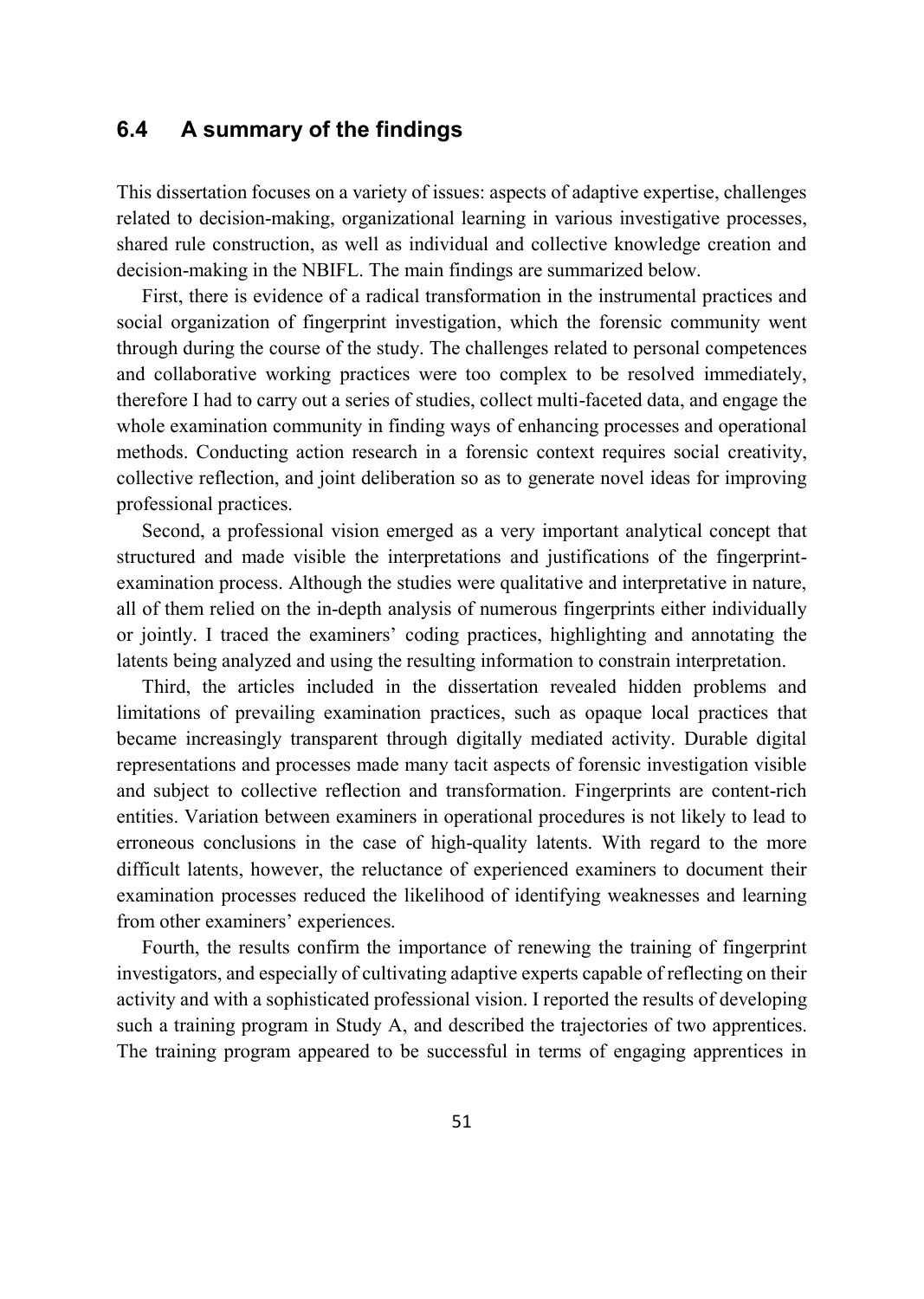## 6.4 A summary of the findings

This dissertation focuses on a variety of issues: aspects of adaptive expertise, challenges related to decision-making, organizational learning in various investigative processes, shared rule construction, as well as individual and collective knowledge creation and decision-making in the NBIFL. The main findings are summarized below.

First, there is evidence of a radical transformation in the instrumental practices and social organization of fingerprint investigation, which the forensic community went through during the course of the study. The challenges related to personal competences and collaborative working practices were too complex to be resolved immediately, therefore I had to carry out a series of studies, collect multi-faceted data, and engage the whole examination community in finding ways of enhancing processes and operational methods. Conducting action research in a forensic context requires social creativity, collective reflection, and joint deliberation so as to generate novel ideas for improving professional practices.

Second, a professional vision emerged as a very important analytical concept that structured and made visible the interpretations and justifications of the fingerprint-examination process. Although the studies were qualitative and interpretative in nature, all of them relied on the in-depth analysis of numerous fingerprints either individually or jointly. I traced the examiners' coding practices, highlighting and annotating the latents being analyzed and using the resulting information to constrain interpretation.

Third, the articles included in the dissertation revealed hidden problems and limitations of prevailing examination practices, such as opaque local practices that became increasingly transparent through digitally mediated activity. Durable digital representations and processes made many tacit aspects of forensic investigation visible and subject to collective reflection and transformation. Fingerprints are content-rich entities. Variation between examiners in operational procedures is not likely to lead to erroneous conclusions in the case of high-quality latents. With regard to the more difficult latents, however, the reluctance of experienced examiners to document their examination processes reduced the likelihood of identifying weaknesses and learning from other examiners' experiences.

Fourth, the results confirm the importance of renewing the training of fingerprint investigators, and especially of cultivating adaptive experts capable of reflecting on their activity and with a sophisticated professional vision. I reported the results of developing such a training program in Study A, and described the trajectories of two apprentices. The training program appeared to be successful in terms of engaging apprentices in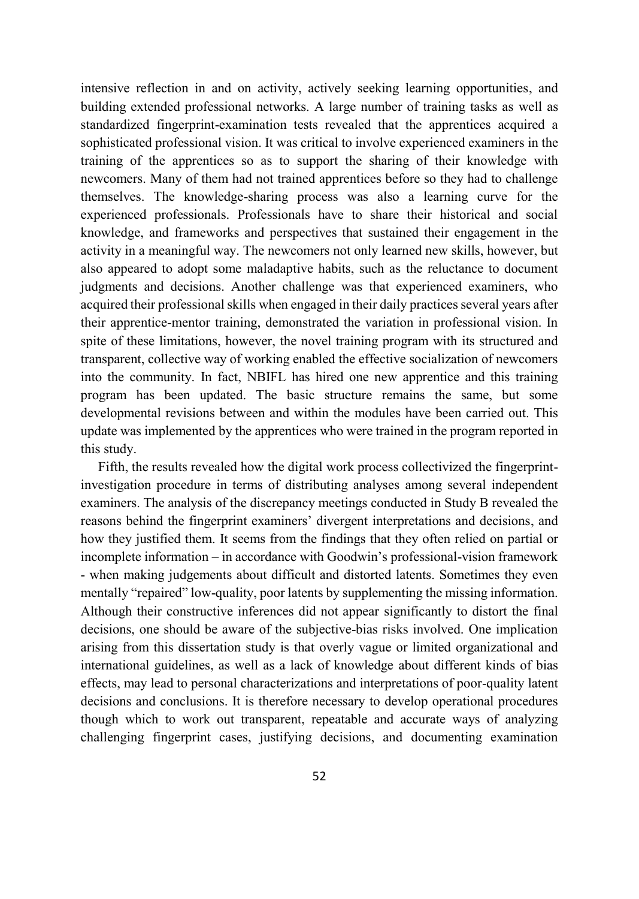intensive reflection in and on activity, actively seeking learning opportunities, and building extended professional networks. A large number of training tasks as well as standardized fingerprint-examination tests revealed that the apprentices acquired a sophisticated professional vision. It was critical to involve experienced examiners in the training of the apprentices so as to support the sharing of their knowledge with newcomers. Many of them had not trained apprentices before so they had to challenge themselves. The knowledge-sharing process was also a learning curve for the experienced professionals. Professionals have to share their historical and social knowledge, and frameworks and perspectives that sustained their engagement in the activity in a meaningful way. The newcomers not only learned new skills, however, but also appeared to adopt some maladaptive habits, such as the reluctance to document judgments and decisions. Another challenge was that experienced examiners, who acquired their professional skills when engaged in their daily practices several years after their apprentice-mentor training, demonstrated the variation in professional vision. In spite of these limitations, however, the novel training program with its structured and transparent, collective way of working enabled the effective socialization of newcomers into the community. In fact, NBIFL has hired one new apprentice and this training program has been updated. The basic structure remains the same, but some developmental revisions between and within the modules have been carried out. This update was implemented by the apprentices who were trained in the program reported in this study.

Fifth, the results revealed how the digital work process collectivized the fingerprint-investigation procedure in terms of distributing analyses among several independent examiners. The analysis of the discrepancy meetings conducted in Study B revealed the reasons behind the fingerprint examiners' divergent interpretations and decisions, and how they justified them. It seems from the findings that they often relied on partial or incomplete information – in accordance with Goodwin's professional-vision framework - when making judgements about difficult and distorted latents. Sometimes they even mentally "repaired" low-quality, poor latents by supplementing the missing information. Although their constructive inferences did not appear significantly to distort the final decisions, one should be aware of the subjective-bias risks involved. One implication arising from this dissertation study is that overly vague or limited organizational and international guidelines, as well as a lack of knowledge about different kinds of bias effects, may lead to personal characterizations and interpretations of poor-quality latent decisions and conclusions. It is therefore necessary to develop operational procedures though which to work out transparent, repeatable and accurate ways of analyzing challenging fingerprint cases, justifying decisions, and documenting examination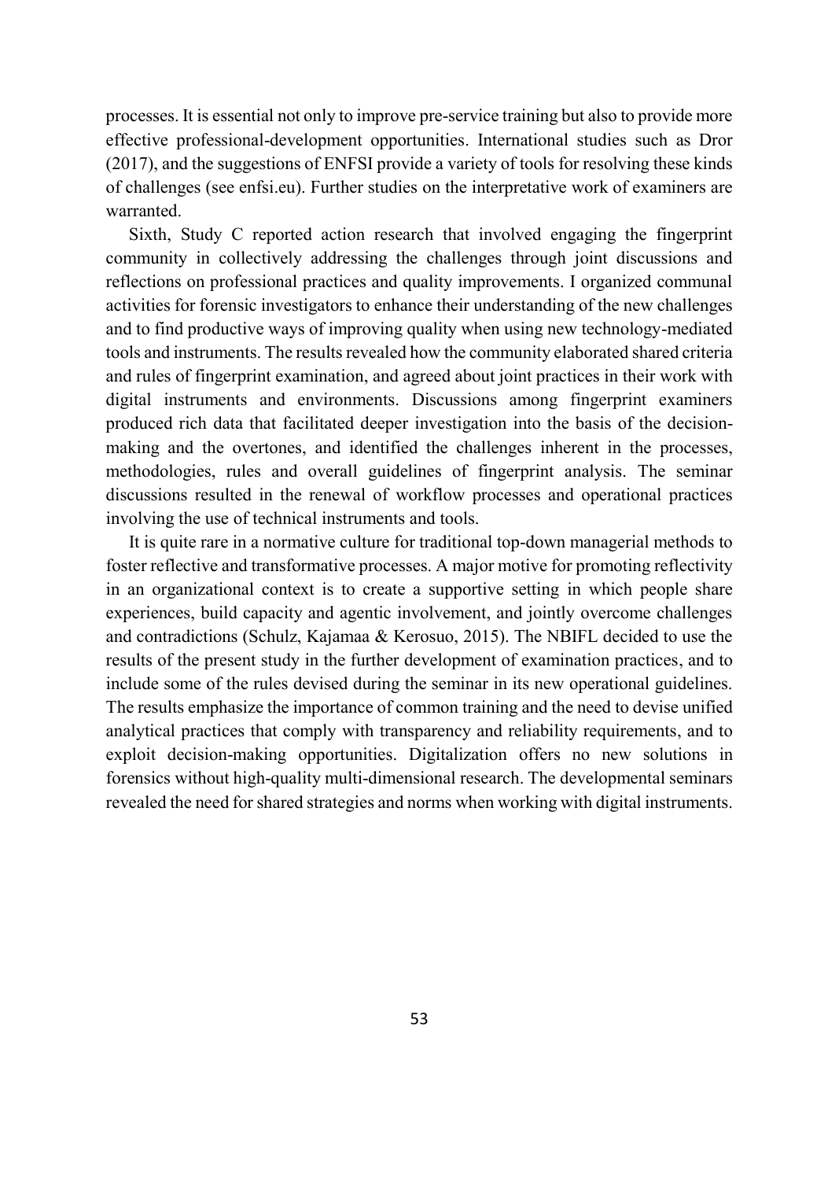processes. It is essential not only to improve pre-service training but also to provide more effective professional-development opportunities. International studies such as Dror (2017), and the suggestions of ENFSI provide a variety of tools for resolving these kinds of challenges (see enfsi.eu). Further studies on the interpretative work of examiners are warranted.

Sixth, Study C reported action research that involved engaging the fingerprint community in collectively addressing the challenges through joint discussions and reflections on professional practices and quality improvements. I organized communal activities for forensic investigators to enhance their understanding of the new challenges and to find productive ways of improving quality when using new technology-mediated tools and instruments. The results revealed how the community elaborated shared criteria and rules of fingerprint examination, and agreed about joint practices in their work with digital instruments and environments. Discussions among fingerprint examiners produced rich data that facilitated deeper investigation into the basis of the decision-making and the overtones, and identified the challenges inherent in the processes, methodologies, rules and overall guidelines of fingerprint analysis. The seminar discussions resulted in the renewal of workflow processes and operational practices involving the use of technical instruments and tools.

It is quite rare in a normative culture for traditional top-down managerial methods to foster reflective and transformative processes. A major motive for promoting reflectivity in an organizational context is to create a supportive setting in which people share experiences, build capacity and agentic involvement, and jointly overcome challenges and contradictions (Schulz, Kajamaa & Kerosuo, 2015). The NBIFL decided to use the results of the present study in the further development of examination practices, and to include some of the rules devised during the seminar in its new operational guidelines. The results emphasize the importance of common training and the need to devise unified analytical practices that comply with transparency and reliability requirements, and to exploit decision-making opportunities. Digitalization offers no new solutions in forensics without high-quality multi-dimensional research. The developmental seminars revealed the need for shared strategies and norms when working with digital instruments.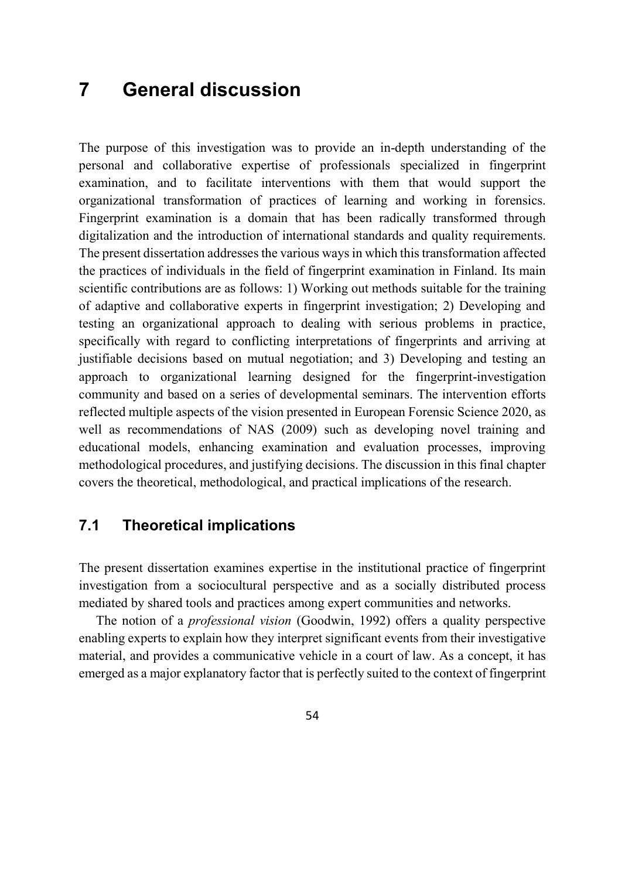# 7 General discussion

The purpose of this investigation was to provide an in-depth understanding of the personal and collaborative expertise of professionals specialized in fingerprint examination, and to facilitate interventions with them that would support the organizational transformation of practices of learning and working in forensics. Fingerprint examination is a domain that has been radically transformed through digitalization and the introduction of international standards and quality requirements. The present dissertation addresses the various ways in which this transformation affected the practices of individuals in the field of fingerprint examination in Finland. Its main scientific contributions are as follows: 1) Working out methods suitable for the training of adaptive and collaborative experts in fingerprint investigation; 2) Developing and testing an organizational approach to dealing with serious problems in practice, specifically with regard to conflicting interpretations of fingerprints and arriving at justifiable decisions based on mutual negotiation; and 3) Developing and testing an approach to organizational learning designed for the fingerprint-investigation community and based on a series of developmental seminars. The intervention efforts reflected multiple aspects of the vision presented in European Forensic Science 2020, as well as recommendations of NAS (2009) such as developing novel training and educational models, enhancing examination and evaluation processes, improving methodological procedures, and justifying decisions. The discussion in this final chapter covers the theoretical, methodological, and practical implications of the research.

## 7.1 Theoretical implications

The present dissertation examines expertise in the institutional practice of fingerprint investigation from a sociocultural perspective and as a socially distributed process mediated by shared tools and practices among expert communities and networks.

The notion of a *professional vision* (Goodwin, 1992) offers a quality perspective enabling experts to explain how they interpret significant events from their investigative material, and provides a communicative vehicle in a court of law. As a concept, it has emerged as a major explanatory factor that is perfectly suited to the context of fingerprint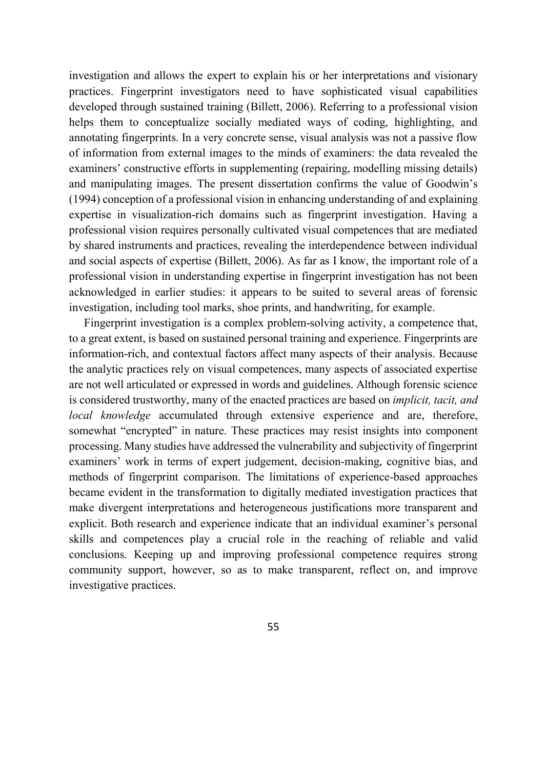investigation and allows the expert to explain his or her interpretations and visionary practices. Fingerprint investigators need to have sophisticated visual capabilities developed through sustained training (Billett, 2006). Referring to a professional vision helps them to conceptualize socially mediated ways of coding, highlighting, and annotating fingerprints. In a very concrete sense, visual analysis was not a passive flow of information from external images to the minds of examiners: the data revealed the examiners' constructive efforts in supplementing (repairing, modelling missing details) and manipulating images. The present dissertation confirms the value of Goodwin's (1994) conception of a professional vision in enhancing understanding of and explaining expertise in visualization-rich domains such as fingerprint investigation. Having a professional vision requires personally cultivated visual competences that are mediated by shared instruments and practices, revealing the interdependence between individual and social aspects of expertise (Billett, 2006). As far as I know, the important role of a professional vision in understanding expertise in fingerprint investigation has not been acknowledged in earlier studies: it appears to be suited to several areas of forensic investigation, including tool marks, shoe prints, and handwriting, for example.

Fingerprint investigation is a complex problem-solving activity, a competence that, to a great extent, is based on sustained personal training and experience. Fingerprints are information-rich, and contextual factors affect many aspects of their analysis. Because the analytic practices rely on visual competences, many aspects of associated expertise are not well articulated or expressed in words and guidelines. Although forensic science is considered trustworthy, many of the enacted practices are based on *implicit, tacit, and local knowledge* accumulated through extensive experience and are, therefore, somewhat "encrypted" in nature. These practices may resist insights into component processing. Many studies have addressed the vulnerability and subjectivity of fingerprint examiners' work in terms of expert judgement, decision-making, cognitive bias, and methods of fingerprint comparison. The limitations of experience-based approaches became evident in the transformation to digitally mediated investigation practices that make divergent interpretations and heterogeneous justifications more transparent and explicit. Both research and experience indicate that an individual examiner's personal skills and competences play a crucial role in the reaching of reliable and valid conclusions. Keeping up and improving professional competence requires strong community support, however, so as to make transparent, reflect on, and improve investigative practices.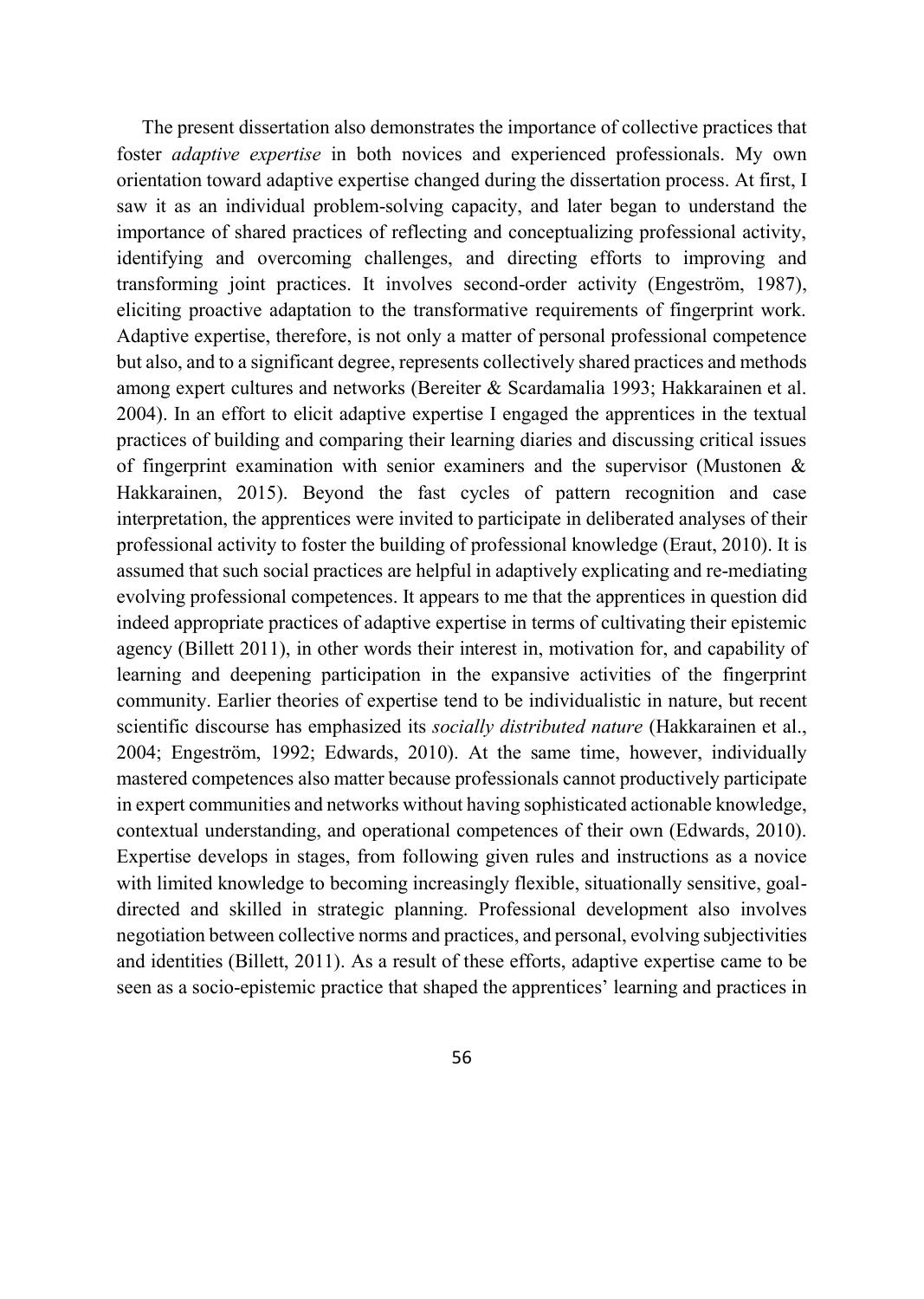The present dissertation also demonstrates the importance of collective practices that foster *adaptive expertise* in both novices and experienced professionals. My own orientation toward adaptive expertise changed during the dissertation process. At first, I saw it as an individual problem-solving capacity, and later began to understand the importance of shared practices of reflecting and conceptualizing professional activity, identifying and overcoming challenges, and directing efforts to improving and transforming joint practices. It involves second-order activity (Engeström, 1987), eliciting proactive adaptation to the transformative requirements of fingerprint work. Adaptive expertise, therefore, is not only a matter of personal professional competence but also, and to a significant degree, represents collectively shared practices and methods among expert cultures and networks (Bereiter & Scardamalia 1993; Hakkarainen et al. 2004). In an effort to elicit adaptive expertise I engaged the apprentices in the textual practices of building and comparing their learning diaries and discussing critical issues of fingerprint examination with senior examiners and the supervisor (Mustonen & Hakkarainen, 2015). Beyond the fast cycles of pattern recognition and case interpretation, the apprentices were invited to participate in deliberated analyses of their professional activity to foster the building of professional knowledge (Eraut, 2010). It is assumed that such social practices are helpful in adaptively explicating and re-mediating evolving professional competences. It appears to me that the apprentices in question did indeed appropriate practices of adaptive expertise in terms of cultivating their epistemic agency (Billett 2011), in other words their interest in, motivation for, and capability of learning and deepening participation in the expansive activities of the fingerprint community. Earlier theories of expertise tend to be individualistic in nature, but recent scientific discourse has emphasized its *socially distributed nature* (Hakkarainen et al., 2004; Engeström, 1992; Edwards, 2010). At the same time, however, individually mastered competences also matter because professionals cannot productively participate in expert communities and networks without having sophisticated actionable knowledge, contextual understanding, and operational competences of their own (Edwards, 2010). Expertise develops in stages, from following given rules and instructions as a novice with limited knowledge to becoming increasingly flexible, situationally sensitive, goal-directed and skilled in strategic planning. Professional development also involves negotiation between collective norms and practices, and personal, evolving subjectivities and identities (Billett, 2011). As a result of these efforts, adaptive expertise came to be seen as a socio-epistemic practice that shaped the apprentices' learning and practices in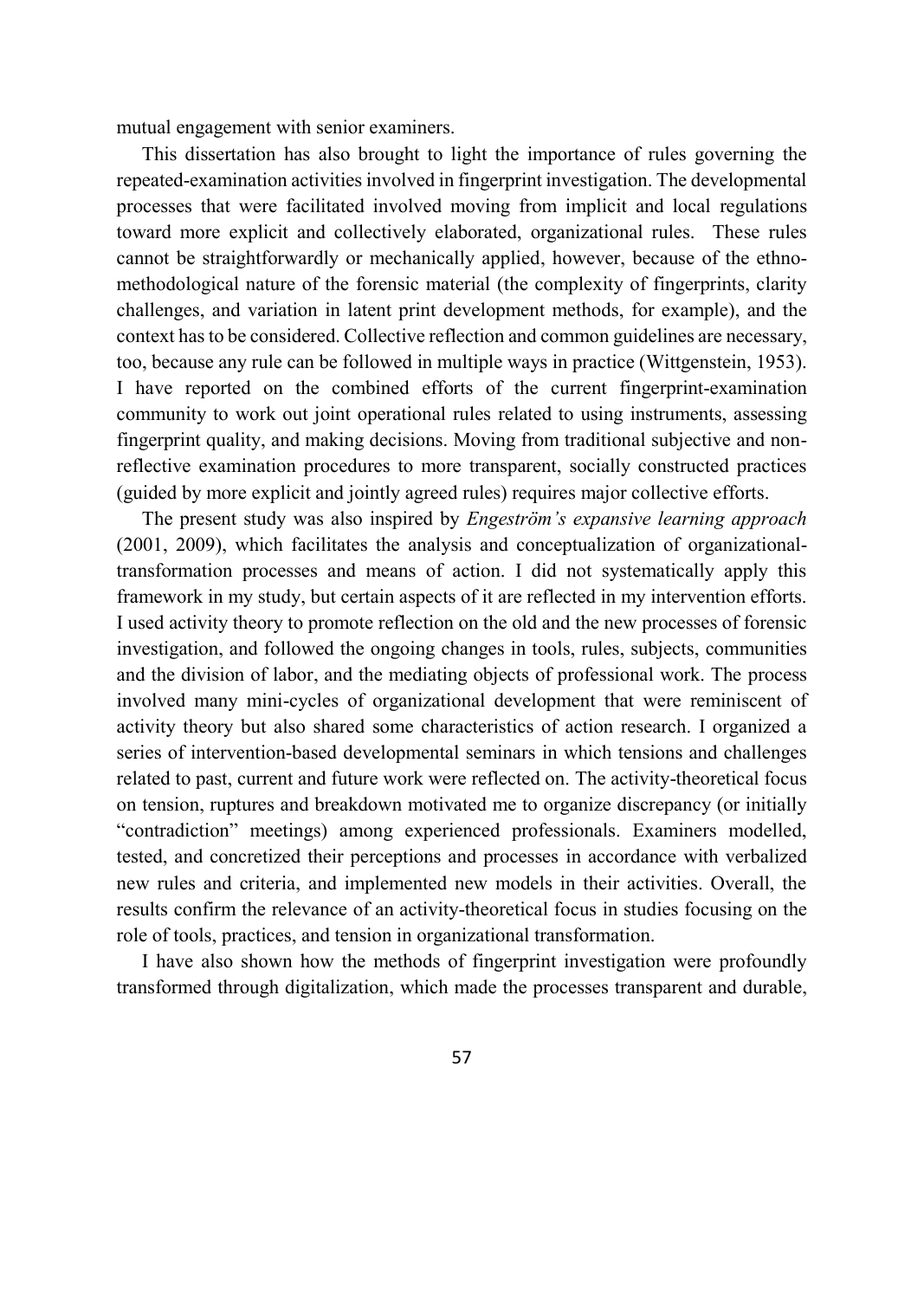mutual engagement with senior examiners.

This dissertation has also brought to light the importance of rules governing the repeated-examination activities involved in fingerprint investigation. The developmental processes that were facilitated involved moving from implicit and local regulations toward more explicit and collectively elaborated, organizational rules. These rules cannot be straightforwardly or mechanically applied, however, because of the ethno-methodological nature of the forensic material (the complexity of fingerprints, clarity challenges, and variation in latent print development methods, for example), and the context has to be considered. Collective reflection and common guidelines are necessary, too, because any rule can be followed in multiple ways in practice (Wittgenstein, 1953). I have reported on the combined efforts of the current fingerprint-examination community to work out joint operational rules related to using instruments, assessing fingerprint quality, and making decisions. Moving from traditional subjective and non-reflective examination procedures to more transparent, socially constructed practices (guided by more explicit and jointly agreed rules) requires major collective efforts.

The present study was also inspired by *Engeström's expansive learning approach* (2001, 2009), which facilitates the analysis and conceptualization of organizational-transformation processes and means of action. I did not systematically apply this framework in my study, but certain aspects of it are reflected in my intervention efforts. I used activity theory to promote reflection on the old and the new processes of forensic investigation, and followed the ongoing changes in tools, rules, subjects, communities and the division of labor, and the mediating objects of professional work. The process involved many mini-cycles of organizational development that were reminiscent of activity theory but also shared some characteristics of action research. I organized a series of intervention-based developmental seminars in which tensions and challenges related to past, current and future work were reflected on. The activity-theoretical focus on tension, ruptures and breakdown motivated me to organize discrepancy (or initially "contradiction" meetings) among experienced professionals. Examiners modelled, tested, and concretized their perceptions and processes in accordance with verbalized new rules and criteria, and implemented new models in their activities. Overall, the results confirm the relevance of an activity-theoretical focus in studies focusing on the role of tools, practices, and tension in organizational transformation.

I have also shown how the methods of fingerprint investigation were profoundly transformed through digitalization, which made the processes transparent and durable,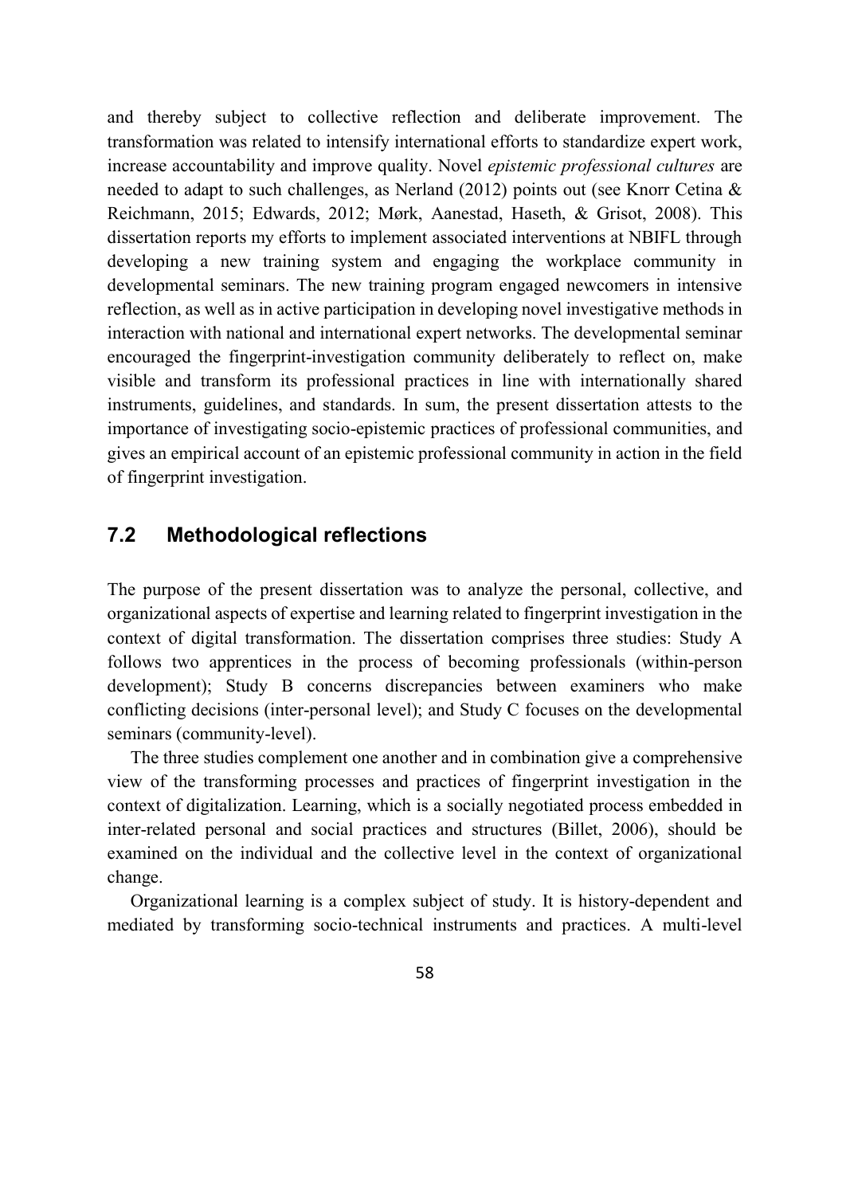and thereby subject to collective reflection and deliberate improvement. The transformation was related to intensify international efforts to standardize expert work, increase accountability and improve quality. Novel *epistemic professional cultures* are needed to adapt to such challenges, as Nerland (2012) points out (see Knorr Cetina & Reichmann, 2015; Edwards, 2012; Mørk, Aanestad, Haseth, & Grisot, 2008). This dissertation reports my efforts to implement associated interventions at NBIFL through developing a new training system and engaging the workplace community in developmental seminars. The new training program engaged newcomers in intensive reflection, as well as in active participation in developing novel investigative methods in interaction with national and international expert networks. The developmental seminar encouraged the fingerprint-investigation community deliberately to reflect on, make visible and transform its professional practices in line with internationally shared instruments, guidelines, and standards. In sum, the present dissertation attests to the importance of investigating socio-epistemic practices of professional communities, and gives an empirical account of an epistemic professional community in action in the field of fingerprint investigation.

## 7.2 Methodological reflections

The purpose of the present dissertation was to analyze the personal, collective, and organizational aspects of expertise and learning related to fingerprint investigation in the context of digital transformation. The dissertation comprises three studies: Study A follows two apprentices in the process of becoming professionals (within-person development); Study B concerns discrepancies between examiners who make conflicting decisions (inter-personal level); and Study C focuses on the developmental seminars (community-level).

The three studies complement one another and in combination give a comprehensive view of the transforming processes and practices of fingerprint investigation in the context of digitalization. Learning, which is a socially negotiated process embedded in inter-related personal and social practices and structures (Billet, 2006), should be examined on the individual and the collective level in the context of organizational change.

Organizational learning is a complex subject of study. It is history-dependent and mediated by transforming socio-technical instruments and practices. A multi-level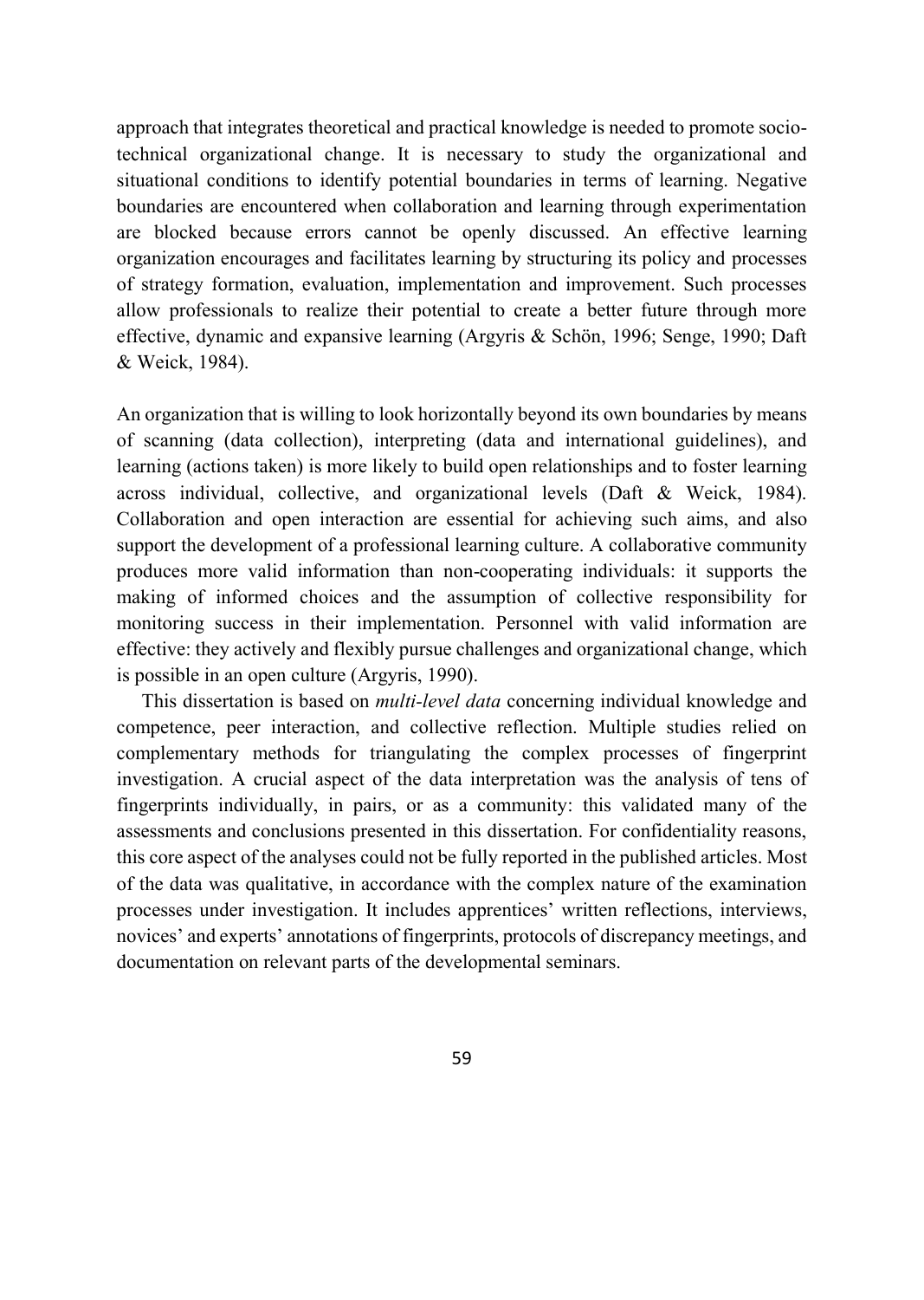approach that integrates theoretical and practical knowledge is needed to promote socio-technical organizational change. It is necessary to study the organizational and situational conditions to identify potential boundaries in terms of learning. Negative boundaries are encountered when collaboration and learning through experimentation are blocked because errors cannot be openly discussed. An effective learning organization encourages and facilitates learning by structuring its policy and processes of strategy formation, evaluation, implementation and improvement. Such processes allow professionals to realize their potential to create a better future through more effective, dynamic and expansive learning (Argyris & Schön, 1996; Senge, 1990; Daft & Weick, 1984).

An organization that is willing to look horizontally beyond its own boundaries by means of scanning (data collection), interpreting (data and international guidelines), and learning (actions taken) is more likely to build open relationships and to foster learning across individual, collective, and organizational levels (Daft & Weick, 1984). Collaboration and open interaction are essential for achieving such aims, and also support the development of a professional learning culture. A collaborative community produces more valid information than non-cooperating individuals: it supports the making of informed choices and the assumption of collective responsibility for monitoring success in their implementation. Personnel with valid information are effective: they actively and flexibly pursue challenges and organizational change, which is possible in an open culture (Argyris, 1990).

This dissertation is based on *multi-level data* concerning individual knowledge and competence, peer interaction, and collective reflection. Multiple studies relied on complementary methods for triangulating the complex processes of fingerprint investigation. A crucial aspect of the data interpretation was the analysis of tens of fingerprints individually, in pairs, or as a community: this validated many of the assessments and conclusions presented in this dissertation. For confidentiality reasons, this core aspect of the analyses could not be fully reported in the published articles. Most of the data was qualitative, in accordance with the complex nature of the examination processes under investigation. It includes apprentices' written reflections, interviews, novices' and experts' annotations of fingerprints, protocols of discrepancy meetings, and documentation on relevant parts of the developmental seminars.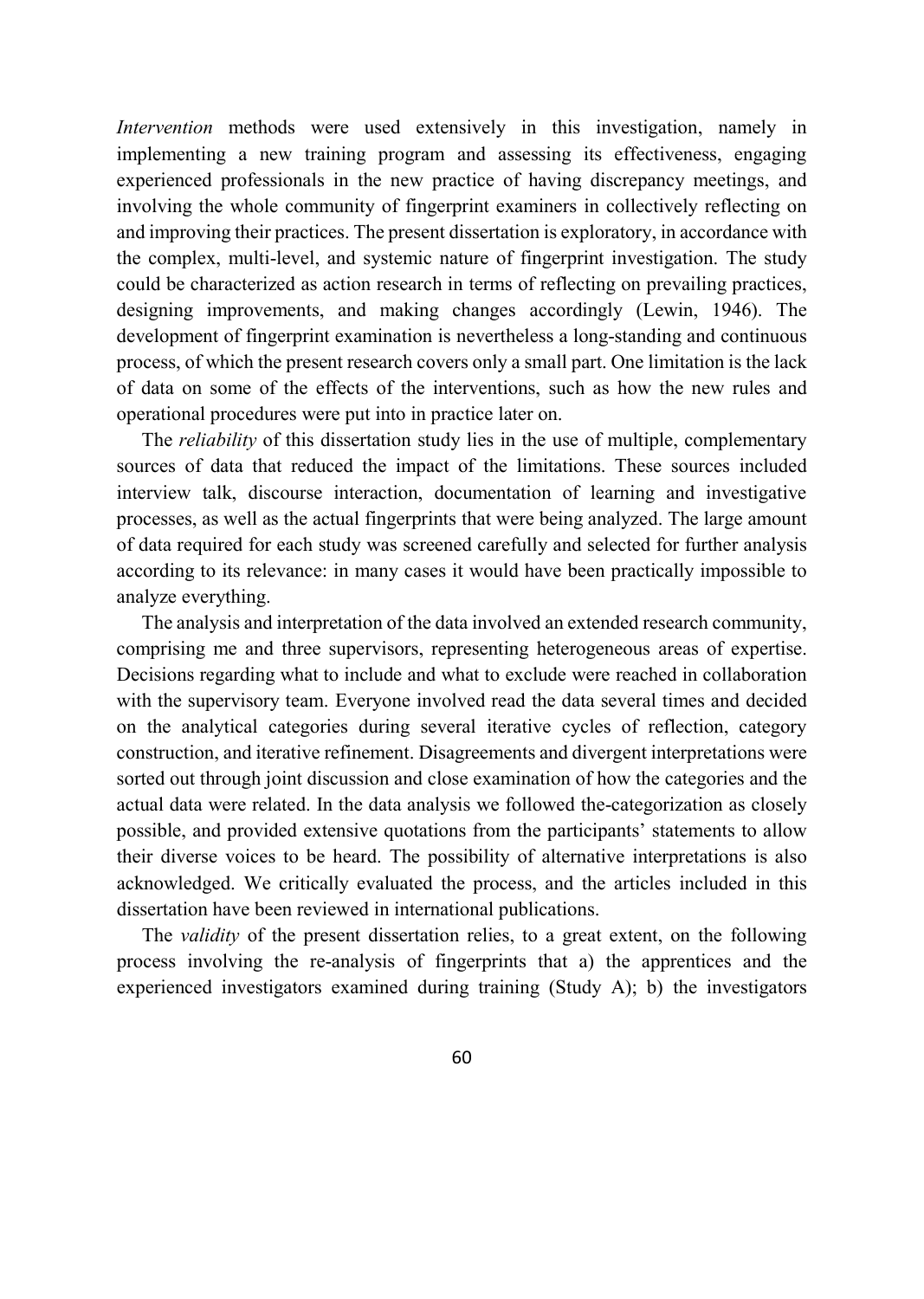*Intervention* methods were used extensively in this investigation, namely in implementing a new training program and assessing its effectiveness, engaging experienced professionals in the new practice of having discrepancy meetings, and involving the whole community of fingerprint examiners in collectively reflecting on and improving their practices. The present dissertation is exploratory, in accordance with the complex, multi-level, and systemic nature of fingerprint investigation. The study could be characterized as action research in terms of reflecting on prevailing practices, designing improvements, and making changes accordingly (Lewin, 1946). The development of fingerprint examination is nevertheless a long-standing and continuous process, of which the present research covers only a small part. One limitation is the lack of data on some of the effects of the interventions, such as how the new rules and operational procedures were put into in practice later on.

The *reliability* of this dissertation study lies in the use of multiple, complementary sources of data that reduced the impact of the limitations. These sources included interview talk, discourse interaction, documentation of learning and investigative processes, as well as the actual fingerprints that were being analyzed. The large amount of data required for each study was screened carefully and selected for further analysis according to its relevance: in many cases it would have been practically impossible to analyze everything.

The analysis and interpretation of the data involved an extended research community, comprising me and three supervisors, representing heterogeneous areas of expertise. Decisions regarding what to include and what to exclude were reached in collaboration with the supervisory team. Everyone involved read the data several times and decided on the analytical categories during several iterative cycles of reflection, category construction, and iterative refinement. Disagreements and divergent interpretations were sorted out through joint discussion and close examination of how the categories and the actual data were related. In the data analysis we followed the-categorization as closely possible, and provided extensive quotations from the participants' statements to allow their diverse voices to be heard. The possibility of alternative interpretations is also acknowledged. We critically evaluated the process, and the articles included in this dissertation have been reviewed in international publications.

The *validity* of the present dissertation relies, to a great extent, on the following process involving the re-analysis of fingerprints that a) the apprentices and the experienced investigators examined during training (Study A); b) the investigators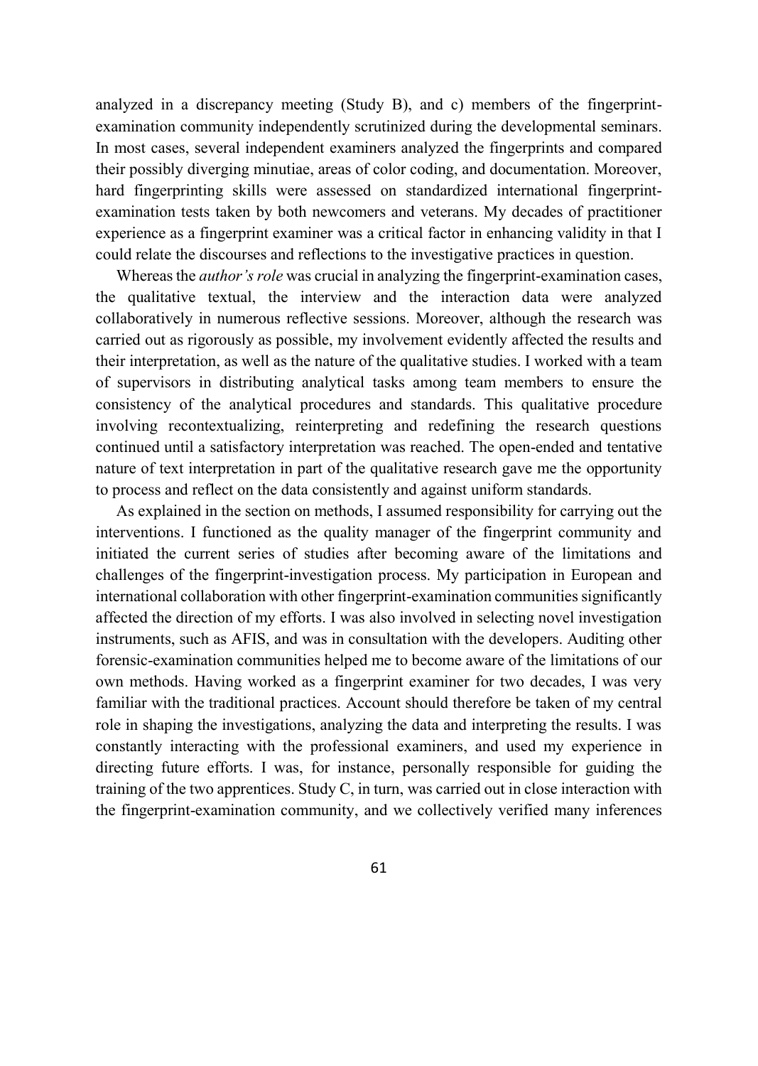analyzed in a discrepancy meeting (Study B), and c) members of the fingerprint-examination community independently scrutinized during the developmental seminars. In most cases, several independent examiners analyzed the fingerprints and compared their possibly diverging minutiae, areas of color coding, and documentation. Moreover, hard fingerprinting skills were assessed on standardized international fingerprint-examination tests taken by both newcomers and veterans. My decades of practitioner experience as a fingerprint examiner was a critical factor in enhancing validity in that I could relate the discourses and reflections to the investigative practices in question.

Whereas the *author's role* was crucial in analyzing the fingerprint-examination cases, the qualitative textual, the interview and the interaction data were analyzed collaboratively in numerous reflective sessions. Moreover, although the research was carried out as rigorously as possible, my involvement evidently affected the results and their interpretation, as well as the nature of the qualitative studies. I worked with a team of supervisors in distributing analytical tasks among team members to ensure the consistency of the analytical procedures and standards. This qualitative procedure involving recontextualizing, reinterpreting and redefining the research questions continued until a satisfactory interpretation was reached. The open-ended and tentative nature of text interpretation in part of the qualitative research gave me the opportunity to process and reflect on the data consistently and against uniform standards.

As explained in the section on methods, I assumed responsibility for carrying out the interventions. I functioned as the quality manager of the fingerprint community and initiated the current series of studies after becoming aware of the limitations and challenges of the fingerprint-investigation process. My participation in European and international collaboration with other fingerprint-examination communities significantly affected the direction of my efforts. I was also involved in selecting novel investigation instruments, such as AFIS, and was in consultation with the developers. Auditing other forensic-examination communities helped me to become aware of the limitations of our own methods. Having worked as a fingerprint examiner for two decades, I was very familiar with the traditional practices. Account should therefore be taken of my central role in shaping the investigations, analyzing the data and interpreting the results. I was constantly interacting with the professional examiners, and used my experience in directing future efforts. I was, for instance, personally responsible for guiding the training of the two apprentices. Study C, in turn, was carried out in close interaction with the fingerprint-examination community, and we collectively verified many inferences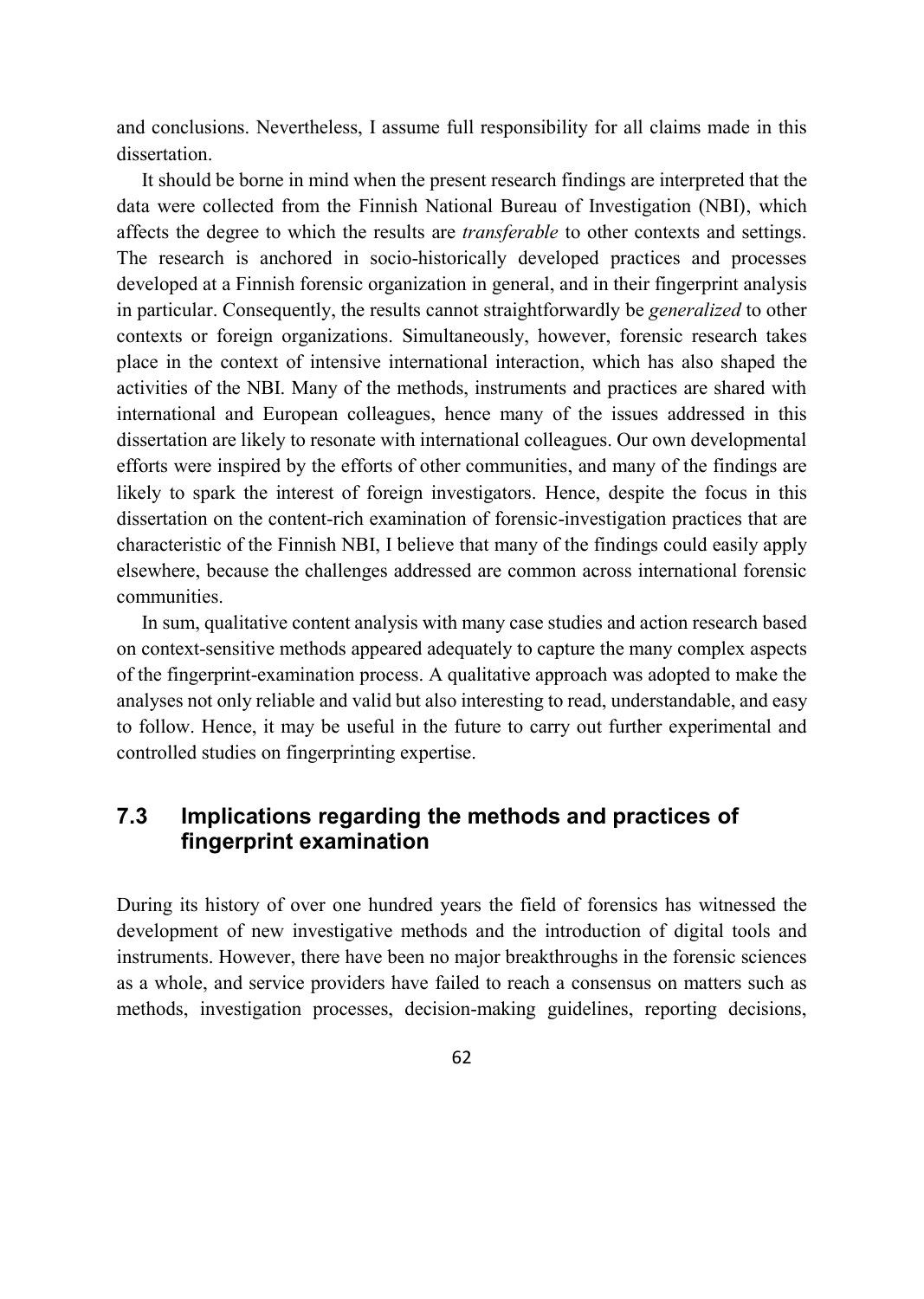and conclusions. Nevertheless, I assume full responsibility for all claims made in this dissertation.

It should be borne in mind when the present research findings are interpreted that the data were collected from the Finnish National Bureau of Investigation (NBI), which affects the degree to which the results are *transferable* to other contexts and settings. The research is anchored in socio-historically developed practices and processes developed at a Finnish forensic organization in general, and in their fingerprint analysis in particular. Consequently, the results cannot straightforwardly be *generalized* to other contexts or foreign organizations. Simultaneously, however, forensic research takes place in the context of intensive international interaction, which has also shaped the activities of the NBI. Many of the methods, instruments and practices are shared with international and European colleagues, hence many of the issues addressed in this dissertation are likely to resonate with international colleagues. Our own developmental efforts were inspired by the efforts of other communities, and many of the findings are likely to spark the interest of foreign investigators. Hence, despite the focus in this dissertation on the content-rich examination of forensic-investigation practices that are characteristic of the Finnish NBI, I believe that many of the findings could easily apply elsewhere, because the challenges addressed are common across international forensic communities.

In sum, qualitative content analysis with many case studies and action research based on context-sensitive methods appeared adequately to capture the many complex aspects of the fingerprint-examination process. A qualitative approach was adopted to make the analyses not only reliable and valid but also interesting to read, understandable, and easy to follow. Hence, it may be useful in the future to carry out further experimental and controlled studies on fingerprinting expertise.

## 7.3 Implications regarding the methods and practices of fingerprint examination

During its history of over one hundred years the field of forensics has witnessed the development of new investigative methods and the introduction of digital tools and instruments. However, there have been no major breakthroughs in the forensic sciences as a whole, and service providers have failed to reach a consensus on matters such as methods, investigation processes, decision-making guidelines, reporting decisions,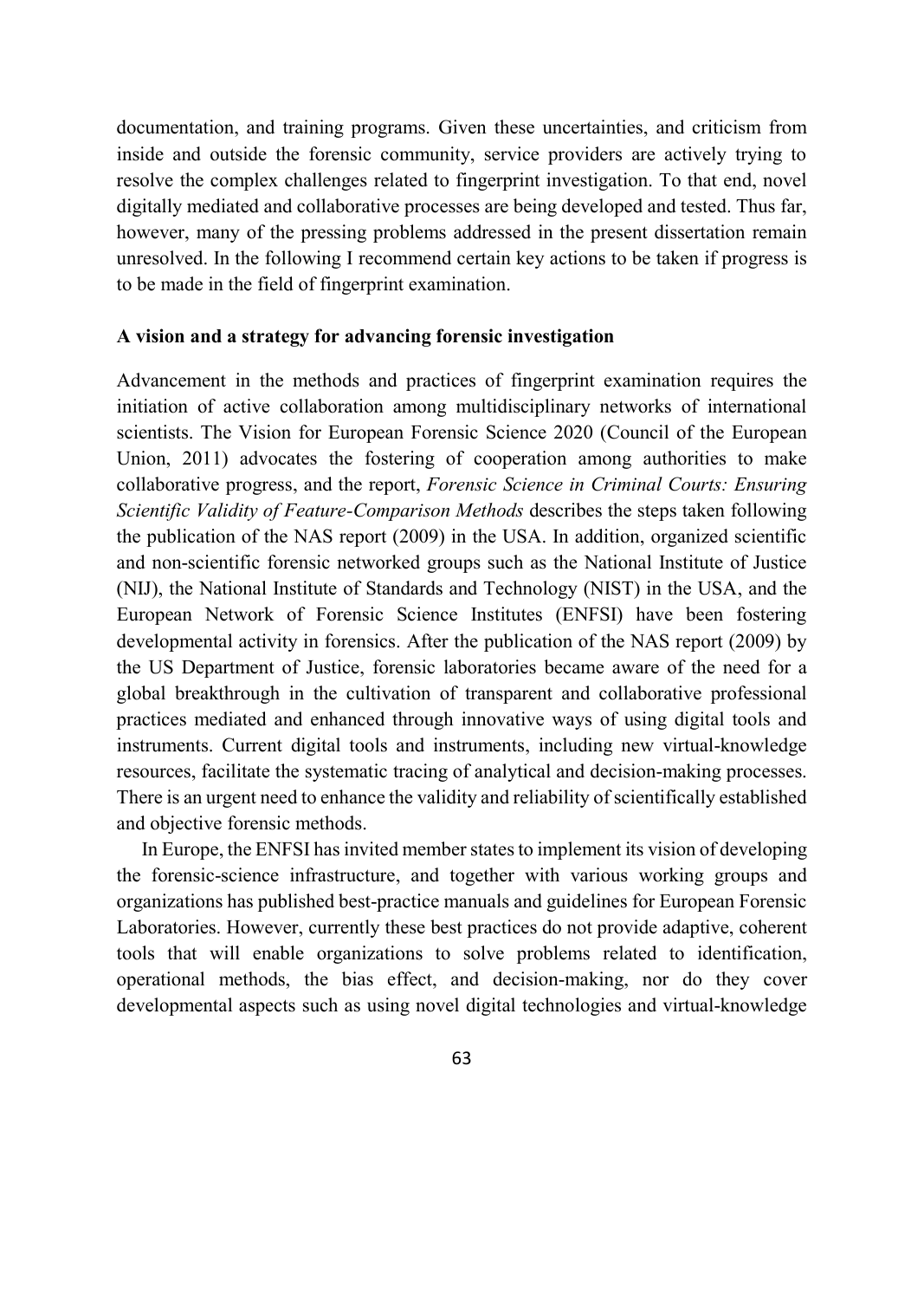documentation, and training programs. Given these uncertainties, and criticism from inside and outside the forensic community, service providers are actively trying to resolve the complex challenges related to fingerprint investigation. To that end, novel digitally mediated and collaborative processes are being developed and tested. Thus far, however, many of the pressing problems addressed in the present dissertation remain unresolved. In the following I recommend certain key actions to be taken if progress is to be made in the field of fingerprint examination.

**A vision and a strategy for advancing forensic investigation**

Advancement in the methods and practices of fingerprint examination requires the initiation of active collaboration among multidisciplinary networks of international scientists. The Vision for European Forensic Science 2020 (Council of the European Union, 2011) advocates the fostering of cooperation among authorities to make collaborative progress, and the report, *Forensic Science in Criminal Courts: Ensuring Scientific Validity of Feature-Comparison Methods* describes the steps taken following the publication of the NAS report (2009) in the USA. In addition, organized scientific and non-scientific forensic networked groups such as the National Institute of Justice (NIJ), the National Institute of Standards and Technology (NIST) in the USA, and the European Network of Forensic Science Institutes (ENFSI) have been fostering developmental activity in forensics. After the publication of the NAS report (2009) by the US Department of Justice, forensic laboratories became aware of the need for a global breakthrough in the cultivation of transparent and collaborative professional practices mediated and enhanced through innovative ways of using digital tools and instruments. Current digital tools and instruments, including new virtual-knowledge resources, facilitate the systematic tracing of analytical and decision-making processes. There is an urgent need to enhance the validity and reliability of scientifically established and objective forensic methods.

In Europe, the ENFSI has invited member states to implement its vision of developing the forensic-science infrastructure, and together with various working groups and organizations has published best-practice manuals and guidelines for European Forensic Laboratories. However, currently these best practices do not provide adaptive, coherent tools that will enable organizations to solve problems related to identification, operational methods, the bias effect, and decision-making, nor do they cover developmental aspects such as using novel digital technologies and virtual-knowledge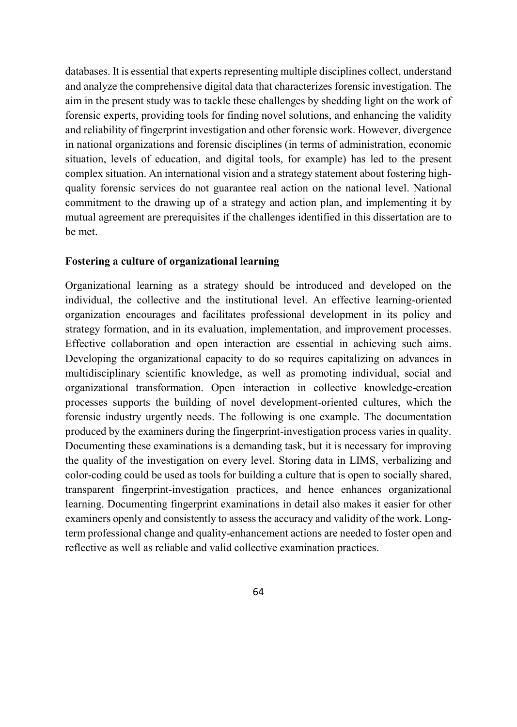databases. It is essential that experts representing multiple disciplines collect, understand and analyze the comprehensive digital data that characterizes forensic investigation. The aim in the present study was to tackle these challenges by shedding light on the work of forensic experts, providing tools for finding novel solutions, and enhancing the validity and reliability of fingerprint investigation and other forensic work. However, divergence in national organizations and forensic disciplines (in terms of administration, economic situation, levels of education, and digital tools, for example) has led to the present complex situation. An international vision and a strategy statement about fostering high-quality forensic services do not guarantee real action on the national level. National commitment to the drawing up of a strategy and action plan, and implementing it by mutual agreement are prerequisites if the challenges identified in this dissertation are to be met.

### Fostering a culture of organizational learning

Organizational learning as a strategy should be introduced and developed on the individual, the collective and the institutional level. An effective learning-oriented organization encourages and facilitates professional development in its policy and strategy formation, and in its evaluation, implementation, and improvement processes. Effective collaboration and open interaction are essential in achieving such aims. Developing the organizational capacity to do so requires capitalizing on advances in multidisciplinary scientific knowledge, as well as promoting individual, social and organizational transformation. Open interaction in collective knowledge-creation processes supports the building of novel development-oriented cultures, which the forensic industry urgently needs. The following is one example. The documentation produced by the examiners during the fingerprint-investigation process varies in quality. Documenting these examinations is a demanding task, but it is necessary for improving the quality of the investigation on every level. Storing data in LIMS, verbalizing and color-coding could be used as tools for building a culture that is open to socially shared, transparent fingerprint-investigation practices, and hence enhances organizational learning. Documenting fingerprint examinations in detail also makes it easier for other examiners openly and consistently to assess the accuracy and validity of the work. Long-term professional change and quality-enhancement actions are needed to foster open and reflective as well as reliable and valid collective examination practices.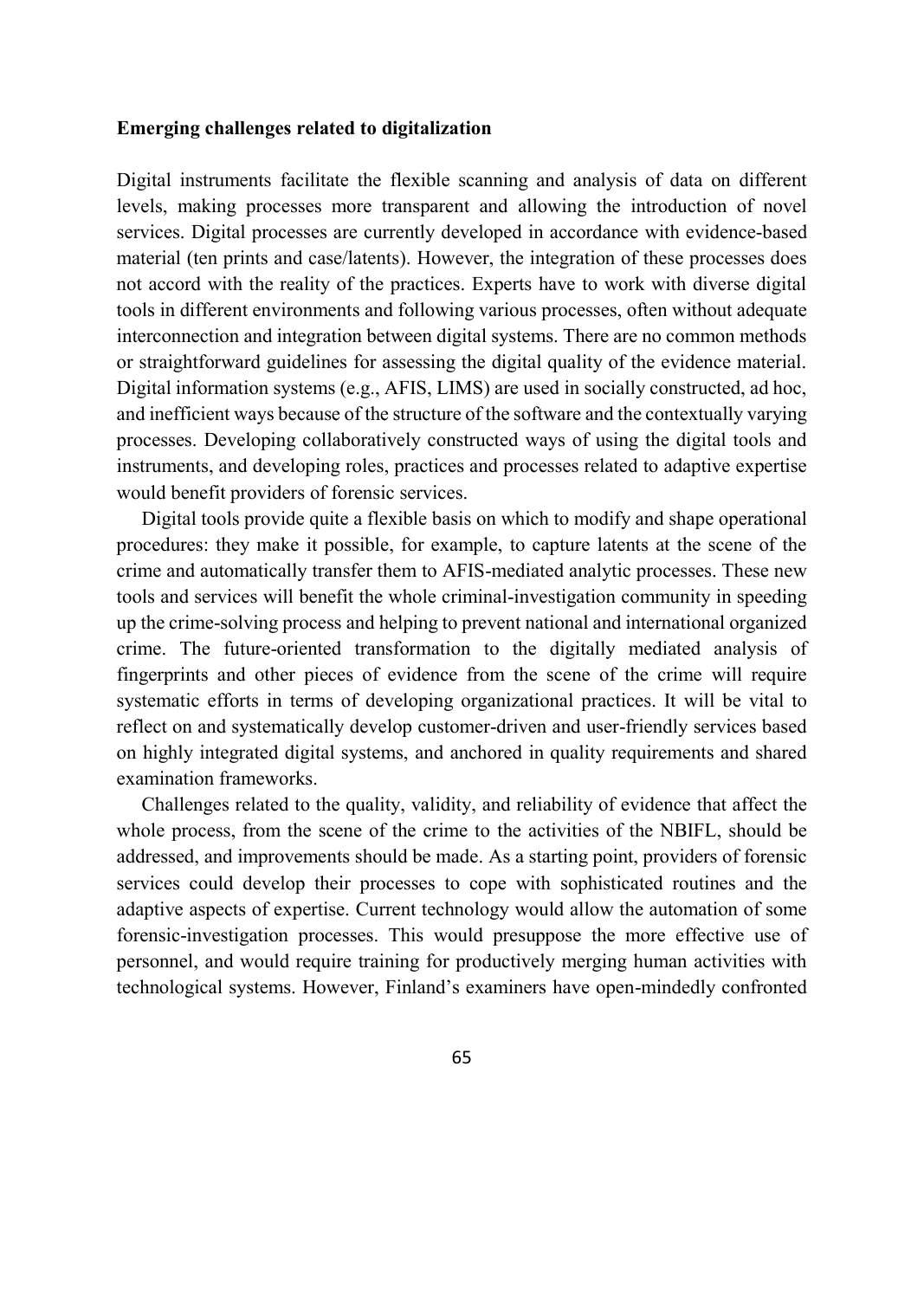**Emerging challenges related to digitalization**

Digital instruments facilitate the flexible scanning and analysis of data on different levels, making processes more transparent and allowing the introduction of novel services. Digital processes are currently developed in accordance with evidence-based material (ten prints and case/latents). However, the integration of these processes does not accord with the reality of the practices. Experts have to work with diverse digital tools in different environments and following various processes, often without adequate interconnection and integration between digital systems. There are no common methods or straightforward guidelines for assessing the digital quality of the evidence material. Digital information systems (e.g., AFIS, LIMS) are used in socially constructed, ad hoc, and inefficient ways because of the structure of the software and the contextually varying processes. Developing collaboratively constructed ways of using the digital tools and instruments, and developing roles, practices and processes related to adaptive expertise would benefit providers of forensic services.

Digital tools provide quite a flexible basis on which to modify and shape operational procedures: they make it possible, for example, to capture latents at the scene of the crime and automatically transfer them to AFIS-mediated analytic processes. These new tools and services will benefit the whole criminal-investigation community in speeding up the crime-solving process and helping to prevent national and international organized crime. The future-oriented transformation to the digitally mediated analysis of fingerprints and other pieces of evidence from the scene of the crime will require systematic efforts in terms of developing organizational practices. It will be vital to reflect on and systematically develop customer-driven and user-friendly services based on highly integrated digital systems, and anchored in quality requirements and shared examination frameworks.

Challenges related to the quality, validity, and reliability of evidence that affect the whole process, from the scene of the crime to the activities of the NBIFL, should be addressed, and improvements should be made. As a starting point, providers of forensic services could develop their processes to cope with sophisticated routines and the adaptive aspects of expertise. Current technology would allow the automation of some forensic-investigation processes. This would presuppose the more effective use of personnel, and would require training for productively merging human activities with technological systems. However, Finland's examiners have open-mindedly confronted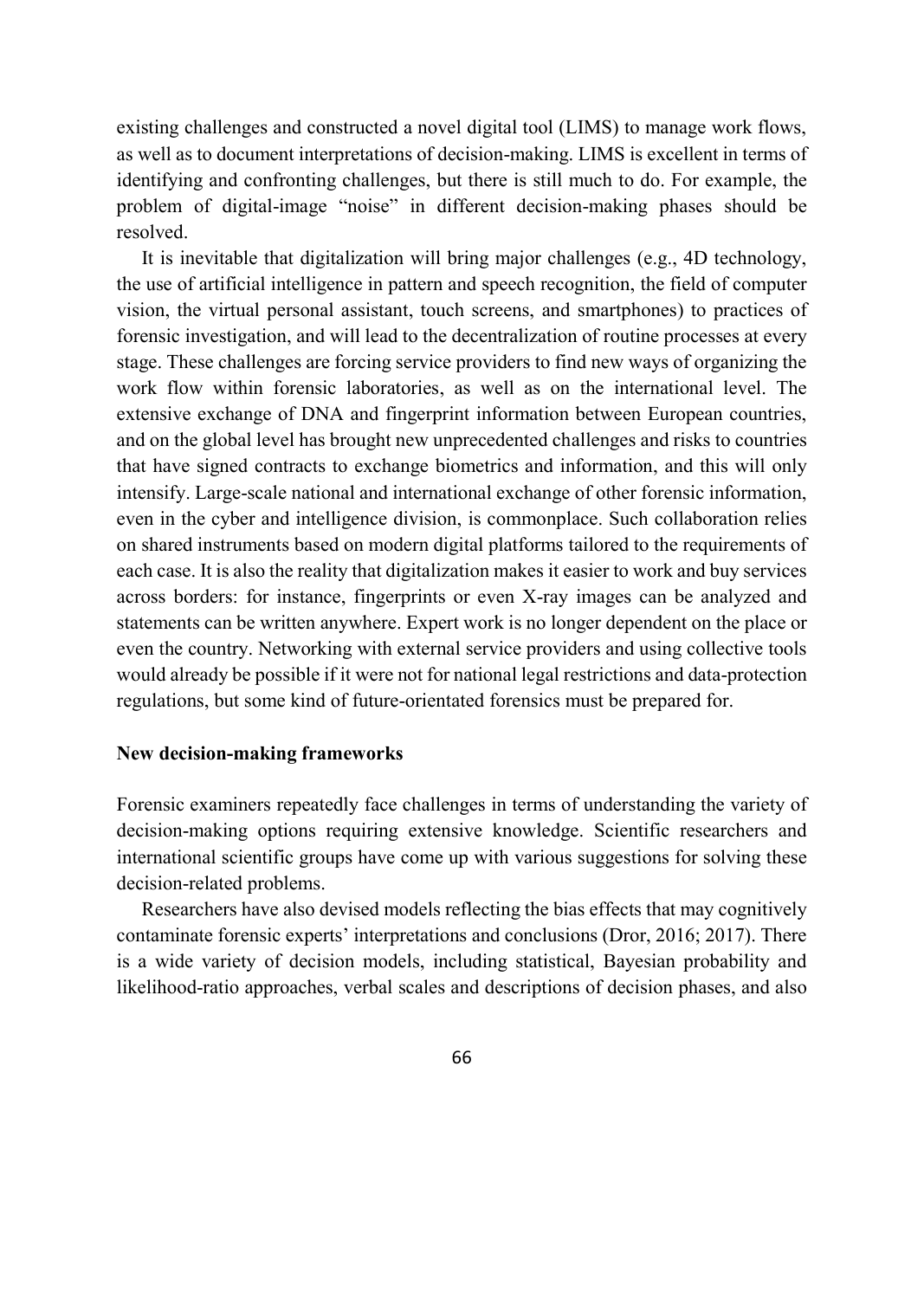existing challenges and constructed a novel digital tool (LIMS) to manage work flows, as well as to document interpretations of decision-making. LIMS is excellent in terms of identifying and confronting challenges, but there is still much to do. For example, the problem of digital-image "noise" in different decision-making phases should be resolved.

It is inevitable that digitalization will bring major challenges (e.g., 4D technology, the use of artificial intelligence in pattern and speech recognition, the field of computer vision, the virtual personal assistant, touch screens, and smartphones) to practices of forensic investigation, and will lead to the decentralization of routine processes at every stage. These challenges are forcing service providers to find new ways of organizing the work flow within forensic laboratories, as well as on the international level. The extensive exchange of DNA and fingerprint information between European countries, and on the global level has brought new unprecedented challenges and risks to countries that have signed contracts to exchange biometrics and information, and this will only intensify. Large-scale national and international exchange of other forensic information, even in the cyber and intelligence division, is commonplace. Such collaboration relies on shared instruments based on modern digital platforms tailored to the requirements of each case. It is also the reality that digitalization makes it easier to work and buy services across borders: for instance, fingerprints or even X-ray images can be analyzed and statements can be written anywhere. Expert work is no longer dependent on the place or even the country. Networking with external service providers and using collective tools would already be possible if it were not for national legal restrictions and data-protection regulations, but some kind of future-orientated forensics must be prepared for.

**New decision-making frameworks**

Forensic examiners repeatedly face challenges in terms of understanding the variety of decision-making options requiring extensive knowledge. Scientific researchers and international scientific groups have come up with various suggestions for solving these decision-related problems.

Researchers have also devised models reflecting the bias effects that may cognitively contaminate forensic experts' interpretations and conclusions (Dror, 2016; 2017). There is a wide variety of decision models, including statistical, Bayesian probability and likelihood-ratio approaches, verbal scales and descriptions of decision phases, and also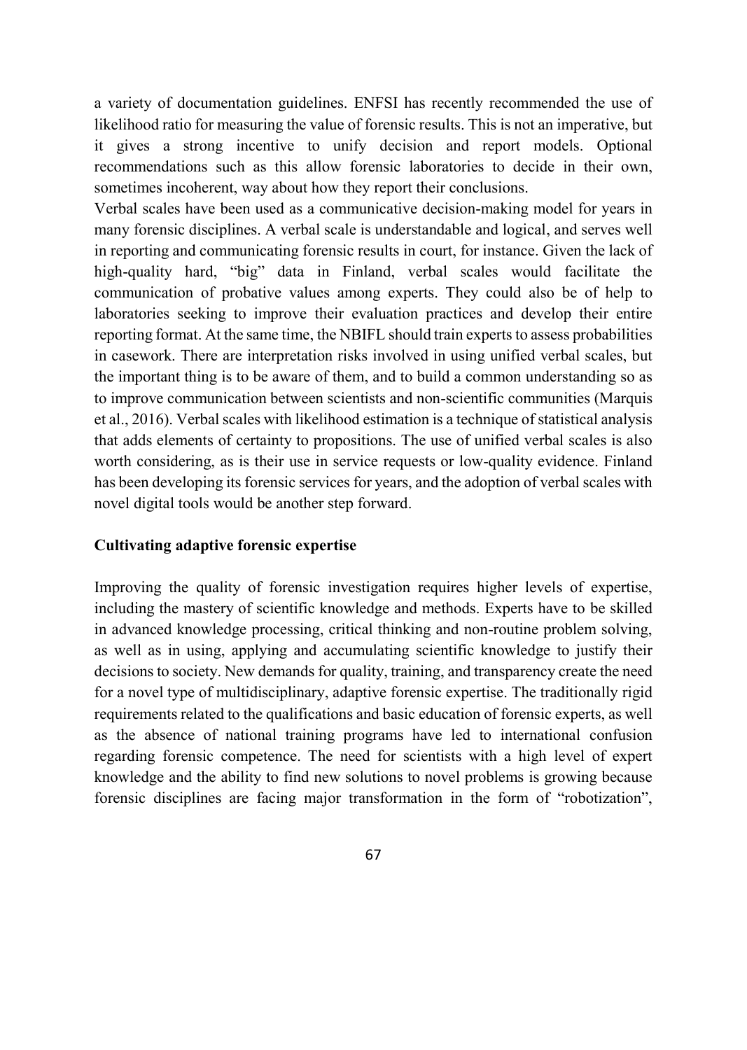a variety of documentation guidelines. ENFSI has recently recommended the use of likelihood ratio for measuring the value of forensic results. This is not an imperative, but it gives a strong incentive to unify decision and report models. Optional recommendations such as this allow forensic laboratories to decide in their own, sometimes incoherent, way about how they report their conclusions.

Verbal scales have been used as a communicative decision-making model for years in many forensic disciplines. A verbal scale is understandable and logical, and serves well in reporting and communicating forensic results in court, for instance. Given the lack of high-quality hard, "big" data in Finland, verbal scales would facilitate the communication of probative values among experts. They could also be of help to laboratories seeking to improve their evaluation practices and develop their entire reporting format. At the same time, the NBIFL should train experts to assess probabilities in casework. There are interpretation risks involved in using unified verbal scales, but the important thing is to be aware of them, and to build a common understanding so as to improve communication between scientists and non-scientific communities (Marquis et al., 2016). Verbal scales with likelihood estimation is a technique of statistical analysis that adds elements of certainty to propositions. The use of unified verbal scales is also worth considering, as is their use in service requests or low-quality evidence. Finland has been developing its forensic services for years, and the adoption of verbal scales with novel digital tools would be another step forward.

### Cultivating adaptive forensic expertise

Improving the quality of forensic investigation requires higher levels of expertise, including the mastery of scientific knowledge and methods. Experts have to be skilled in advanced knowledge processing, critical thinking and non-routine problem solving, as well as in using, applying and accumulating scientific knowledge to justify their decisions to society. New demands for quality, training, and transparency create the need for a novel type of multidisciplinary, adaptive forensic expertise. The traditionally rigid requirements related to the qualifications and basic education of forensic experts, as well as the absence of national training programs have led to international confusion regarding forensic competence. The need for scientists with a high level of expert knowledge and the ability to find new solutions to novel problems is growing because forensic disciplines are facing major transformation in the form of "robotization",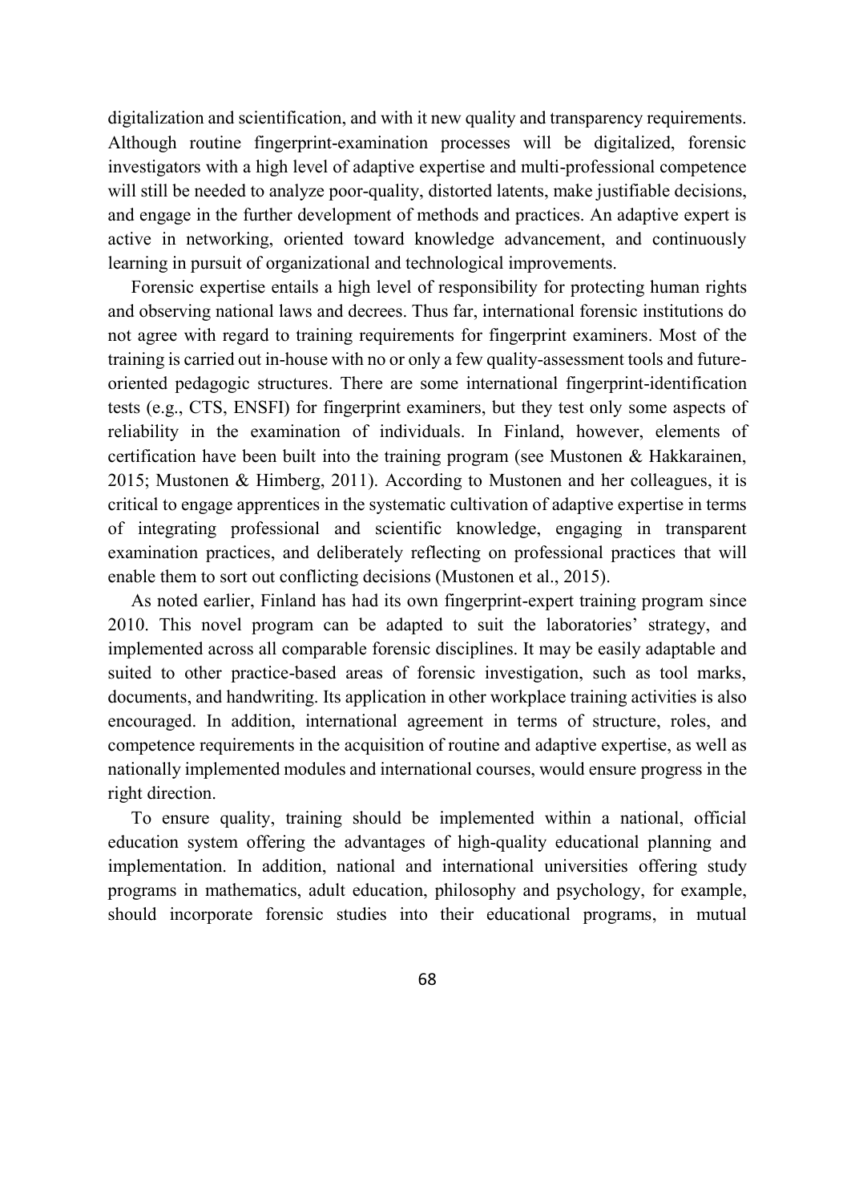digitalization and scientification, and with it new quality and transparency requirements. Although routine fingerprint-examination processes will be digitalized, forensic investigators with a high level of adaptive expertise and multi-professional competence will still be needed to analyze poor-quality, distorted latents, make justifiable decisions, and engage in the further development of methods and practices. An adaptive expert is active in networking, oriented toward knowledge advancement, and continuously learning in pursuit of organizational and technological improvements.

Forensic expertise entails a high level of responsibility for protecting human rights and observing national laws and decrees. Thus far, international forensic institutions do not agree with regard to training requirements for fingerprint examiners. Most of the training is carried out in-house with no or only a few quality-assessment tools and future-oriented pedagogic structures. There are some international fingerprint-identification tests (e.g., CTS, ENSFI) for fingerprint examiners, but they test only some aspects of reliability in the examination of individuals. In Finland, however, elements of certification have been built into the training program (see Mustonen & Hakkarainen, 2015; Mustonen & Himberg, 2011). According to Mustonen and her colleagues, it is critical to engage apprentices in the systematic cultivation of adaptive expertise in terms of integrating professional and scientific knowledge, engaging in transparent examination practices, and deliberately reflecting on professional practices that will enable them to sort out conflicting decisions (Mustonen et al., 2015).

As noted earlier, Finland has had its own fingerprint-expert training program since 2010. This novel program can be adapted to suit the laboratories' strategy, and implemented across all comparable forensic disciplines. It may be easily adaptable and suited to other practice-based areas of forensic investigation, such as tool marks, documents, and handwriting. Its application in other workplace training activities is also encouraged. In addition, international agreement in terms of structure, roles, and competence requirements in the acquisition of routine and adaptive expertise, as well as nationally implemented modules and international courses, would ensure progress in the right direction.

To ensure quality, training should be implemented within a national, official education system offering the advantages of high-quality educational planning and implementation. In addition, national and international universities offering study programs in mathematics, adult education, philosophy and psychology, for example, should incorporate forensic studies into their educational programs, in mutual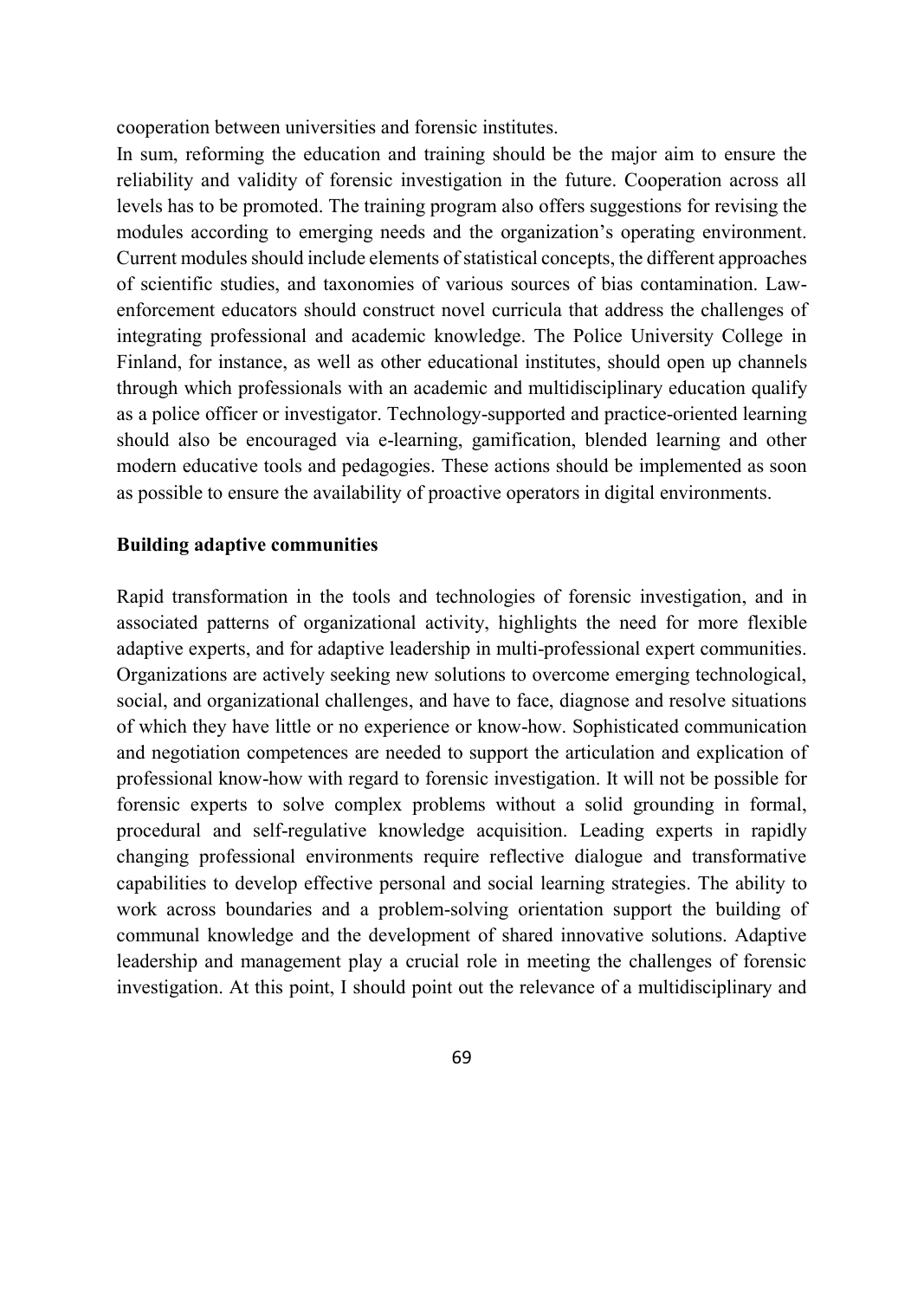cooperation between universities and forensic institutes.

In sum, reforming the education and training should be the major aim to ensure the reliability and validity of forensic investigation in the future. Cooperation across all levels has to be promoted. The training program also offers suggestions for revising the modules according to emerging needs and the organization's operating environment. Current modules should include elements of statistical concepts, the different approaches of scientific studies, and taxonomies of various sources of bias contamination. Law-enforcement educators should construct novel curricula that address the challenges of integrating professional and academic knowledge. The Police University College in Finland, for instance, as well as other educational institutes, should open up channels through which professionals with an academic and multidisciplinary education qualify as a police officer or investigator. Technology-supported and practice-oriented learning should also be encouraged via e-learning, gamification, blended learning and other modern educative tools and pedagogies. These actions should be implemented as soon as possible to ensure the availability of proactive operators in digital environments.

**Building adaptive communities**

Rapid transformation in the tools and technologies of forensic investigation, and in associated patterns of organizational activity, highlights the need for more flexible adaptive experts, and for adaptive leadership in multi-professional expert communities. Organizations are actively seeking new solutions to overcome emerging technological, social, and organizational challenges, and have to face, diagnose and resolve situations of which they have little or no experience or know-how. Sophisticated communication and negotiation competences are needed to support the articulation and explication of professional know-how with regard to forensic investigation. It will not be possible for forensic experts to solve complex problems without a solid grounding in formal, procedural and self-regulative knowledge acquisition. Leading experts in rapidly changing professional environments require reflective dialogue and transformative capabilities to develop effective personal and social learning strategies. The ability to work across boundaries and a problem-solving orientation support the building of communal knowledge and the development of shared innovative solutions. Adaptive leadership and management play a crucial role in meeting the challenges of forensic investigation. At this point, I should point out the relevance of a multidisciplinary and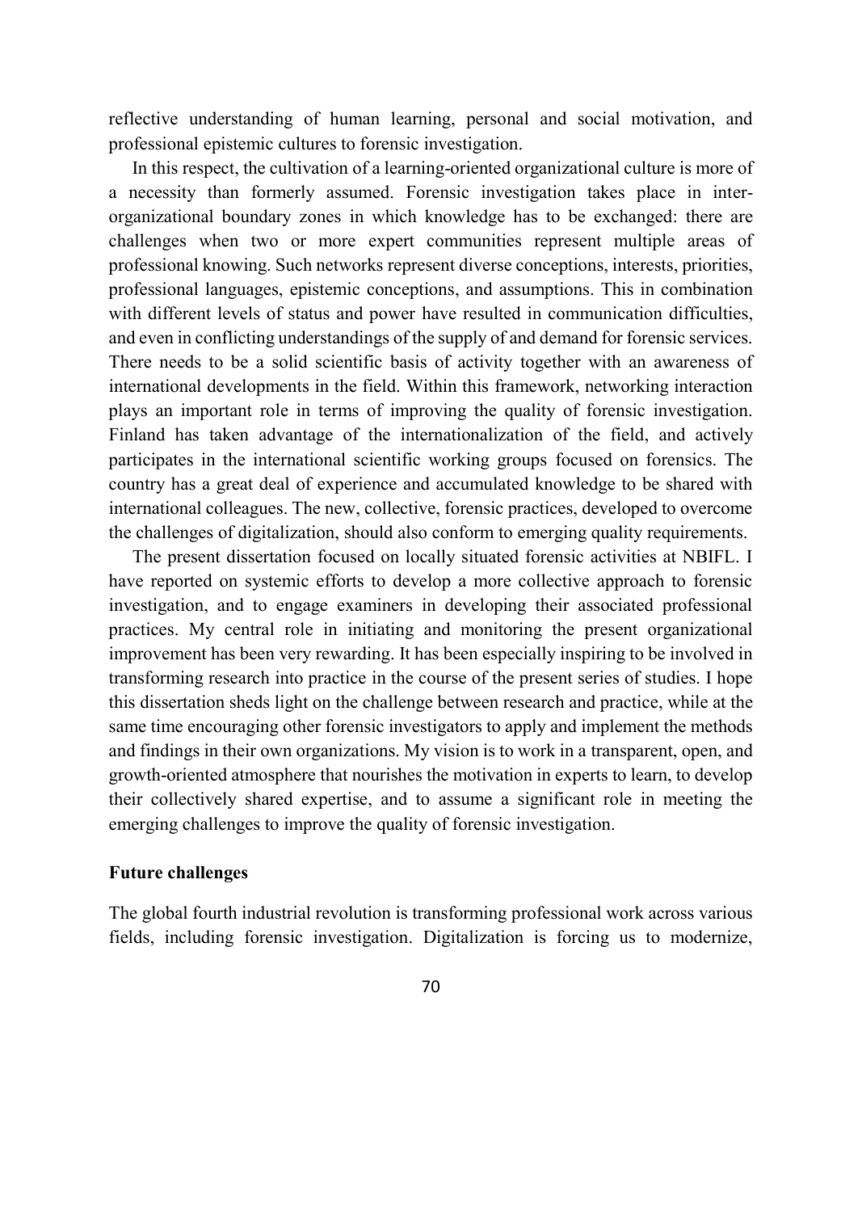reflective understanding of human learning, personal and social motivation, and professional epistemic cultures to forensic investigation.

In this respect, the cultivation of a learning-oriented organizational culture is more of a necessity than formerly assumed. Forensic investigation takes place in inter-organizational boundary zones in which knowledge has to be exchanged: there are challenges when two or more expert communities represent multiple areas of professional knowing. Such networks represent diverse conceptions, interests, priorities, professional languages, epistemic conceptions, and assumptions. This in combination with different levels of status and power have resulted in communication difficulties, and even in conflicting understandings of the supply of and demand for forensic services. There needs to be a solid scientific basis of activity together with an awareness of international developments in the field. Within this framework, networking interaction plays an important role in terms of improving the quality of forensic investigation. Finland has taken advantage of the internationalization of the field, and actively participates in the international scientific working groups focused on forensics. The country has a great deal of experience and accumulated knowledge to be shared with international colleagues. The new, collective, forensic practices, developed to overcome the challenges of digitalization, should also conform to emerging quality requirements.

The present dissertation focused on locally situated forensic activities at NBIFL. I have reported on systemic efforts to develop a more collective approach to forensic investigation, and to engage examiners in developing their associated professional practices. My central role in initiating and monitoring the present organizational improvement has been very rewarding. It has been especially inspiring to be involved in transforming research into practice in the course of the present series of studies. I hope this dissertation sheds light on the challenge between research and practice, while at the same time encouraging other forensic investigators to apply and implement the methods and findings in their own organizations. My vision is to work in a transparent, open, and growth-oriented atmosphere that nourishes the motivation in experts to learn, to develop their collectively shared expertise, and to assume a significant role in meeting the emerging challenges to improve the quality of forensic investigation.

**Future challenges**

The global fourth industrial revolution is transforming professional work across various fields, including forensic investigation. Digitalization is forcing us to modernize,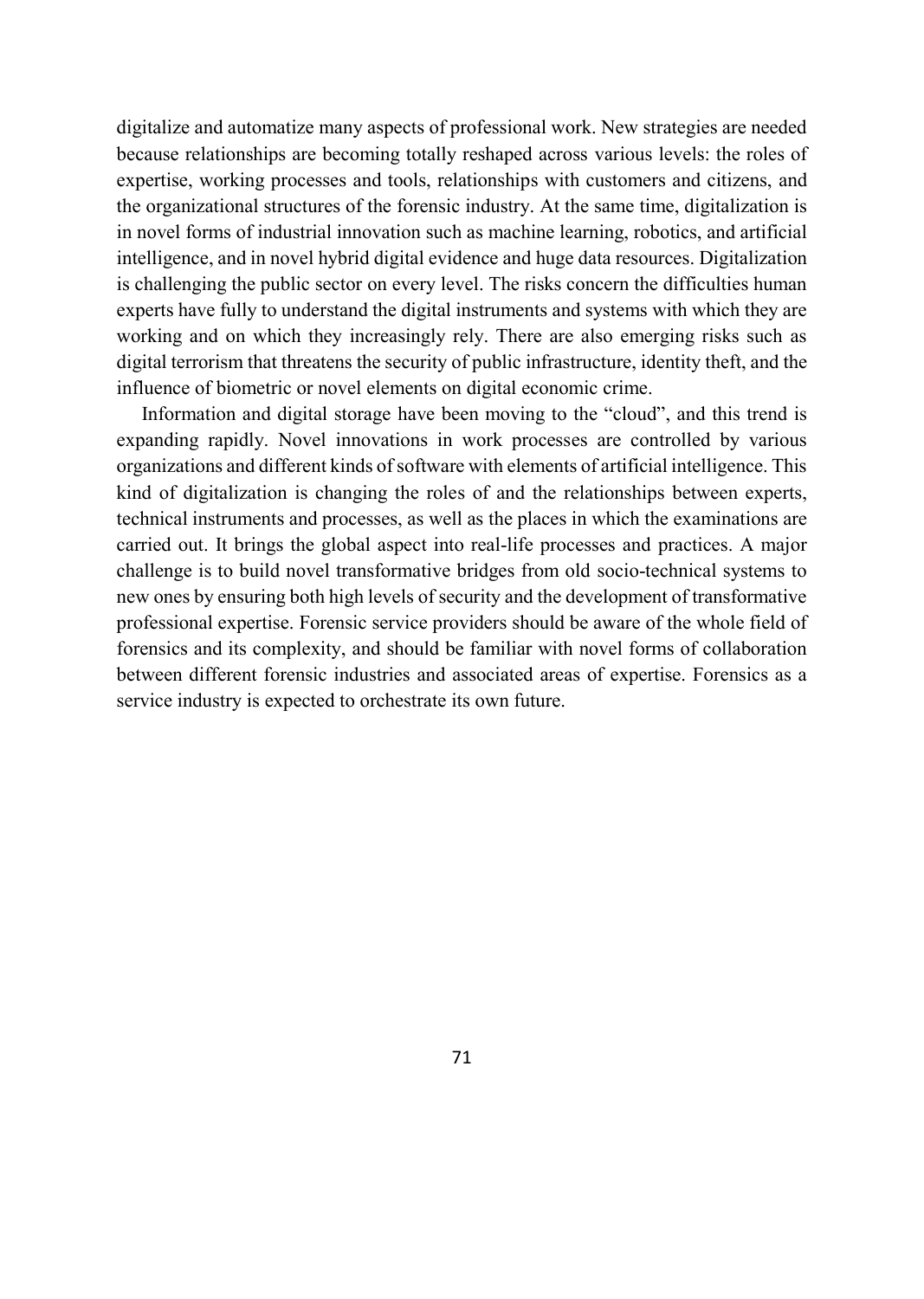digitalize and automatize many aspects of professional work. New strategies are needed because relationships are becoming totally reshaped across various levels: the roles of expertise, working processes and tools, relationships with customers and citizens, and the organizational structures of the forensic industry. At the same time, digitalization is in novel forms of industrial innovation such as machine learning, robotics, and artificial intelligence, and in novel hybrid digital evidence and huge data resources. Digitalization is challenging the public sector on every level. The risks concern the difficulties human experts have fully to understand the digital instruments and systems with which they are working and on which they increasingly rely. There are also emerging risks such as digital terrorism that threatens the security of public infrastructure, identity theft, and the influence of biometric or novel elements on digital economic crime.

Information and digital storage have been moving to the "cloud", and this trend is expanding rapidly. Novel innovations in work processes are controlled by various organizations and different kinds of software with elements of artificial intelligence. This kind of digitalization is changing the roles of and the relationships between experts, technical instruments and processes, as well as the places in which the examinations are carried out. It brings the global aspect into real-life processes and practices. A major challenge is to build novel transformative bridges from old socio-technical systems to new ones by ensuring both high levels of security and the development of transformative professional expertise. Forensic service providers should be aware of the whole field of forensics and its complexity, and should be familiar with novel forms of collaboration between different forensic industries and associated areas of expertise. Forensics as a service industry is expected to orchestrate its own future.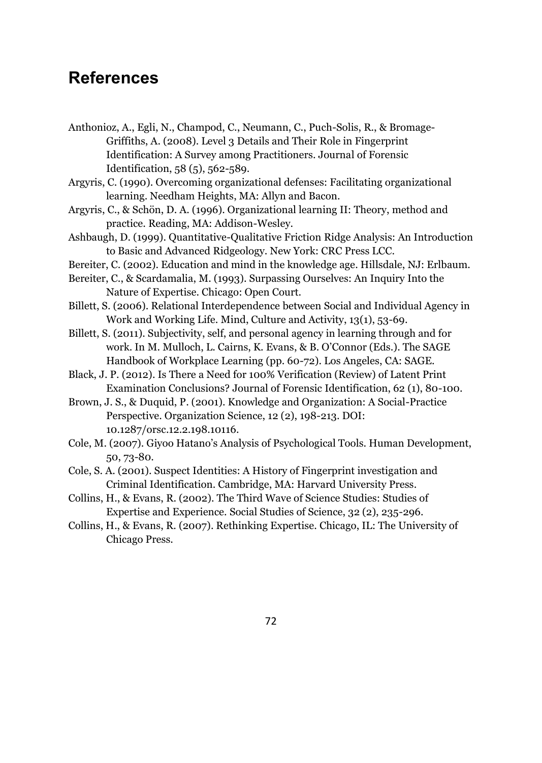# References

Anthonioz, A., Egli, N., Champod, C., Neumann, C., Puch-Solis, R., & Bromage-Griffiths, A. (2008). Level 3 Details and Their Role in Fingerprint Identification: A Survey among Practitioners. Journal of Forensic Identification, 58 (5), 562-589.

Argyris, C. (1990). Overcoming organizational defenses: Facilitating organizational learning. Needham Heights, MA: Allyn and Bacon.

Argyris, C., & Schön, D. A. (1996). Organizational learning II: Theory, method and practice. Reading, MA: Addison-Wesley.

Ashbaugh, D. (1999). Quantitative-Qualitative Friction Ridge Analysis: An Introduction to Basic and Advanced Ridgeology. New York: CRC Press LCC.

Bereiter, C. (2002). Education and mind in the knowledge age. Hillsdale, NJ: Erlbaum.

Bereiter, C., & Scardamalia, M. (1993). Surpassing Ourselves: An Inquiry Into the Nature of Expertise. Chicago: Open Court.

Billett, S. (2006). Relational Interdependence between Social and Individual Agency in Work and Working Life. Mind, Culture and Activity, 13(1), 53-69.

Billett, S. (2011). Subjectivity, self, and personal agency in learning through and for work. In M. Mulloch, L. Cairns, K. Evans, & B. O'Connor (Eds.). The SAGE Handbook of Workplace Learning (pp. 60-72). Los Angeles, CA: SAGE.

Black, J. P. (2012). Is There a Need for 100% Verification (Review) of Latent Print Examination Conclusions? Journal of Forensic Identification, 62 (1), 80-100.

Brown, J. S., & Duquid, P. (2001). Knowledge and Organization: A Social-Practice Perspective. Organization Science, 12 (2), 198-213. DOI: 10.1287/orsc.12.2.198.10116.

Cole, M. (2007). Giyoo Hatano's Analysis of Psychological Tools. Human Development, 50, 73-80.

Cole, S. A. (2001). Suspect Identities: A History of Fingerprint investigation and Criminal Identification. Cambridge, MA: Harvard University Press.

Collins, H., & Evans, R. (2002). The Third Wave of Science Studies: Studies of Expertise and Experience. Social Studies of Science, 32 (2), 235-296.

Collins, H., & Evans, R. (2007). Rethinking Expertise. Chicago, IL: The University of Chicago Press.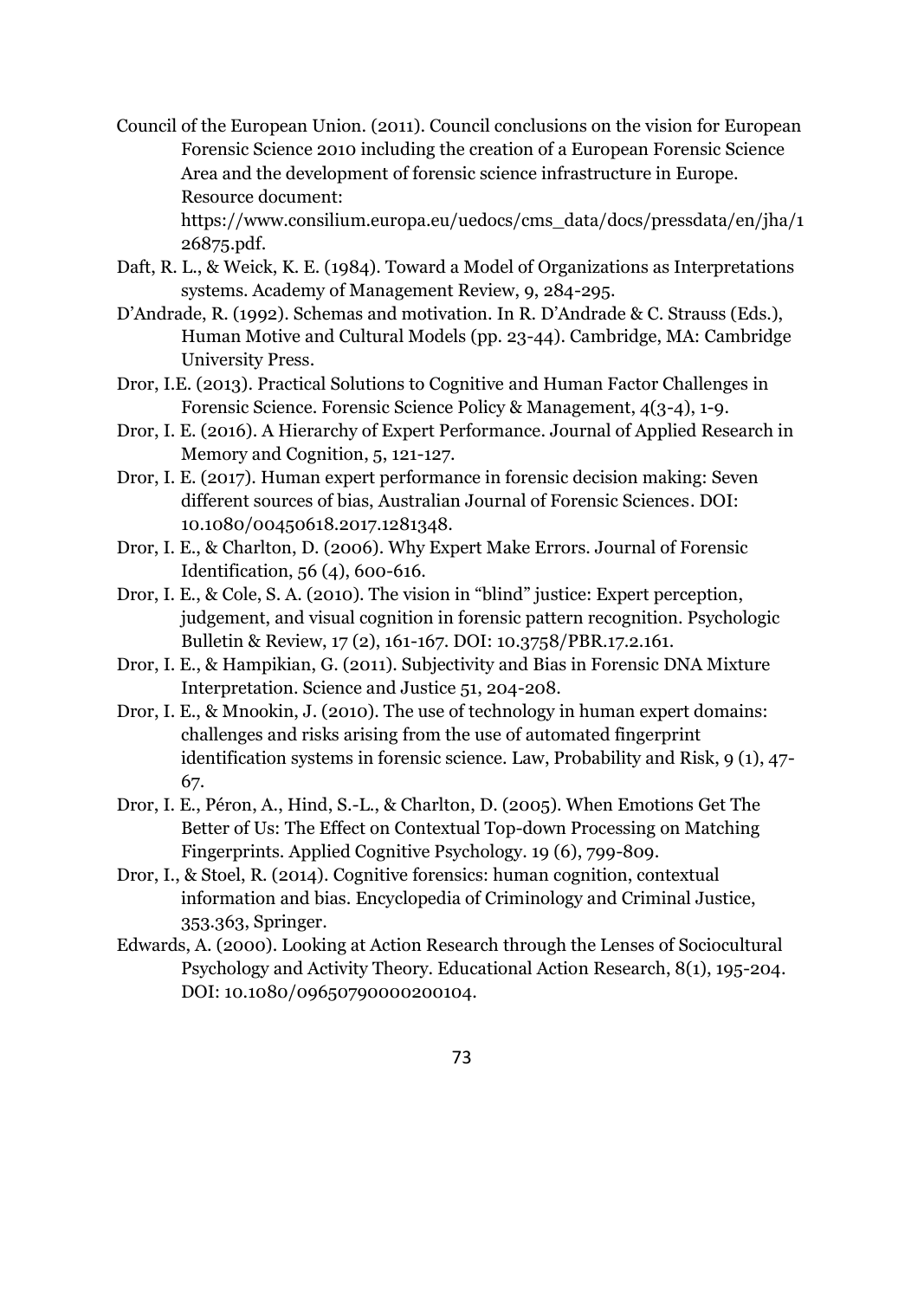Council of the European Union. (2011). Council conclusions on the vision for European Forensic Science 2010 including the creation of a European Forensic Science Area and the development of forensic science infrastructure in Europe. Resource document: https://www.consilium.europa.eu/uedocs/cms_data/docs/pressdata/en/jha/126875.pdf.

Daft, R. L., & Weick, K. E. (1984). Toward a Model of Organizations as Interpretations systems. Academy of Management Review, 9, 284-295.

D'Andrade, R. (1992). Schemas and motivation. In R. D'Andrade & C. Strauss (Eds.), Human Motive and Cultural Models (pp. 23-44). Cambridge, MA: Cambridge University Press.

Dror, I.E. (2013). Practical Solutions to Cognitive and Human Factor Challenges in Forensic Science. Forensic Science Policy & Management, 4(3-4), 1-9.

Dror, I. E. (2016). A Hierarchy of Expert Performance. Journal of Applied Research in Memory and Cognition, 5, 121-127.

Dror, I. E. (2017). Human expert performance in forensic decision making: Seven different sources of bias, Australian Journal of Forensic Sciences. DOI: 10.1080/00450618.2017.1281348.

Dror, I. E., & Charlton, D. (2006). Why Expert Make Errors. Journal of Forensic Identification, 56 (4), 600-616.

Dror, I. E., & Cole, S. A. (2010). The vision in "blind" justice: Expert perception, judgement, and visual cognition in forensic pattern recognition. Psychologic Bulletin & Review, 17 (2), 161-167. DOI: 10.3758/PBR.17.2.161.

Dror, I. E., & Hampikian, G. (2011). Subjectivity and Bias in Forensic DNA Mixture Interpretation. Science and Justice 51, 204-208.

Dror, I. E., & Mnookin, J. (2010). The use of technology in human expert domains: challenges and risks arising from the use of automated fingerprint identification systems in forensic science. Law, Probability and Risk, 9 (1), 47-67.

Dror, I. E., Péron, A., Hind, S.-L., & Charlton, D. (2005). When Emotions Get The Better of Us: The Effect on Contextual Top-down Processing on Matching Fingerprints. Applied Cognitive Psychology. 19 (6), 799-809.

Dror, I., & Stoel, R. (2014). Cognitive forensics: human cognition, contextual information and bias. Encyclopedia of Criminology and Criminal Justice, 353.363, Springer.

Edwards, A. (2000). Looking at Action Research through the Lenses of Sociocultural Psychology and Activity Theory. Educational Action Research, 8(1), 195-204. DOI: 10.1080/09650790000200104.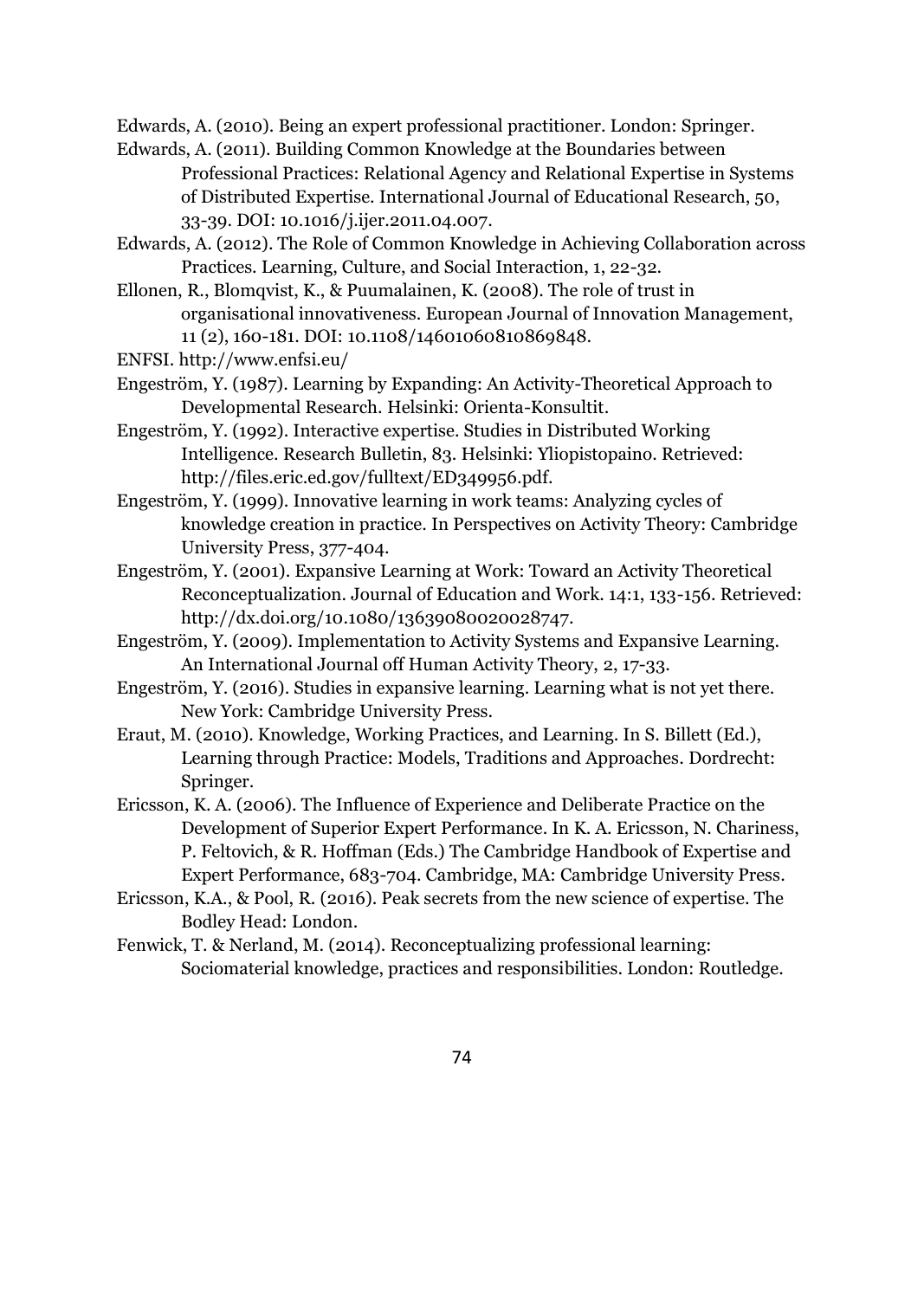Edwards, A. (2010). Being an expert professional practitioner. London: Springer.

Edwards, A. (2011). Building Common Knowledge at the Boundaries between Professional Practices: Relational Agency and Relational Expertise in Systems of Distributed Expertise. International Journal of Educational Research, 50, 33-39. DOI: 10.1016/j.ijer.2011.04.007.

Edwards, A. (2012). The Role of Common Knowledge in Achieving Collaboration across Practices. Learning, Culture, and Social Interaction, 1, 22-32.

Ellonen, R., Blomqvist, K., & Puumalainen, K. (2008). The role of trust in organisational innovativeness. European Journal of Innovation Management, 11 (2), 160-181. DOI: 10.1108/14601060810869848.

ENFSI. http://www.enfsi.eu/

Engeström, Y. (1987). Learning by Expanding: An Activity-Theoretical Approach to Developmental Research. Helsinki: Orienta-Konsultit.

Engeström, Y. (1992). Interactive expertise. Studies in Distributed Working Intelligence. Research Bulletin, 83. Helsinki: Yliopistopaino. Retrieved: http://files.eric.ed.gov/fulltext/ED349956.pdf.

Engeström, Y. (1999). Innovative learning in work teams: Analyzing cycles of knowledge creation in practice. In Perspectives on Activity Theory: Cambridge University Press, 377-404.

Engeström, Y. (2001). Expansive Learning at Work: Toward an Activity Theoretical Reconceptualization. Journal of Education and Work. 14:1, 133-156. Retrieved: http://dx.doi.org/10.1080/13639080020028747.

Engeström, Y. (2009). Implementation to Activity Systems and Expansive Learning. An International Journal off Human Activity Theory, 2, 17-33.

Engeström, Y. (2016). Studies in expansive learning. Learning what is not yet there. New York: Cambridge University Press.

Eraut, M. (2010). Knowledge, Working Practices, and Learning. In S. Billett (Ed.), Learning through Practice: Models, Traditions and Approaches. Dordrecht: Springer.

Ericsson, K. A. (2006). The Influence of Experience and Deliberate Practice on the Development of Superior Expert Performance. In K. A. Ericsson, N. Chariness, P. Feltovich, & R. Hoffman (Eds.) The Cambridge Handbook of Expertise and Expert Performance, 683-704. Cambridge, MA: Cambridge University Press.

Ericsson, K.A., & Pool, R. (2016). Peak secrets from the new science of expertise. The Bodley Head: London.

Fenwick, T. & Nerland, M. (2014). Reconceptualizing professional learning: Sociomaterial knowledge, practices and responsibilities. London: Routledge.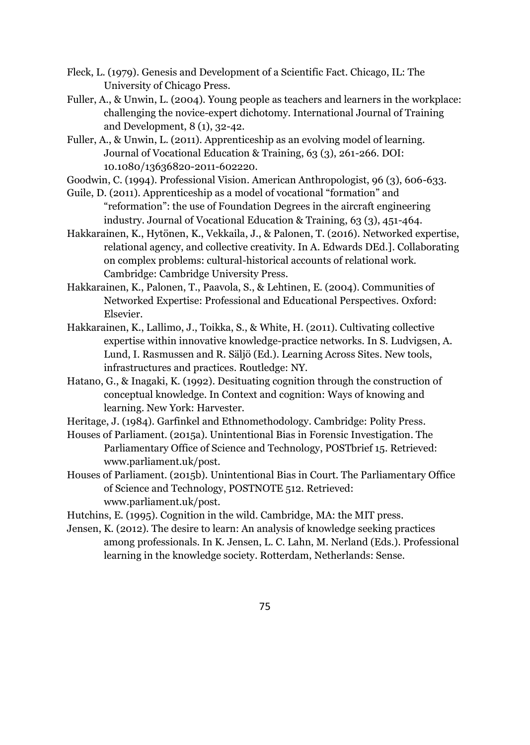Fleck, L. (1979). Genesis and Development of a Scientific Fact. Chicago, IL: The University of Chicago Press.

Fuller, A., & Unwin, L. (2004). Young people as teachers and learners in the workplace: challenging the novice-expert dichotomy. International Journal of Training and Development, 8 (1), 32-42.

Fuller, A., & Unwin, L. (2011). Apprenticeship as an evolving model of learning. Journal of Vocational Education & Training, 63 (3), 261-266. DOI: 10.1080/13636820-2011-602220.

Goodwin, C. (1994). Professional Vision. American Anthropologist, 96 (3), 606-633.

Guile, D. (2011). Apprenticeship as a model of vocational "formation" and "reformation": the use of Foundation Degrees in the aircraft engineering industry. Journal of Vocational Education & Training, 63 (3), 451-464.

Hakkarainen, K., Hytönen, K., Vekkaila, J., & Palonen, T. (2016). Networked expertise, relational agency, and collective creativity. In A. Edwards DEd.]. Collaborating on complex problems: cultural-historical accounts of relational work. Cambridge: Cambridge University Press.

Hakkarainen, K., Palonen, T., Paavola, S., & Lehtinen, E. (2004). Communities of Networked Expertise: Professional and Educational Perspectives. Oxford: Elsevier.

Hakkarainen, K., Lallimo, J., Toikka, S., & White, H. (2011). Cultivating collective expertise within innovative knowledge-practice networks. In S. Ludvigsen, A. Lund, I. Rasmussen and R. Säljö (Ed.). Learning Across Sites. New tools, infrastructures and practices. Routledge: NY.

Hatano, G., & Inagaki, K. (1992). Desituating cognition through the construction of conceptual knowledge. In Context and cognition: Ways of knowing and learning. New York: Harvester.

Heritage, J. (1984). Garfinkel and Ethnomethodology. Cambridge: Polity Press.

Houses of Parliament. (2015a). Unintentional Bias in Forensic Investigation. The Parliamentary Office of Science and Technology, POSTbrief 15. Retrieved: www.parliament.uk/post.

Houses of Parliament. (2015b). Unintentional Bias in Court. The Parliamentary Office of Science and Technology, POSTNOTE 512. Retrieved: www.parliament.uk/post.

Hutchins, E. (1995). Cognition in the wild. Cambridge, MA: the MIT press.

Jensen, K. (2012). The desire to learn: An analysis of knowledge seeking practices among professionals. In K. Jensen, L. C. Lahn, M. Nerland (Eds.). Professional learning in the knowledge society. Rotterdam, Netherlands: Sense.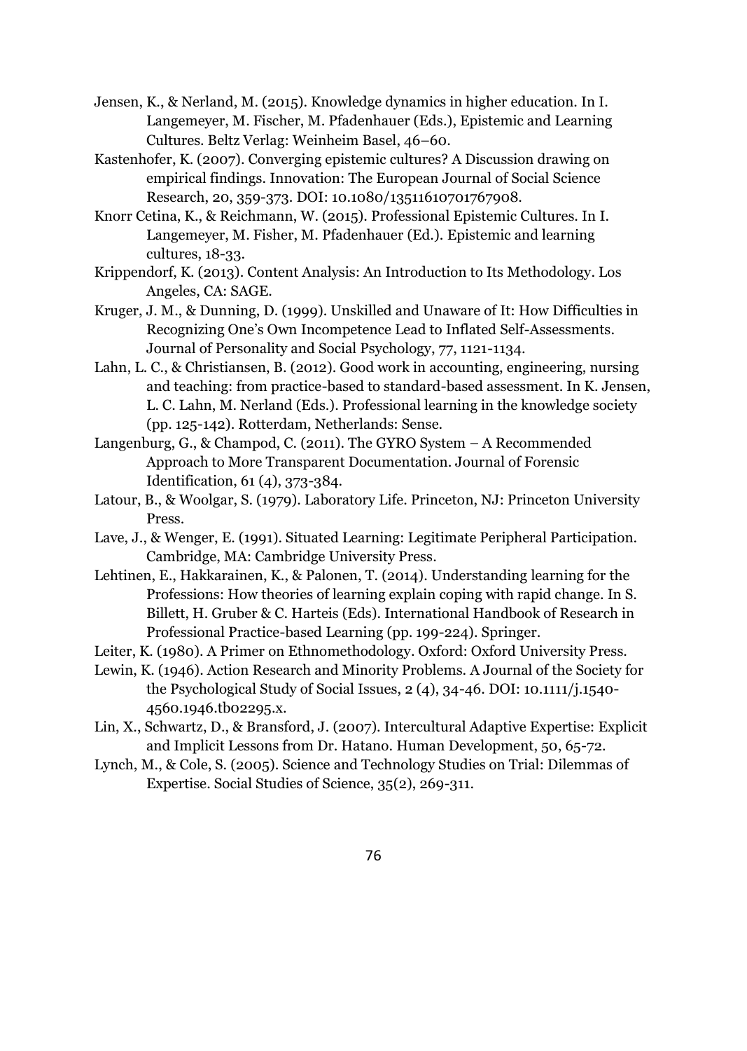Jensen, K., & Nerland, M. (2015). Knowledge dynamics in higher education. In I. Langemeyer, M. Fischer, M. Pfadenhauer (Eds.), Epistemic and Learning Cultures. Beltz Verlag: Weinheim Basel, 46–60.

Kastenhofer, K. (2007). Converging epistemic cultures? A Discussion drawing on empirical findings. Innovation: The European Journal of Social Science Research, 20, 359-373. DOI: 10.1080/13511610701767908.

Knorr Cetina, K., & Reichmann, W. (2015). Professional Epistemic Cultures. In I. Langemeyer, M. Fisher, M. Pfadenhauer (Ed.). Epistemic and learning cultures, 18-33.

Krippendorf, K. (2013). Content Analysis: An Introduction to Its Methodology. Los Angeles, CA: SAGE.

Kruger, J. M., & Dunning, D. (1999). Unskilled and Unaware of It: How Difficulties in Recognizing One's Own Incompetence Lead to Inflated Self-Assessments. Journal of Personality and Social Psychology, 77, 1121-1134.

Lahn, L. C., & Christiansen, B. (2012). Good work in accounting, engineering, nursing and teaching: from practice-based to standard-based assessment. In K. Jensen, L. C. Lahn, M. Nerland (Eds.). Professional learning in the knowledge society (pp. 125-142). Rotterdam, Netherlands: Sense.

Langenburg, G., & Champod, C. (2011). The GYRO System – A Recommended Approach to More Transparent Documentation. Journal of Forensic Identification, 61 (4), 373-384.

Latour, B., & Woolgar, S. (1979). Laboratory Life. Princeton, NJ: Princeton University Press.

Lave, J., & Wenger, E. (1991). Situated Learning: Legitimate Peripheral Participation. Cambridge, MA: Cambridge University Press.

Lehtinen, E., Hakkarainen, K., & Palonen, T. (2014). Understanding learning for the Professions: How theories of learning explain coping with rapid change. In S. Billett, H. Gruber & C. Harteis (Eds). International Handbook of Research in Professional Practice-based Learning (pp. 199-224). Springer.

Leiter, K. (1980). A Primer on Ethnomethodology. Oxford: Oxford University Press.

Lewin, K. (1946). Action Research and Minority Problems. A Journal of the Society for the Psychological Study of Social Issues, 2 (4), 34-46. DOI: 10.1111/j.1540-4560.1946.tb02295.x.

Lin, X., Schwartz, D., & Bransford, J. (2007). Intercultural Adaptive Expertise: Explicit and Implicit Lessons from Dr. Hatano. Human Development, 50, 65-72.

Lynch, M., & Cole, S. (2005). Science and Technology Studies on Trial: Dilemmas of Expertise. Social Studies of Science, 35(2), 269-311.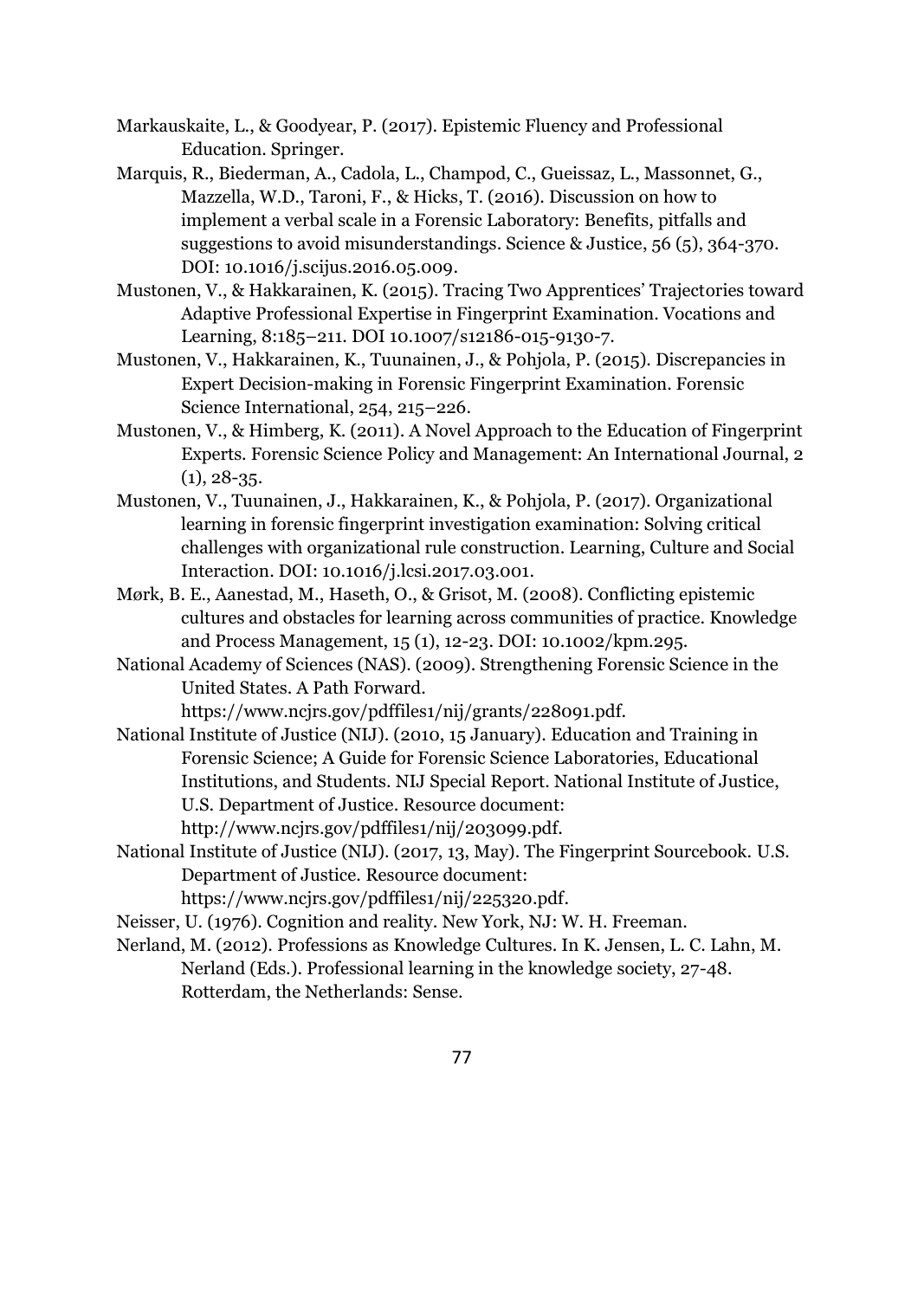Markauskaite, L., & Goodyear, P. (2017). Epistemic Fluency and Professional Education. Springer.

Marquis, R., Biederman, A., Cadola, L., Champod, C., Gueissaz, L., Massonnet, G., Mazzella, W.D., Taroni, F., & Hicks, T. (2016). Discussion on how to implement a verbal scale in a Forensic Laboratory: Benefits, pitfalls and suggestions to avoid misunderstandings. Science & Justice, 56 (5), 364-370. DOI: 10.1016/j.scijus.2016.05.009.

Mustonen, V., & Hakkarainen, K. (2015). Tracing Two Apprentices' Trajectories toward Adaptive Professional Expertise in Fingerprint Examination. Vocations and Learning, 8:185–211. DOI 10.1007/s12186-015-9130-7.

Mustonen, V., Hakkarainen, K., Tuunainen, J., & Pohjola, P. (2015). Discrepancies in Expert Decision-making in Forensic Fingerprint Examination. Forensic Science International, 254, 215–226.

Mustonen, V., & Himberg, K. (2011). A Novel Approach to the Education of Fingerprint Experts. Forensic Science Policy and Management: An International Journal, 2 (1), 28-35.

Mustonen, V., Tuunainen, J., Hakkarainen, K., & Pohjola, P. (2017). Organizational learning in forensic fingerprint investigation examination: Solving critical challenges with organizational rule construction. Learning, Culture and Social Interaction. DOI: 10.1016/j.lcsi.2017.03.001.

Mørk, B. E., Aanestad, M., Haseth, O., & Grisot, M. (2008). Conflicting epistemic cultures and obstacles for learning across communities of practice. Knowledge and Process Management, 15 (1), 12-23. DOI: 10.1002/kpm.295.

National Academy of Sciences (NAS). (2009). Strengthening Forensic Science in the United States. A Path Forward. https://www.ncjrs.gov/pdffiles1/nij/grants/228091.pdf.

National Institute of Justice (NIJ). (2010, 15 January). Education and Training in Forensic Science; A Guide for Forensic Science Laboratories, Educational Institutions, and Students. NIJ Special Report. National Institute of Justice, U.S. Department of Justice. Resource document: http://www.ncjrs.gov/pdffiles1/nij/203099.pdf.

National Institute of Justice (NIJ). (2017, 13, May). The Fingerprint Sourcebook. U.S. Department of Justice. Resource document: https://www.ncjrs.gov/pdffiles1/nij/225320.pdf.

Neisser, U. (1976). Cognition and reality. New York, NJ: W. H. Freeman.

Nerland, M. (2012). Professions as Knowledge Cultures. In K. Jensen, L. C. Lahn, M. Nerland (Eds.). Professional learning in the knowledge society, 27-48. Rotterdam, the Netherlands: Sense.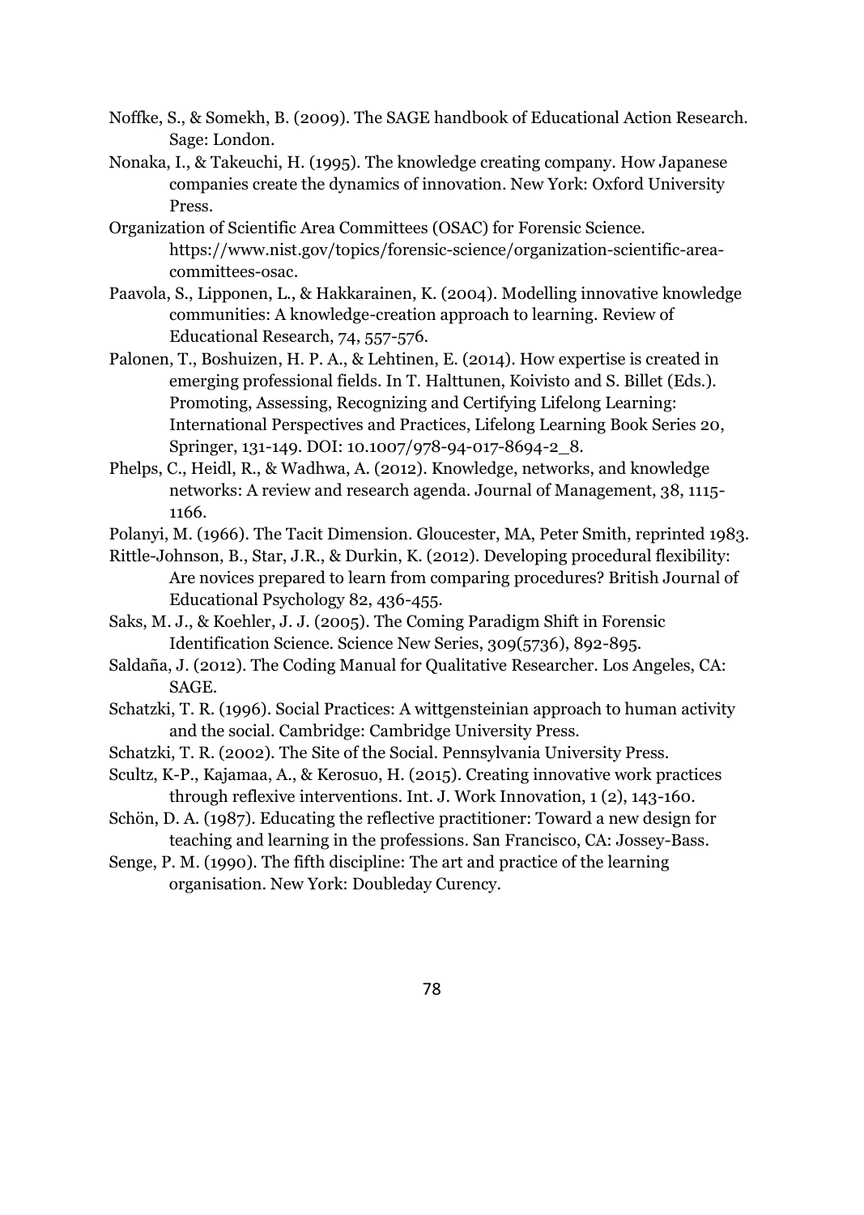Noffke, S., & Somekh, B. (2009). The SAGE handbook of Educational Action Research. Sage: London.

Nonaka, I., & Takeuchi, H. (1995). The knowledge creating company. How Japanese companies create the dynamics of innovation. New York: Oxford University Press.

Organization of Scientific Area Committees (OSAC) for Forensic Science. https://www.nist.gov/topics/forensic-science/organization-scientific-area-committees-osac.

Paavola, S., Lipponen, L., & Hakkarainen, K. (2004). Modelling innovative knowledge communities: A knowledge-creation approach to learning. Review of Educational Research, 74, 557-576.

Palonen, T., Boshuizen, H. P. A., & Lehtinen, E. (2014). How expertise is created in emerging professional fields. In T. Halttunen, Koivisto and S. Billet (Eds.). Promoting, Assessing, Recognizing and Certifying Lifelong Learning: International Perspectives and Practices, Lifelong Learning Book Series 20, Springer, 131-149. DOI: 10.1007/978-94-017-8694-2_8.

Phelps, C., Heidl, R., & Wadhwa, A. (2012). Knowledge, networks, and knowledge networks: A review and research agenda. Journal of Management, 38, 1115-1166.

Polanyi, M. (1966). The Tacit Dimension. Gloucester, MA, Peter Smith, reprinted 1983.

Rittle-Johnson, B., Star, J.R., & Durkin, K. (2012). Developing procedural flexibility: Are novices prepared to learn from comparing procedures? British Journal of Educational Psychology 82, 436-455.

Saks, M. J., & Koehler, J. J. (2005). The Coming Paradigm Shift in Forensic Identification Science. Science New Series, 309(5736), 892-895.

Saldaña, J. (2012). The Coding Manual for Qualitative Researcher. Los Angeles, CA: SAGE.

Schatzki, T. R. (1996). Social Practices: A wittgensteinian approach to human activity and the social. Cambridge: Cambridge University Press.

Schatzki, T. R. (2002). The Site of the Social. Pennsylvania University Press.

Scultz, K-P., Kajamaa, A., & Kerosuo, H. (2015). Creating innovative work practices through reflexive interventions. Int. J. Work Innovation, 1 (2), 143-160.

Schön, D. A. (1987). Educating the reflective practitioner: Toward a new design for teaching and learning in the professions. San Francisco, CA: Jossey-Bass.

Senge, P. M. (1990). The fifth discipline: The art and practice of the learning organisation. New York: Doubleday Curency.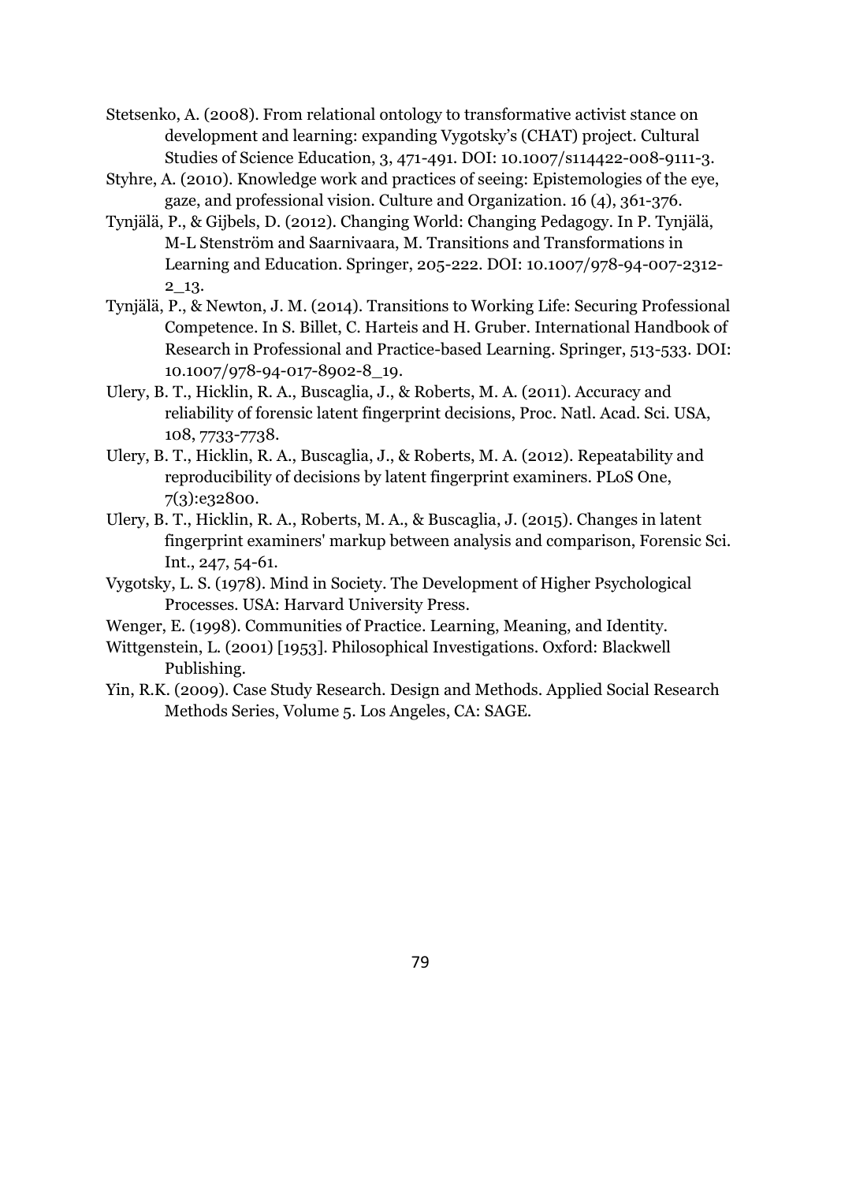Stetsenko, A. (2008). From relational ontology to transformative activist stance on development and learning: expanding Vygotsky's (CHAT) project. Cultural Studies of Science Education, 3, 471-491. DOI: 10.1007/s114422-008-9111-3.

Styhre, A. (2010). Knowledge work and practices of seeing: Epistemologies of the eye, gaze, and professional vision. Culture and Organization. 16 (4), 361-376.

Tynjälä, P., & Gijbels, D. (2012). Changing World: Changing Pedagogy. In P. Tynjälä, M-L Stenström and Saarnivaara, M. Transitions and Transformations in Learning and Education. Springer, 205-222. DOI: 10.1007/978-94-007-2312-2_13.

Tynjälä, P., & Newton, J. M. (2014). Transitions to Working Life: Securing Professional Competence. In S. Billet, C. Harteis and H. Gruber. International Handbook of Research in Professional and Practice-based Learning. Springer, 513-533. DOI: 10.1007/978-94-017-8902-8_19.

Ulery, B. T., Hicklin, R. A., Buscaglia, J., & Roberts, M. A. (2011). Accuracy and reliability of forensic latent fingerprint decisions, Proc. Natl. Acad. Sci. USA, 108, 7733-7738.

Ulery, B. T., Hicklin, R. A., Buscaglia, J., & Roberts, M. A. (2012). Repeatability and reproducibility of decisions by latent fingerprint examiners. PLoS One, 7(3):e32800.

Ulery, B. T., Hicklin, R. A., Roberts, M. A., & Buscaglia, J. (2015). Changes in latent fingerprint examiners' markup between analysis and comparison, Forensic Sci. Int., 247, 54-61.

Vygotsky, L. S. (1978). Mind in Society. The Development of Higher Psychological Processes. USA: Harvard University Press.

Wenger, E. (1998). Communities of Practice. Learning, Meaning, and Identity.

Wittgenstein, L. (2001) [1953]. Philosophical Investigations. Oxford: Blackwell Publishing.

Yin, R.K. (2009). Case Study Research. Design and Methods. Applied Social Research Methods Series, Volume 5. Los Angeles, CA: SAGE.